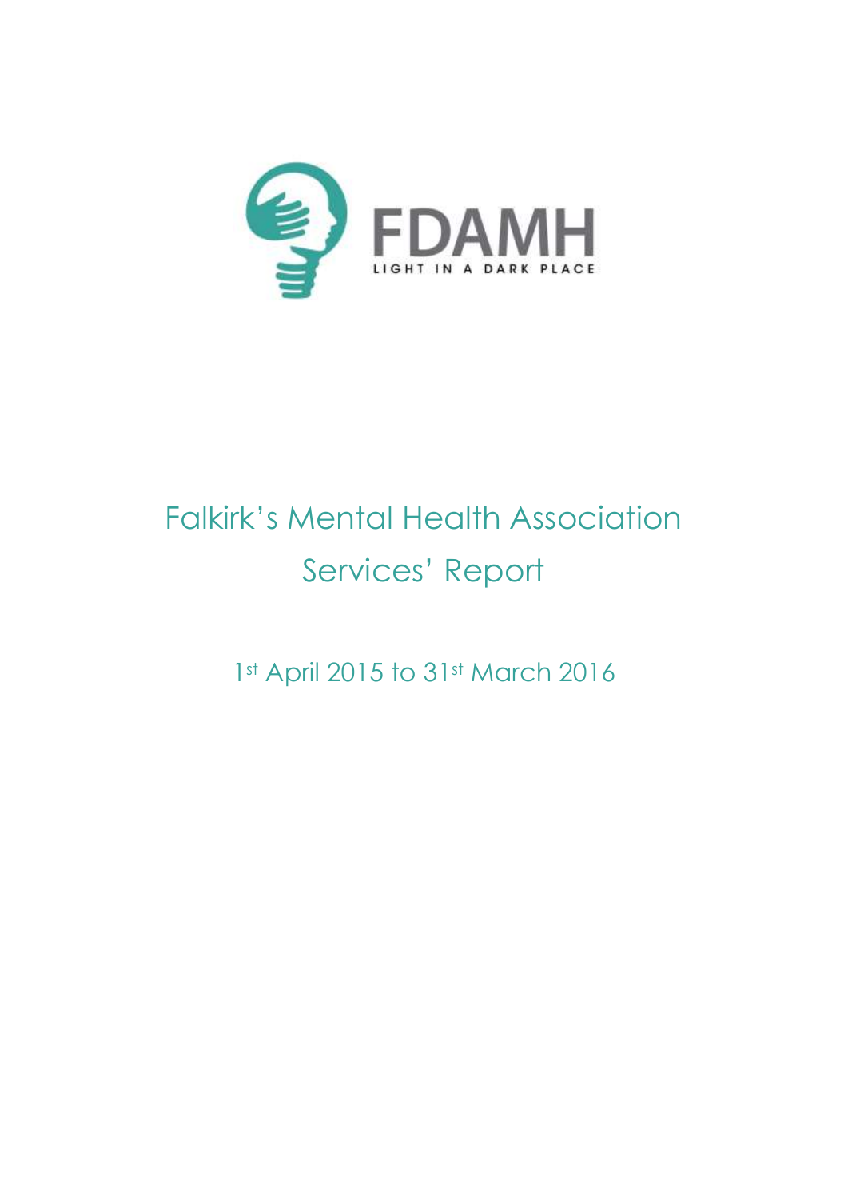FDAMH

LIGHT IN A DARK PLACE

# Falkirk's Mental Health Association Services' Report

1st April 2015 to 31st March 2016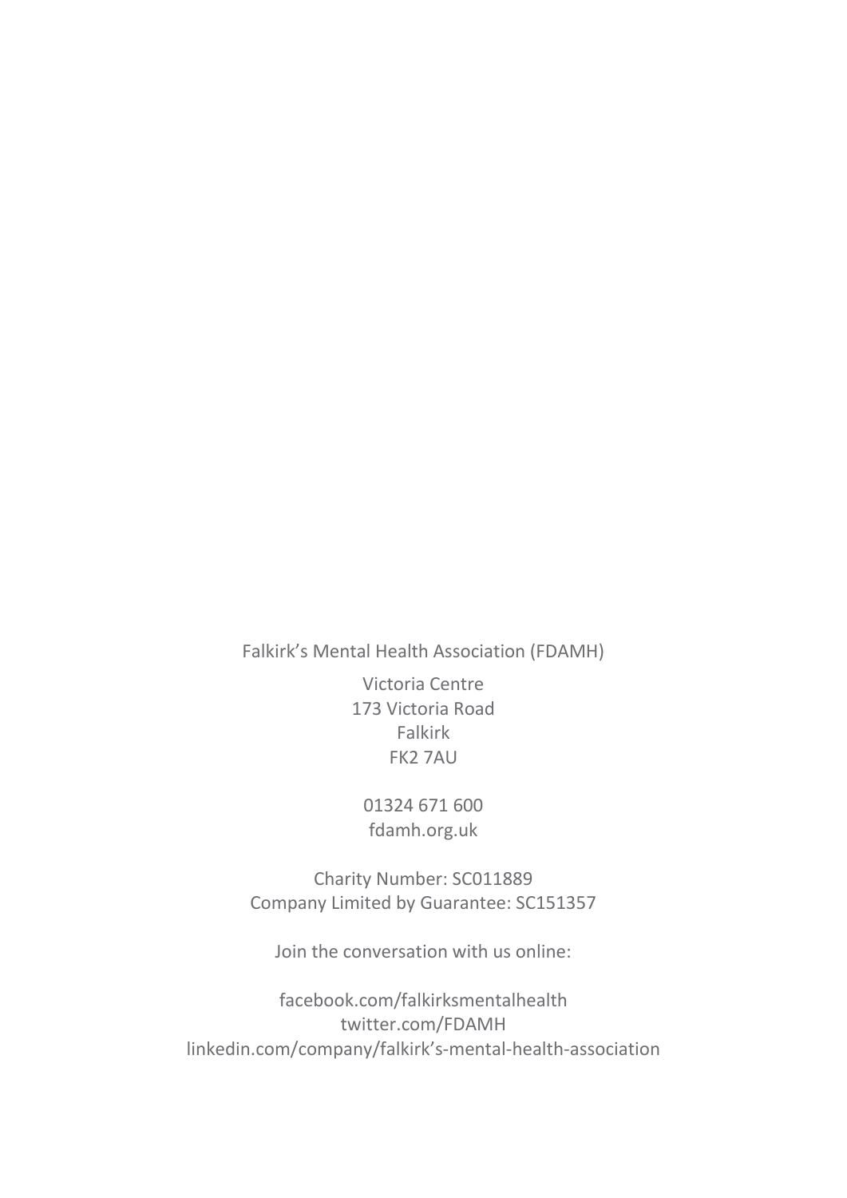Falkirk's Mental Health Association (FDAMH)

Victoria Centre
173 Victoria Road
Falkirk
FK2 7AU

01324 671 600
fdamh.org.uk

Charity Number: SC011889
Company Limited by Guarantee: SC151357

Join the conversation with us online:

facebook.com/falkirksmentalhealth
twitter.com/FDAMH
linkedin.com/company/falkirk's-mental-health-association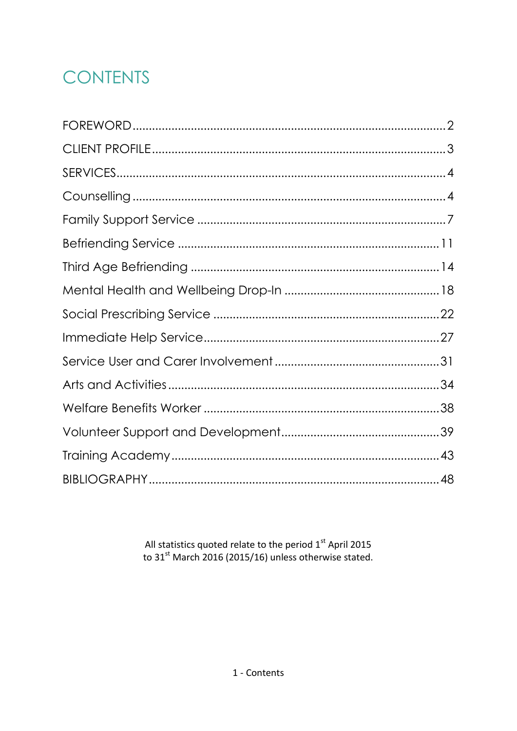# CONTENTS

FOREWORD .......... 2

CLIENT PROFILE .......... 3

SERVICES .......... 4

Counselling .......... 4

Family Support Service .......... 7

Befriending Service .......... 11

Third Age Befriending .......... 14

Mental Health and Wellbeing Drop-In .......... 18

Social Prescribing Service .......... 22

Immediate Help Service .......... 27

Service User and Carer Involvement .......... 31

Arts and Activities .......... 34

Welfare Benefits Worker .......... 38

Volunteer Support and Development .......... 39

Training Academy .......... 43

BIBLIOGRAPHY .......... 48

All statistics quoted relate to the period 1st April 2015 to 31st March 2016 (2015/16) unless otherwise stated.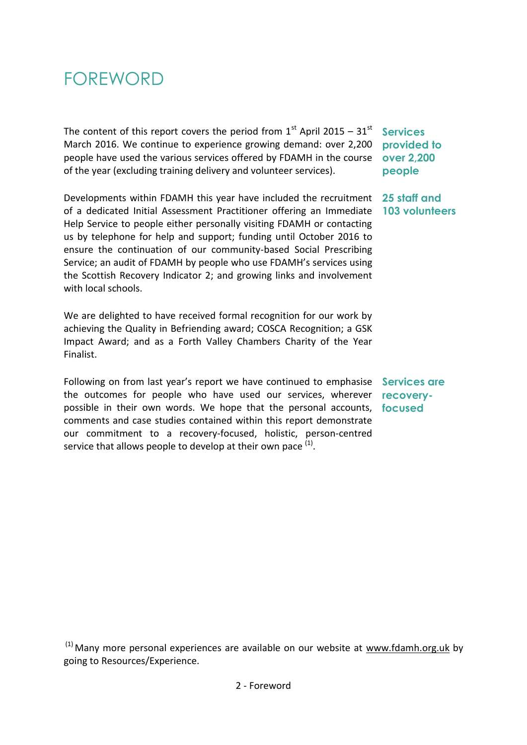# FOREWORD

The content of this report covers the period from 1st April 2015 – 31st March 2016. We continue to experience growing demand: over 2,200 people have used the various services offered by FDAMH in the course of the year (excluding training delivery and volunteer services).

**Services provided to over 2,200 people**

Developments within FDAMH this year have included the recruitment of a dedicated Initial Assessment Practitioner offering an Immediate Help Service to people either personally visiting FDAMH or contacting us by telephone for help and support; funding until October 2016 to ensure the continuation of our community-based Social Prescribing Service; an audit of FDAMH by people who use FDAMH's services using the Scottish Recovery Indicator 2; and growing links and involvement with local schools.

**25 staff and 103 volunteers**

We are delighted to have received formal recognition for our work by achieving the Quality in Befriending award; COSCA Recognition; a GSK Impact Award; and as a Forth Valley Chambers Charity of the Year Finalist.

Following on from last year's report we have continued to emphasise the outcomes for people who have used our services, wherever possible in their own words. We hope that the personal accounts, comments and case studies contained within this report demonstrate our commitment to a recovery-focused, holistic, person-centred service that allows people to develop at their own pace [(1)].

**Services are recovery-focused**

[(1)] Many more personal experiences are available on our website at www.fdamh.org.uk by going to Resources/Experience.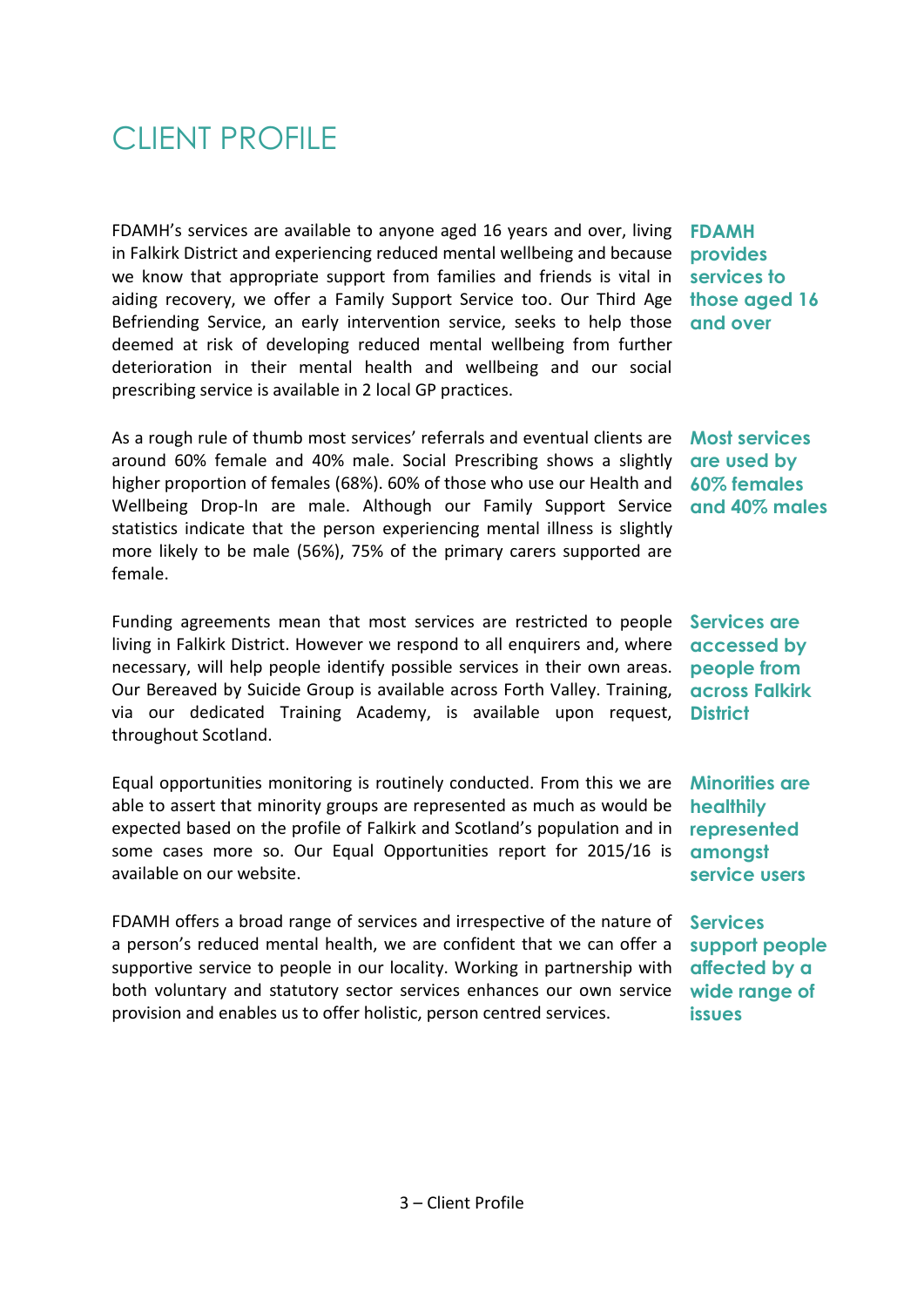# CLIENT PROFILE

FDAMH's services are available to anyone aged 16 years and over, living in Falkirk District and experiencing reduced mental wellbeing and because we know that appropriate support from families and friends is vital in aiding recovery, we offer a Family Support Service too. Our Third Age Befriending Service, an early intervention service, seeks to help those deemed at risk of developing reduced mental wellbeing from further deterioration in their mental health and wellbeing and our social prescribing service is available in 2 local GP practices.

**FDAMH provides services to those aged 16 and over**

As a rough rule of thumb most services' referrals and eventual clients are around 60% female and 40% male. Social Prescribing shows a slightly higher proportion of females (68%). 60% of those who use our Health and Wellbeing Drop-In are male. Although our Family Support Service statistics indicate that the person experiencing mental illness is slightly more likely to be male (56%), 75% of the primary carers supported are female.

**Most services are used by 60% females and 40% males**

Funding agreements mean that most services are restricted to people living in Falkirk District. However we respond to all enquirers and, where necessary, will help people identify possible services in their own areas. Our Bereaved by Suicide Group is available across Forth Valley. Training, via our dedicated Training Academy, is available upon request, throughout Scotland.

**Services are accessed by people from across Falkirk District**

Equal opportunities monitoring is routinely conducted. From this we are able to assert that minority groups are represented as much as would be expected based on the profile of Falkirk and Scotland's population and in some cases more so. Our Equal Opportunities report for 2015/16 is available on our website.

**Minorities are healthily represented amongst service users**

FDAMH offers a broad range of services and irrespective of the nature of a person's reduced mental health, we are confident that we can offer a supportive service to people in our locality. Working in partnership with both voluntary and statutory sector services enhances our own service provision and enables us to offer holistic, person centred services.

**Services support people affected by a wide range of issues**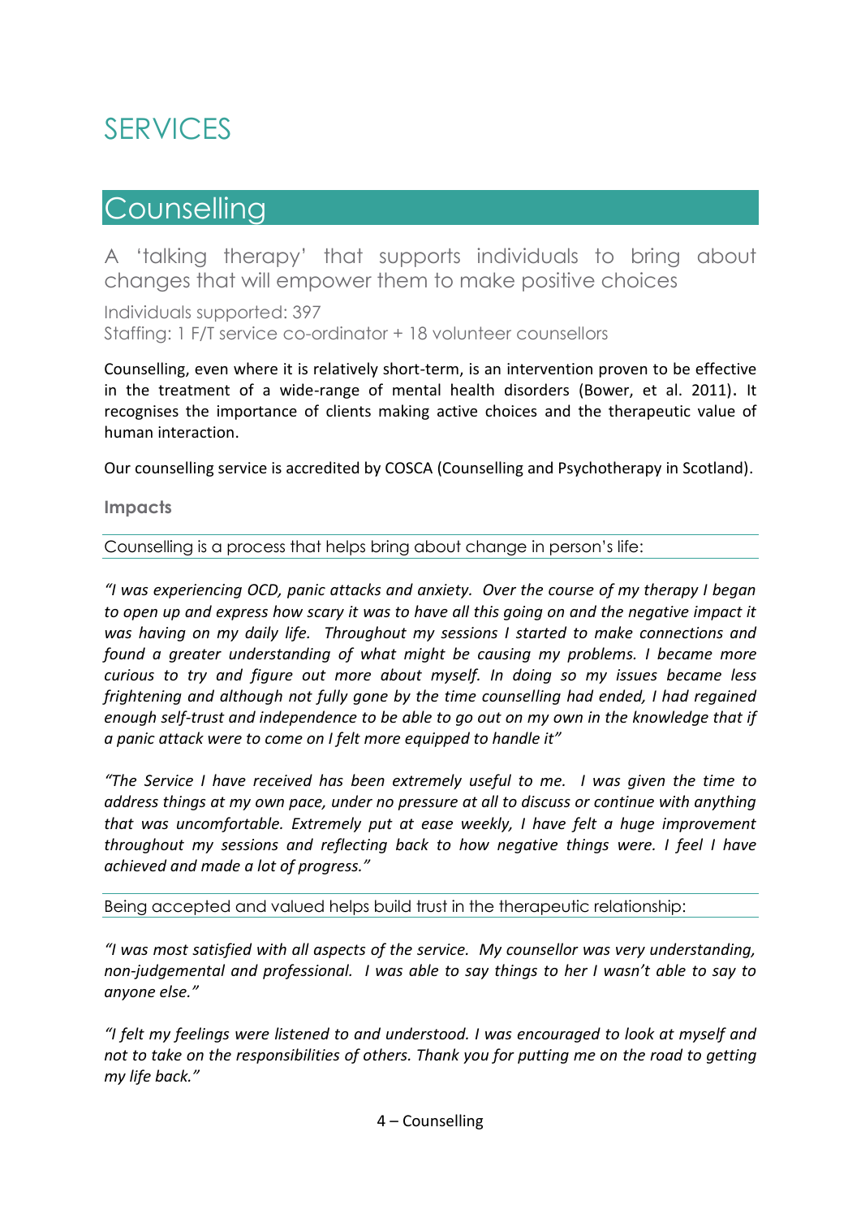# SERVICES

## Counselling

A 'talking therapy' that supports individuals to bring about changes that will empower them to make positive choices

Individuals supported: 397
Staffing: 1 F/T service co-ordinator + 18 volunteer counsellors

Counselling, even where it is relatively short-term, is an intervention proven to be effective in the treatment of a wide-range of mental health disorders (Bower, et al. 2011). It recognises the importance of clients making active choices and the therapeutic value of human interaction.

Our counselling service is accredited by COSCA (Counselling and Psychotherapy in Scotland).

### Impacts

Counselling is a process that helps bring about change in person's life:

*"I was experiencing OCD, panic attacks and anxiety. Over the course of my therapy I began to open up and express how scary it was to have all this going on and the negative impact it was having on my daily life. Throughout my sessions I started to make connections and found a greater understanding of what might be causing my problems. I became more curious to try and figure out more about myself. In doing so my issues became less frightening and although not fully gone by the time counselling had ended, I had regained enough self-trust and independence to be able to go out on my own in the knowledge that if a panic attack were to come on I felt more equipped to handle it"*

*"The Service I have received has been extremely useful to me. I was given the time to address things at my own pace, under no pressure at all to discuss or continue with anything that was uncomfortable. Extremely put at ease weekly, I have felt a huge improvement throughout my sessions and reflecting back to how negative things were. I feel I have achieved and made a lot of progress."*

Being accepted and valued helps build trust in the therapeutic relationship:

*"I was most satisfied with all aspects of the service. My counsellor was very understanding, non-judgemental and professional. I was able to say things to her I wasn't able to say to anyone else."*

*"I felt my feelings were listened to and understood. I was encouraged to look at myself and not to take on the responsibilities of others. Thank you for putting me on the road to getting my life back."*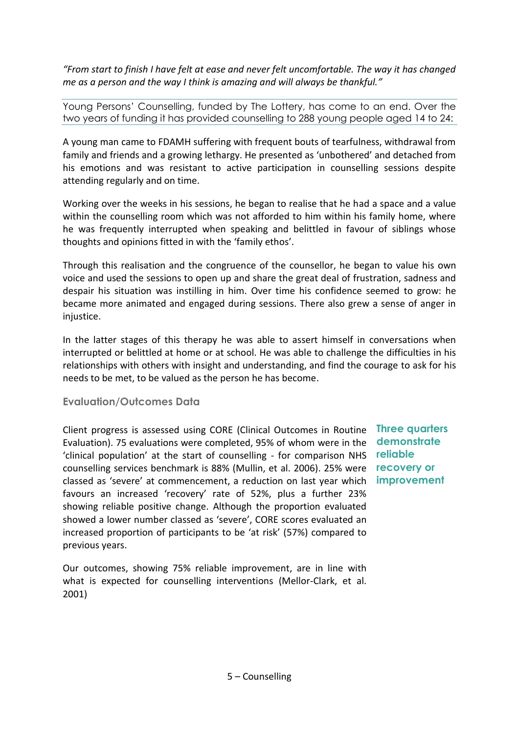*"From start to finish I have felt at ease and never felt uncomfortable. The way it has changed me as a person and the way I think is amazing and will always be thankful."*

Young Persons' Counselling, funded by The Lottery, has come to an end. Over the two years of funding it has provided counselling to 288 young people aged 14 to 24:

A young man came to FDAMH suffering with frequent bouts of tearfulness, withdrawal from family and friends and a growing lethargy. He presented as 'unbothered' and detached from his emotions and was resistant to active participation in counselling sessions despite attending regularly and on time.

Working over the weeks in his sessions, he began to realise that he had a space and a value within the counselling room which was not afforded to him within his family home, where he was frequently interrupted when speaking and belittled in favour of siblings whose thoughts and opinions fitted in with the 'family ethos'.

Through this realisation and the congruence of the counsellor, he began to value his own voice and used the sessions to open up and share the great deal of frustration, sadness and despair his situation was instilling in him. Over time his confidence seemed to grow: he became more animated and engaged during sessions. There also grew a sense of anger in injustice.

In the latter stages of this therapy he was able to assert himself in conversations when interrupted or belittled at home or at school. He was able to challenge the difficulties in his relationships with others with insight and understanding, and find the courage to ask for his needs to be met, to be valued as the person he has become.

### Evaluation/Outcomes Data

Client progress is assessed using CORE (Clinical Outcomes in Routine Evaluation). 75 evaluations were completed, 95% of whom were in the 'clinical population' at the start of counselling - for comparison NHS counselling services benchmark is 88% (Mullin, et al. 2006). 25% were classed as 'severe' at commencement, a reduction on last year which favours an increased 'recovery' rate of 52%, plus a further 23% showing reliable positive change. Although the proportion evaluated showed a lower number classed as 'severe', CORE scores evaluated an increased proportion of participants to be 'at risk' (57%) compared to previous years.

**Three quarters demonstrate reliable recovery or improvement**

Our outcomes, showing 75% reliable improvement, are in line with what is expected for counselling interventions (Mellor-Clark, et al. 2001)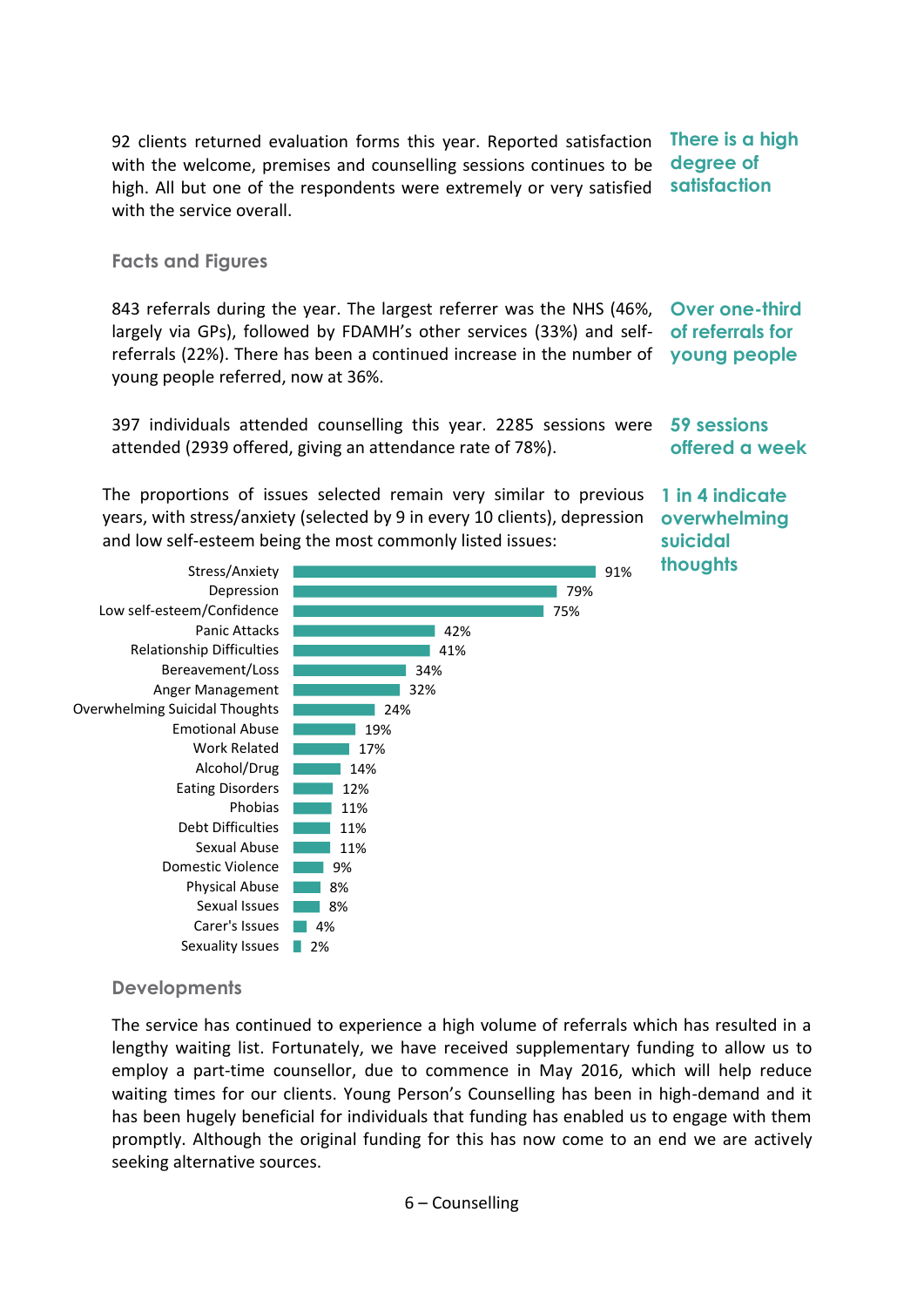92 clients returned evaluation forms this year. Reported satisfaction with the welcome, premises and counselling sessions continues to be high. All but one of the respondents were extremely or very satisfied with the service overall.

**There is a high degree of satisfaction**

## Facts and Figures

843 referrals during the year. The largest referrer was the NHS (46%, largely via GPs), followed by FDAMH's other services (33%) and self-referrals (22%). There has been a continued increase in the number of young people referred, now at 36%.

**Over one-third of referrals for young people**

397 individuals attended counselling this year. 2285 sessions were attended (2939 offered, giving an attendance rate of 78%).

**59 sessions offered a week**

The proportions of issues selected remain very similar to previous years, with stress/anxiety (selected by 9 in every 10 clients), depression and low self-esteem being the most commonly listed issues:

**1 in 4 indicate overwhelming suicidal thoughts**

| Issue | % |
|---|---|
| Stress/Anxiety | 91% |
| Depression | 79% |
| Low self-esteem/Confidence | 75% |
| Panic Attacks | 42% |
| Relationship Difficulties | 41% |
| Bereavement/Loss | 34% |
| Anger Management | 32% |
| Overwhelming Suicidal Thoughts | 24% |
| Emotional Abuse | 19% |
| Work Related | 17% |
| Alcohol/Drug | 14% |
| Eating Disorders | 12% |
| Phobias | 11% |
| Debt Difficulties | 11% |
| Sexual Abuse | 11% |
| Domestic Violence | 9% |
| Physical Abuse | 8% |
| Sexual Issues | 8% |
| Carer's Issues | 4% |
| Sexuality Issues | 2% |

## Developments

The service has continued to experience a high volume of referrals which has resulted in a lengthy waiting list. Fortunately, we have received supplementary funding to allow us to employ a part-time counsellor, due to commence in May 2016, which will help reduce waiting times for our clients. Young Person's Counselling has been in high-demand and it has been hugely beneficial for individuals that funding has enabled us to engage with them promptly. Although the original funding for this has now come to an end we are actively seeking alternative sources.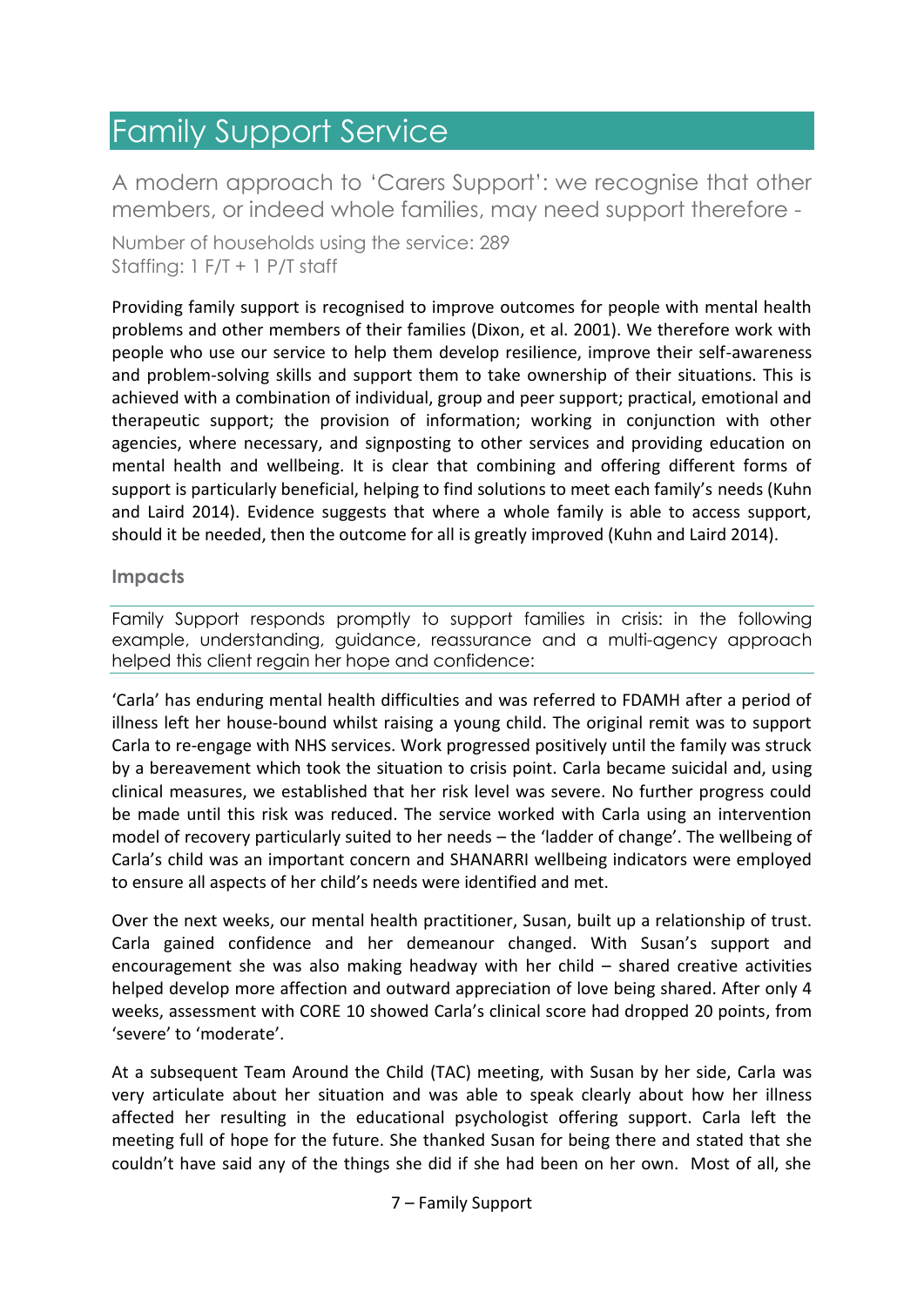# Family Support Service

A modern approach to 'Carers Support': we recognise that other members, or indeed whole families, may need support therefore -

Number of households using the service: 289
Staffing: 1 F/T + 1 P/T staff

Providing family support is recognised to improve outcomes for people with mental health problems and other members of their families (Dixon, et al. 2001). We therefore work with people who use our service to help them develop resilience, improve their self-awareness and problem-solving skills and support them to take ownership of their situations. This is achieved with a combination of individual, group and peer support; practical, emotional and therapeutic support; the provision of information; working in conjunction with other agencies, where necessary, and signposting to other services and providing education on mental health and wellbeing. It is clear that combining and offering different forms of support is particularly beneficial, helping to find solutions to meet each family's needs (Kuhn and Laird 2014). Evidence suggests that where a whole family is able to access support, should it be needed, then the outcome for all is greatly improved (Kuhn and Laird 2014).

### Impacts

Family Support responds promptly to support families in crisis: in the following example, understanding, guidance, reassurance and a multi-agency approach helped this client regain her hope and confidence:

'Carla' has enduring mental health difficulties and was referred to FDAMH after a period of illness left her house-bound whilst raising a young child. The original remit was to support Carla to re-engage with NHS services. Work progressed positively until the family was struck by a bereavement which took the situation to crisis point. Carla became suicidal and, using clinical measures, we established that her risk level was severe. No further progress could be made until this risk was reduced. The service worked with Carla using an intervention model of recovery particularly suited to her needs – the 'ladder of change'. The wellbeing of Carla's child was an important concern and SHANARRI wellbeing indicators were employed to ensure all aspects of her child's needs were identified and met.

Over the next weeks, our mental health practitioner, Susan, built up a relationship of trust. Carla gained confidence and her demeanour changed. With Susan's support and encouragement she was also making headway with her child – shared creative activities helped develop more affection and outward appreciation of love being shared. After only 4 weeks, assessment with CORE 10 showed Carla's clinical score had dropped 20 points, from 'severe' to 'moderate'.

At a subsequent Team Around the Child (TAC) meeting, with Susan by her side, Carla was very articulate about her situation and was able to speak clearly about how her illness affected her resulting in the educational psychologist offering support. Carla left the meeting full of hope for the future. She thanked Susan for being there and stated that she couldn't have said any of the things she did if she had been on her own. Most of all, she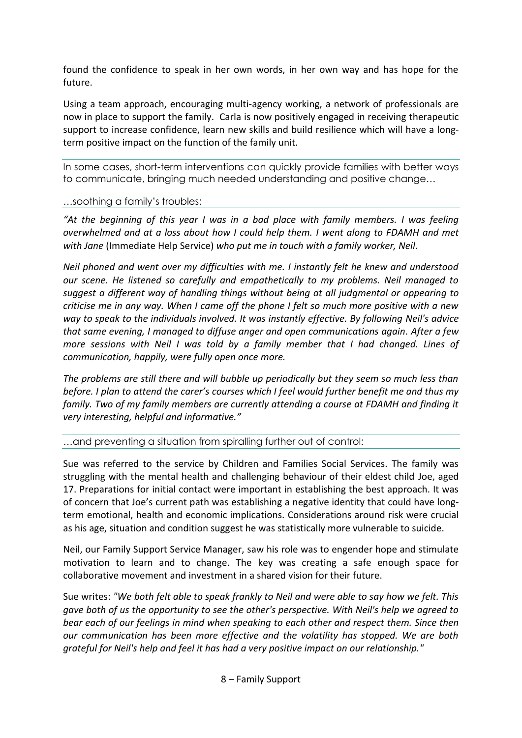found the confidence to speak in her own words, in her own way and has hope for the future.

Using a team approach, encouraging multi-agency working, a network of professionals are now in place to support the family. Carla is now positively engaged in receiving therapeutic support to increase confidence, learn new skills and build resilience which will have a long-term positive impact on the function of the family unit.

In some cases, short-term interventions can quickly provide families with better ways to communicate, bringing much needed understanding and positive change…

…soothing a family's troubles:

*"At the beginning of this year I was in a bad place with family members. I was feeling overwhelmed and at a loss about how I could help them. I went along to FDAMH and met with Jane* (Immediate Help Service) *who put me in touch with a family worker, Neil.*

*Neil phoned and went over my difficulties with me. I instantly felt he knew and understood our scene. He listened so carefully and empathetically to my problems. Neil managed to suggest a different way of handling things without being at all judgmental or appearing to criticise me in any way. When I came off the phone I felt so much more positive with a new way to speak to the individuals involved. It was instantly effective. By following Neil's advice that same evening, I managed to diffuse anger and open communications again. After a few more sessions with Neil I was told by a family member that I had changed. Lines of communication, happily, were fully open once more.*

*The problems are still there and will bubble up periodically but they seem so much less than before. I plan to attend the carer's courses which I feel would further benefit me and thus my family. Two of my family members are currently attending a course at FDAMH and finding it very interesting, helpful and informative."*

…and preventing a situation from spiralling further out of control:

Sue was referred to the service by Children and Families Social Services. The family was struggling with the mental health and challenging behaviour of their eldest child Joe, aged 17. Preparations for initial contact were important in establishing the best approach. It was of concern that Joe's current path was establishing a negative identity that could have long-term emotional, health and economic implications. Considerations around risk were crucial as his age, situation and condition suggest he was statistically more vulnerable to suicide.

Neil, our Family Support Service Manager, saw his role was to engender hope and stimulate motivation to learn and to change. The key was creating a safe enough space for collaborative movement and investment in a shared vision for their future.

Sue writes: *"We both felt able to speak frankly to Neil and were able to say how we felt. This gave both of us the opportunity to see the other's perspective. With Neil's help we agreed to bear each of our feelings in mind when speaking to each other and respect them. Since then our communication has been more effective and the volatility has stopped. We are both grateful for Neil's help and feel it has had a very positive impact on our relationship."*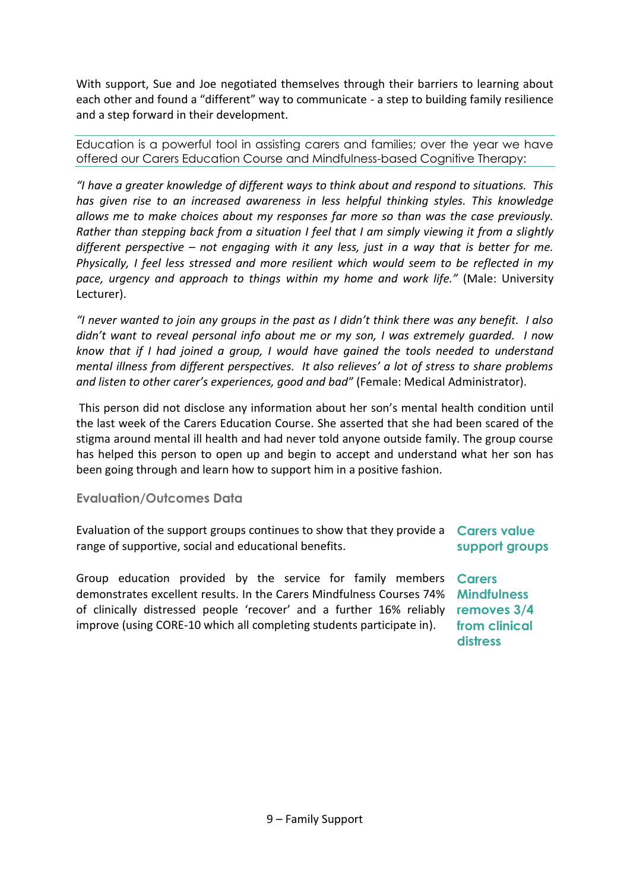With support, Sue and Joe negotiated themselves through their barriers to learning about each other and found a "different" way to communicate - a step to building family resilience and a step forward in their development.

Education is a powerful tool in assisting carers and families; over the year we have offered our Carers Education Course and Mindfulness-based Cognitive Therapy:

*"I have a greater knowledge of different ways to think about and respond to situations. This has given rise to an increased awareness in less helpful thinking styles. This knowledge allows me to make choices about my responses far more so than was the case previously. Rather than stepping back from a situation I feel that I am simply viewing it from a slightly different perspective – not engaging with it any less, just in a way that is better for me. Physically, I feel less stressed and more resilient which would seem to be reflected in my pace, urgency and approach to things within my home and work life."* (Male: University Lecturer).

*"I never wanted to join any groups in the past as I didn't think there was any benefit. I also didn't want to reveal personal info about me or my son, I was extremely guarded. I now know that if I had joined a group, I would have gained the tools needed to understand mental illness from different perspectives. It also relieves' a lot of stress to share problems and listen to other carer's experiences, good and bad"* (Female: Medical Administrator).

This person did not disclose any information about her son's mental health condition until the last week of the Carers Education Course. She asserted that she had been scared of the stigma around mental ill health and had never told anyone outside family. The group course has helped this person to open up and begin to accept and understand what her son has been going through and learn how to support him in a positive fashion.

### Evaluation/Outcomes Data

**Carers value support groups**

Evaluation of the support groups continues to show that they provide a range of supportive, social and educational benefits.

**Carers Mindfulness removes 3/4 from clinical distress**

Group education provided by the service for family members demonstrates excellent results. In the Carers Mindfulness Courses 74% of clinically distressed people 'recover' and a further 16% reliably improve (using CORE-10 which all completing students participate in).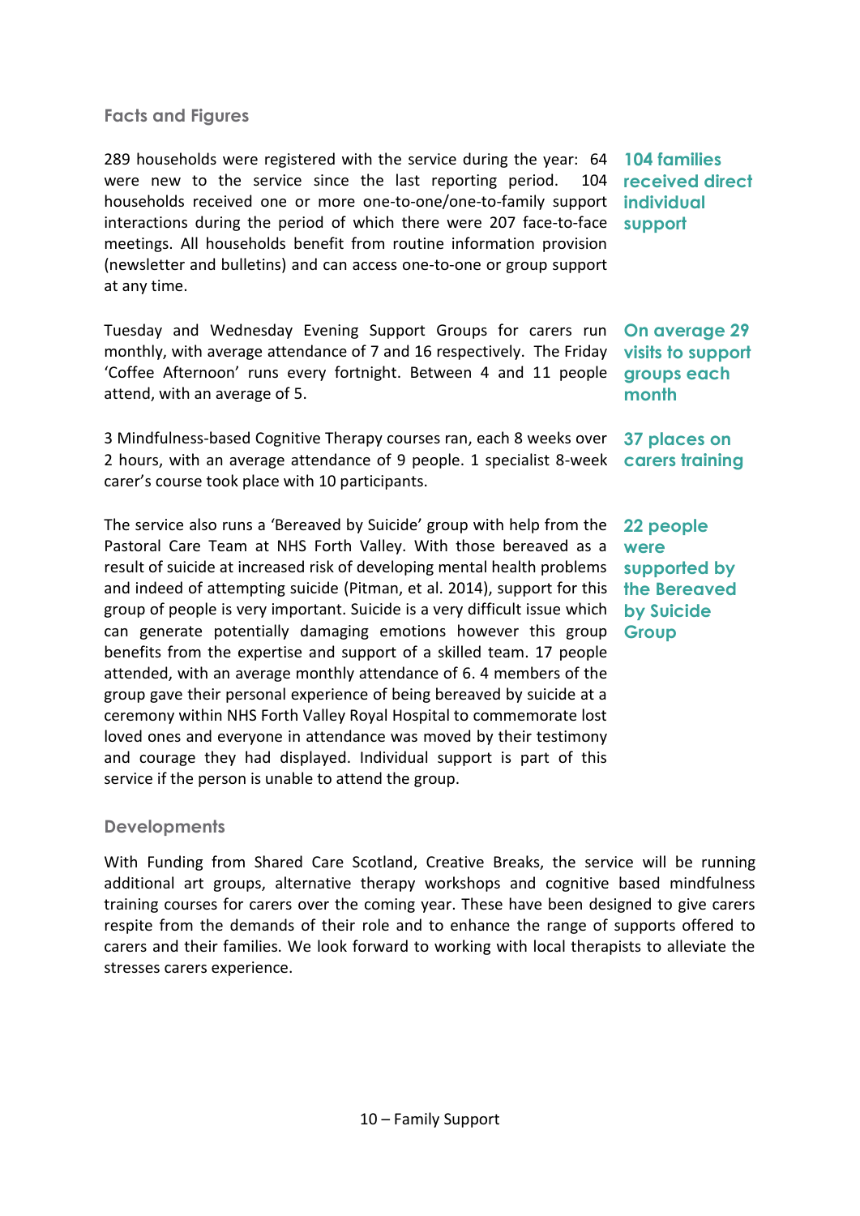## Facts and Figures

289 households were registered with the service during the year: 64 were new to the service since the last reporting period. 104 households received one or more one-to-one/one-to-family support interactions during the period of which there were 207 face-to-face meetings. All households benefit from routine information provision (newsletter and bulletins) and can access one-to-one or group support at any time.

**104 families received direct individual support**

Tuesday and Wednesday Evening Support Groups for carers run monthly, with average attendance of 7 and 16 respectively. The Friday 'Coffee Afternoon' runs every fortnight. Between 4 and 11 people attend, with an average of 5.

**On average 29 visits to support groups each month**

3 Mindfulness-based Cognitive Therapy courses ran, each 8 weeks over 2 hours, with an average attendance of 9 people. 1 specialist 8-week carer's course took place with 10 participants.

**37 places on carers training**

The service also runs a 'Bereaved by Suicide' group with help from the Pastoral Care Team at NHS Forth Valley. With those bereaved as a result of suicide at increased risk of developing mental health problems and indeed of attempting suicide (Pitman, et al. 2014), support for this group of people is very important. Suicide is a very difficult issue which can generate potentially damaging emotions however this group benefits from the expertise and support of a skilled team. 17 people attended, with an average monthly attendance of 6. 4 members of the group gave their personal experience of being bereaved by suicide at a ceremony within NHS Forth Valley Royal Hospital to commemorate lost loved ones and everyone in attendance was moved by their testimony and courage they had displayed. Individual support is part of this service if the person is unable to attend the group.

**22 people were supported by the Bereaved by Suicide Group**

## Developments

With Funding from Shared Care Scotland, Creative Breaks, the service will be running additional art groups, alternative therapy workshops and cognitive based mindfulness training courses for carers over the coming year. These have been designed to give carers respite from the demands of their role and to enhance the range of supports offered to carers and their families. We look forward to working with local therapists to alleviate the stresses carers experience.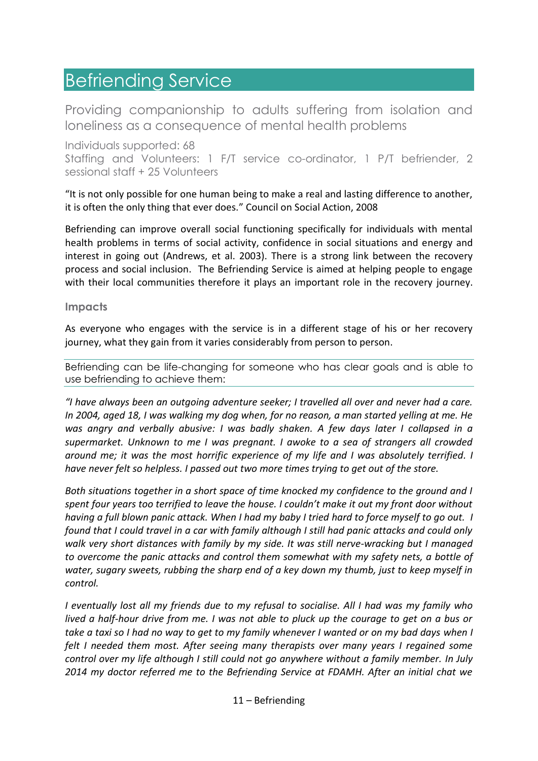# Befriending Service

Providing companionship to adults suffering from isolation and loneliness as a consequence of mental health problems

Individuals supported: 68
Staffing and Volunteers: 1 F/T service co-ordinator, 1 P/T befriender, 2 sessional staff + 25 Volunteers

"It is not only possible for one human being to make a real and lasting difference to another, it is often the only thing that ever does." Council on Social Action, 2008

Befriending can improve overall social functioning specifically for individuals with mental health problems in terms of social activity, confidence in social situations and energy and interest in going out (Andrews, et al. 2003). There is a strong link between the recovery process and social inclusion. The Befriending Service is aimed at helping people to engage with their local communities therefore it plays an important role in the recovery journey.

### Impacts

As everyone who engages with the service is in a different stage of his or her recovery journey, what they gain from it varies considerably from person to person.

Befriending can be life-changing for someone who has clear goals and is able to use befriending to achieve them:

*"I have always been an outgoing adventure seeker; I travelled all over and never had a care. In 2004, aged 18, I was walking my dog when, for no reason, a man started yelling at me. He was angry and verbally abusive: I was badly shaken. A few days later I collapsed in a supermarket. Unknown to me I was pregnant. I awoke to a sea of strangers all crowded around me; it was the most horrific experience of my life and I was absolutely terrified. I have never felt so helpless. I passed out two more times trying to get out of the store.*

*Both situations together in a short space of time knocked my confidence to the ground and I spent four years too terrified to leave the house. I couldn't make it out my front door without having a full blown panic attack. When I had my baby I tried hard to force myself to go out. I found that I could travel in a car with family although I still had panic attacks and could only walk very short distances with family by my side. It was still nerve-wracking but I managed to overcome the panic attacks and control them somewhat with my safety nets, a bottle of water, sugary sweets, rubbing the sharp end of a key down my thumb, just to keep myself in control.*

*I eventually lost all my friends due to my refusal to socialise. All I had was my family who lived a half-hour drive from me. I was not able to pluck up the courage to get on a bus or take a taxi so I had no way to get to my family whenever I wanted or on my bad days when I felt I needed them most. After seeing many therapists over many years I regained some control over my life although I still could not go anywhere without a family member. In July 2014 my doctor referred me to the Befriending Service at FDAMH. After an initial chat we*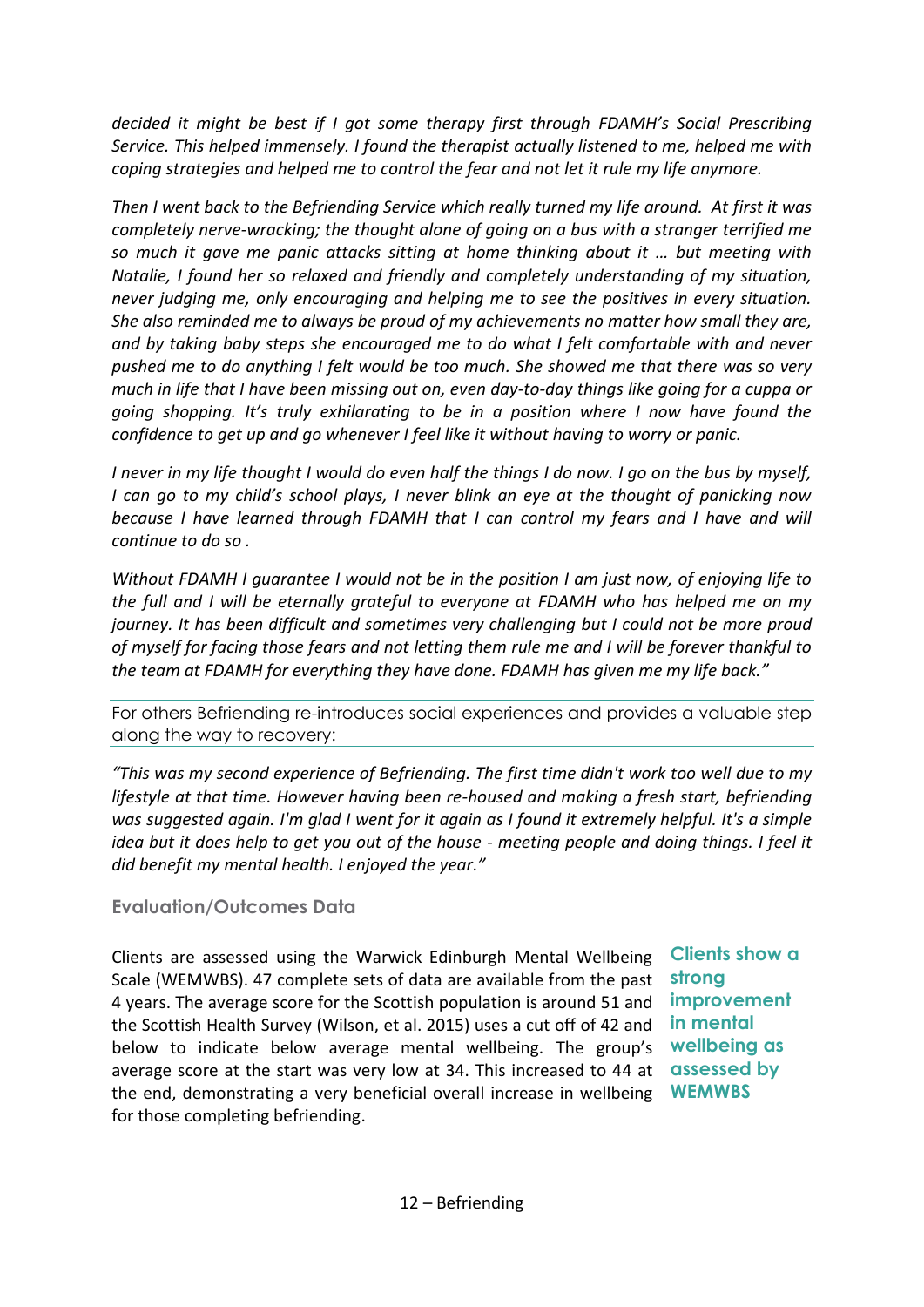*decided it might be best if I got some therapy first through FDAMH's Social Prescribing Service. This helped immensely. I found the therapist actually listened to me, helped me with coping strategies and helped me to control the fear and not let it rule my life anymore.*

*Then I went back to the Befriending Service which really turned my life around. At first it was completely nerve-wracking; the thought alone of going on a bus with a stranger terrified me so much it gave me panic attacks sitting at home thinking about it … but meeting with Natalie, I found her so relaxed and friendly and completely understanding of my situation, never judging me, only encouraging and helping me to see the positives in every situation. She also reminded me to always be proud of my achievements no matter how small they are, and by taking baby steps she encouraged me to do what I felt comfortable with and never pushed me to do anything I felt would be too much. She showed me that there was so very much in life that I have been missing out on, even day-to-day things like going for a cuppa or going shopping. It's truly exhilarating to be in a position where I now have found the confidence to get up and go whenever I feel like it without having to worry or panic.*

*I never in my life thought I would do even half the things I do now. I go on the bus by myself, I can go to my child's school plays, I never blink an eye at the thought of panicking now because I have learned through FDAMH that I can control my fears and I have and will continue to do so .*

*Without FDAMH I guarantee I would not be in the position I am just now, of enjoying life to the full and I will be eternally grateful to everyone at FDAMH who has helped me on my journey. It has been difficult and sometimes very challenging but I could not be more proud of myself for facing those fears and not letting them rule me and I will be forever thankful to the team at FDAMH for everything they have done. FDAMH has given me my life back."*

For others Befriending re-introduces social experiences and provides a valuable step along the way to recovery:

*"This was my second experience of Befriending. The first time didn't work too well due to my lifestyle at that time. However having been re-housed and making a fresh start, befriending was suggested again. I'm glad I went for it again as I found it extremely helpful. It's a simple idea but it does help to get you out of the house - meeting people and doing things. I feel it did benefit my mental health. I enjoyed the year."*

### Evaluation/Outcomes Data

**Clients show a strong improvement in mental wellbeing as assessed by WEMWBS**

Clients are assessed using the Warwick Edinburgh Mental Wellbeing Scale (WEMWBS). 47 complete sets of data are available from the past 4 years. The average score for the Scottish population is around 51 and the Scottish Health Survey (Wilson, et al. 2015) uses a cut off of 42 and below to indicate below average mental wellbeing. The group's average score at the start was very low at 34. This increased to 44 at the end, demonstrating a very beneficial overall increase in wellbeing for those completing befriending.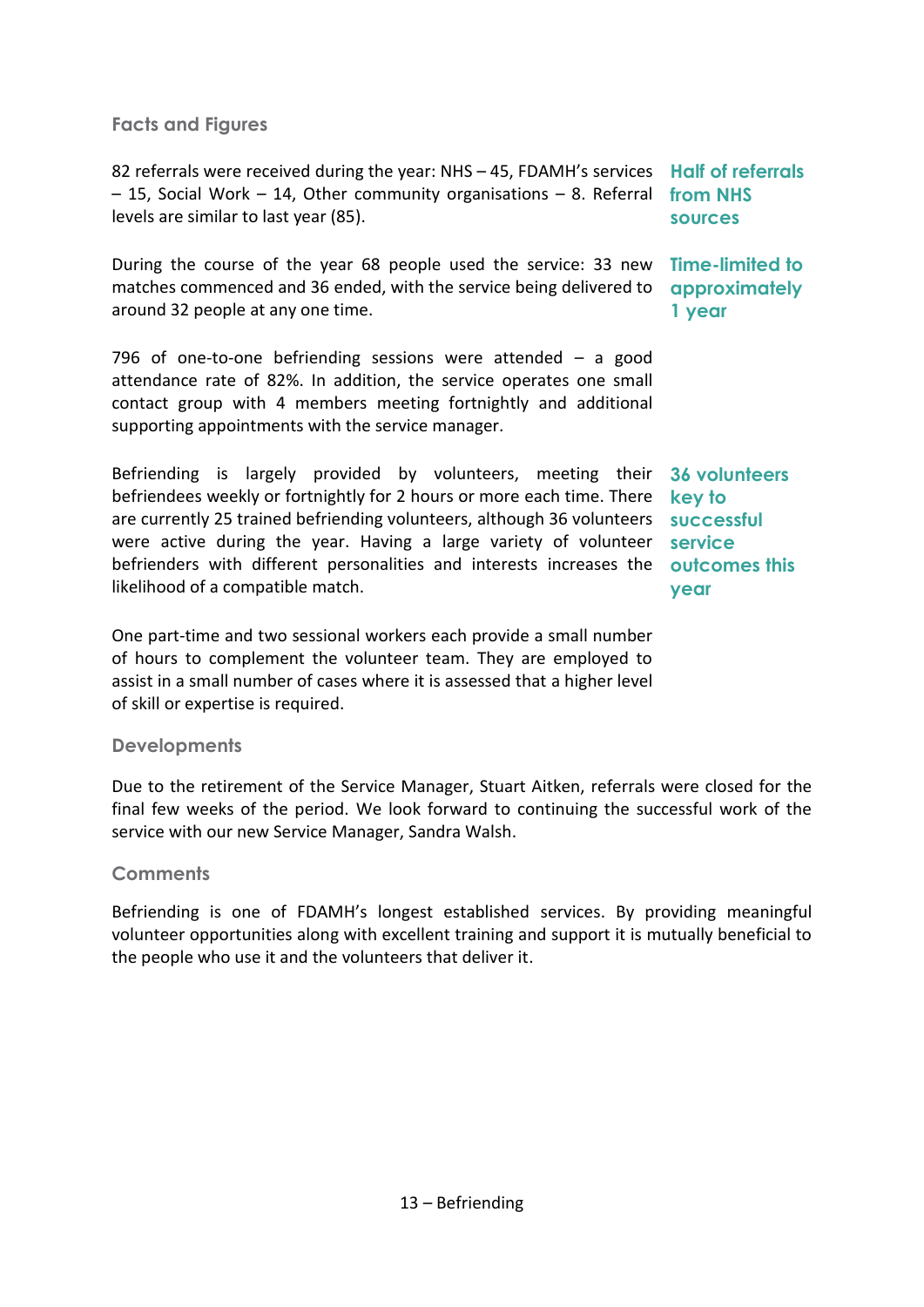### Facts and Figures

82 referrals were received during the year: NHS – 45, FDAMH's services – 15, Social Work – 14, Other community organisations – 8. Referral levels are similar to last year (85).

**Half of referrals from NHS sources**

During the course of the year 68 people used the service: 33 new matches commenced and 36 ended, with the service being delivered to around 32 people at any one time.

**Time-limited to approximately 1 year**

796 of one-to-one befriending sessions were attended – a good attendance rate of 82%. In addition, the service operates one small contact group with 4 members meeting fortnightly and additional supporting appointments with the service manager.

Befriending is largely provided by volunteers, meeting their befriendees weekly or fortnightly for 2 hours or more each time. There are currently 25 trained befriending volunteers, although 36 volunteers were active during the year. Having a large variety of volunteer befrienders with different personalities and interests increases the likelihood of a compatible match.

**36 volunteers key to successful service outcomes this year**

One part-time and two sessional workers each provide a small number of hours to complement the volunteer team. They are employed to assist in a small number of cases where it is assessed that a higher level of skill or expertise is required.

### Developments

Due to the retirement of the Service Manager, Stuart Aitken, referrals were closed for the final few weeks of the period. We look forward to continuing the successful work of the service with our new Service Manager, Sandra Walsh.

### Comments

Befriending is one of FDAMH's longest established services. By providing meaningful volunteer opportunities along with excellent training and support it is mutually beneficial to the people who use it and the volunteers that deliver it.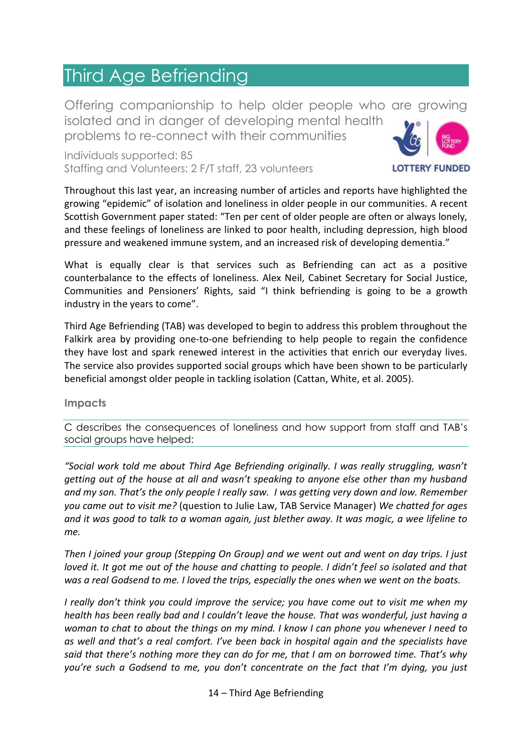# Third Age Befriending

Offering companionship to help older people who are growing isolated and in danger of developing mental health problems to re-connect with their communities

Individuals supported: 85
Staffing and Volunteers: 2 F/T staff, 23 volunteers

LOTTERY FUNDED

Throughout this last year, an increasing number of articles and reports have highlighted the growing "epidemic" of isolation and loneliness in older people in our communities. A recent Scottish Government paper stated: "Ten per cent of older people are often or always lonely, and these feelings of loneliness are linked to poor health, including depression, high blood pressure and weakened immune system, and an increased risk of developing dementia."

What is equally clear is that services such as Befriending can act as a positive counterbalance to the effects of loneliness. Alex Neil, Cabinet Secretary for Social Justice, Communities and Pensioners' Rights, said "I think befriending is going to be a growth industry in the years to come".

Third Age Befriending (TAB) was developed to begin to address this problem throughout the Falkirk area by providing one-to-one befriending to help people to regain the confidence they have lost and spark renewed interest in the activities that enrich our everyday lives. The service also provides supported social groups which have been shown to be particularly beneficial amongst older people in tackling isolation (Cattan, White, et al. 2005).

## Impacts

C describes the consequences of loneliness and how support from staff and TAB's social groups have helped:

*"Social work told me about Third Age Befriending originally. I was really struggling, wasn't getting out of the house at all and wasn't speaking to anyone else other than my husband and my son. That's the only people I really saw. I was getting very down and low. Remember you came out to visit me?* (question to Julie Law, TAB Service Manager) *We chatted for ages and it was good to talk to a woman again, just blether away. It was magic, a wee lifeline to me.*

*Then I joined your group (Stepping On Group) and we went out and went on day trips. I just loved it. It got me out of the house and chatting to people. I didn't feel so isolated and that was a real Godsend to me. I loved the trips, especially the ones when we went on the boats.*

*I really don't think you could improve the service; you have come out to visit me when my health has been really bad and I couldn't leave the house. That was wonderful, just having a woman to chat to about the things on my mind. I know I can phone you whenever I need to as well and that's a real comfort. I've been back in hospital again and the specialists have said that there's nothing more they can do for me, that I am on borrowed time. That's why you're such a Godsend to me, you don't concentrate on the fact that I'm dying, you just*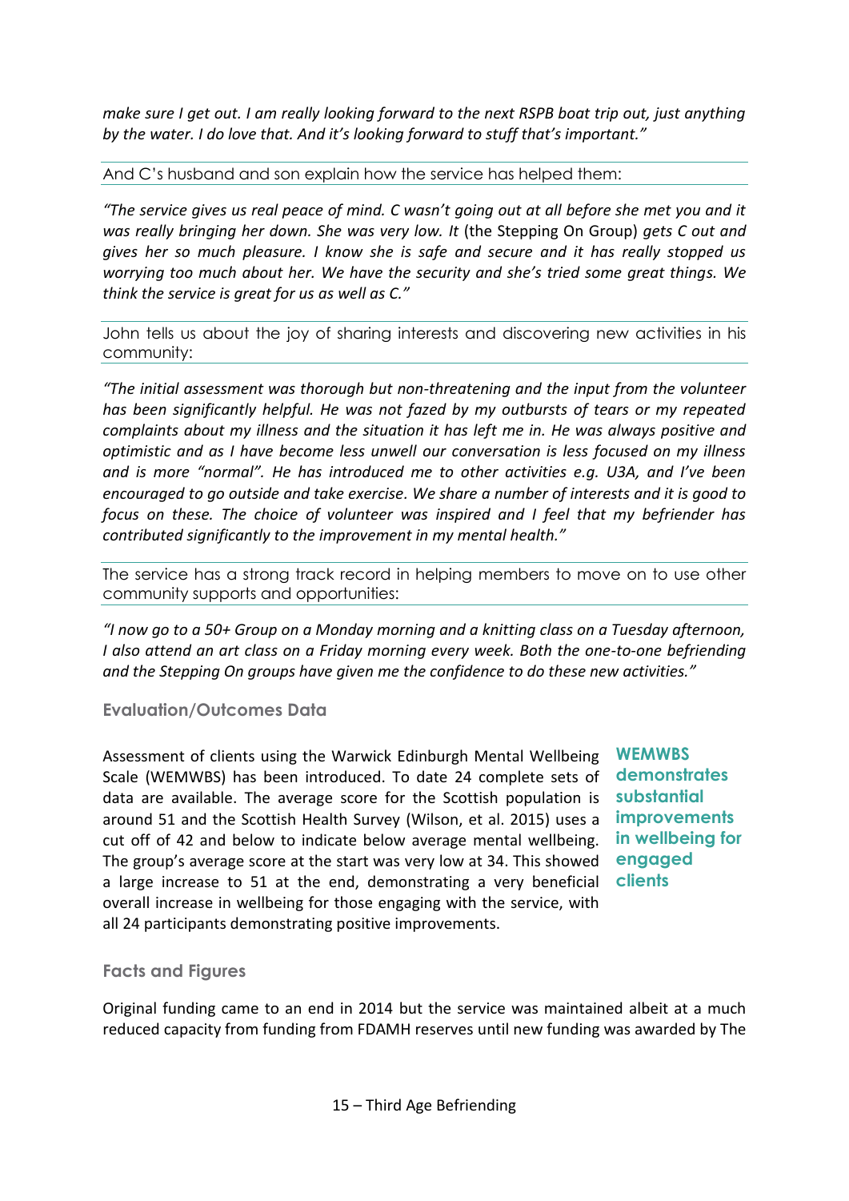*make sure I get out. I am really looking forward to the next RSPB boat trip out, just anything by the water. I do love that. And it's looking forward to stuff that's important."*

And C's husband and son explain how the service has helped them:

*"The service gives us real peace of mind. C wasn't going out at all before she met you and it was really bringing her down. She was very low. It* (the Stepping On Group) *gets C out and gives her so much pleasure. I know she is safe and secure and it has really stopped us worrying too much about her. We have the security and she's tried some great things. We think the service is great for us as well as C."*

John tells us about the joy of sharing interests and discovering new activities in his community:

*"The initial assessment was thorough but non-threatening and the input from the volunteer has been significantly helpful. He was not fazed by my outbursts of tears or my repeated complaints about my illness and the situation it has left me in. He was always positive and optimistic and as I have become less unwell our conversation is less focused on my illness and is more "normal". He has introduced me to other activities e.g. U3A, and I've been encouraged to go outside and take exercise. We share a number of interests and it is good to focus on these. The choice of volunteer was inspired and I feel that my befriender has contributed significantly to the improvement in my mental health."*

The service has a strong track record in helping members to move on to use other community supports and opportunities:

*"I now go to a 50+ Group on a Monday morning and a knitting class on a Tuesday afternoon, I also attend an art class on a Friday morning every week. Both the one-to-one befriending and the Stepping On groups have given me the confidence to do these new activities."*

### Evaluation/Outcomes Data

Assessment of clients using the Warwick Edinburgh Mental Wellbeing Scale (WEMWBS) has been introduced. To date 24 complete sets of data are available. The average score for the Scottish population is around 51 and the Scottish Health Survey (Wilson, et al. 2015) uses a cut off of 42 and below to indicate below average mental wellbeing. The group's average score at the start was very low at 34. This showed a large increase to 51 at the end, demonstrating a very beneficial overall increase in wellbeing for those engaging with the service, with all 24 participants demonstrating positive improvements.

**WEMWBS demonstrates substantial improvements in wellbeing for engaged clients**

### Facts and Figures

Original funding came to an end in 2014 but the service was maintained albeit at a much reduced capacity from funding from FDAMH reserves until new funding was awarded by The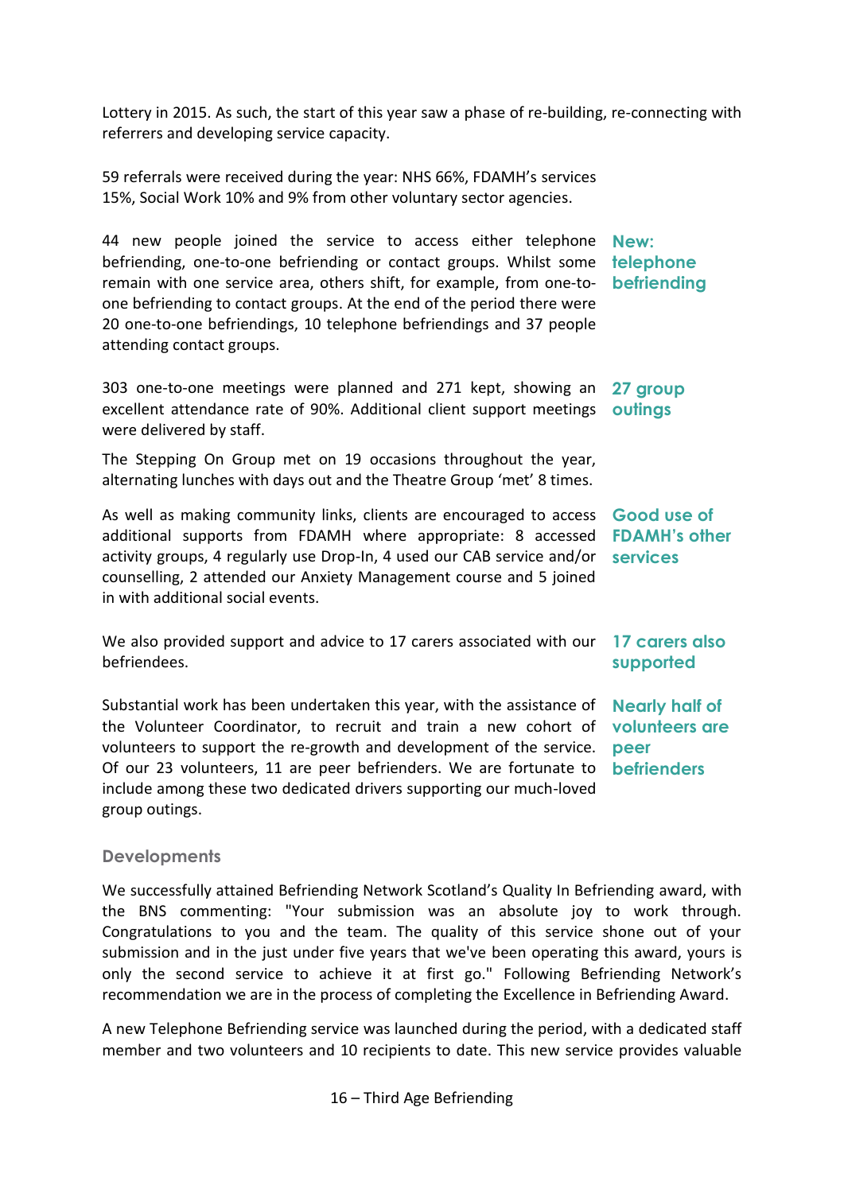Lottery in 2015. As such, the start of this year saw a phase of re-building, re-connecting with referrers and developing service capacity.

59 referrals were received during the year: NHS 66%, FDAMH's services 15%, Social Work 10% and 9% from other voluntary sector agencies.

**New: telephone befriending**

44 new people joined the service to access either telephone befriending, one-to-one befriending or contact groups. Whilst some remain with one service area, others shift, for example, from one-to-one befriending to contact groups. At the end of the period there were 20 one-to-one befriendings, 10 telephone befriendings and 37 people attending contact groups.

**27 group outings**

303 one-to-one meetings were planned and 271 kept, showing an excellent attendance rate of 90%. Additional client support meetings were delivered by staff.

The Stepping On Group met on 19 occasions throughout the year, alternating lunches with days out and the Theatre Group 'met' 8 times.

**Good use of FDAMH's other services**

As well as making community links, clients are encouraged to access additional supports from FDAMH where appropriate: 8 accessed activity groups, 4 regularly use Drop-In, 4 used our CAB service and/or counselling, 2 attended our Anxiety Management course and 5 joined in with additional social events.

**17 carers also supported**

We also provided support and advice to 17 carers associated with our befriendees.

**Nearly half of volunteers are peer befrienders**

Substantial work has been undertaken this year, with the assistance of the Volunteer Coordinator, to recruit and train a new cohort of volunteers to support the re-growth and development of the service. Of our 23 volunteers, 11 are peer befrienders. We are fortunate to include among these two dedicated drivers supporting our much-loved group outings.

### Developments

We successfully attained Befriending Network Scotland's Quality In Befriending award, with the BNS commenting: "Your submission was an absolute joy to work through. Congratulations to you and the team. The quality of this service shone out of your submission and in the just under five years that we've been operating this award, yours is only the second service to achieve it at first go." Following Befriending Network's recommendation we are in the process of completing the Excellence in Befriending Award.

A new Telephone Befriending service was launched during the period, with a dedicated staff member and two volunteers and 10 recipients to date. This new service provides valuable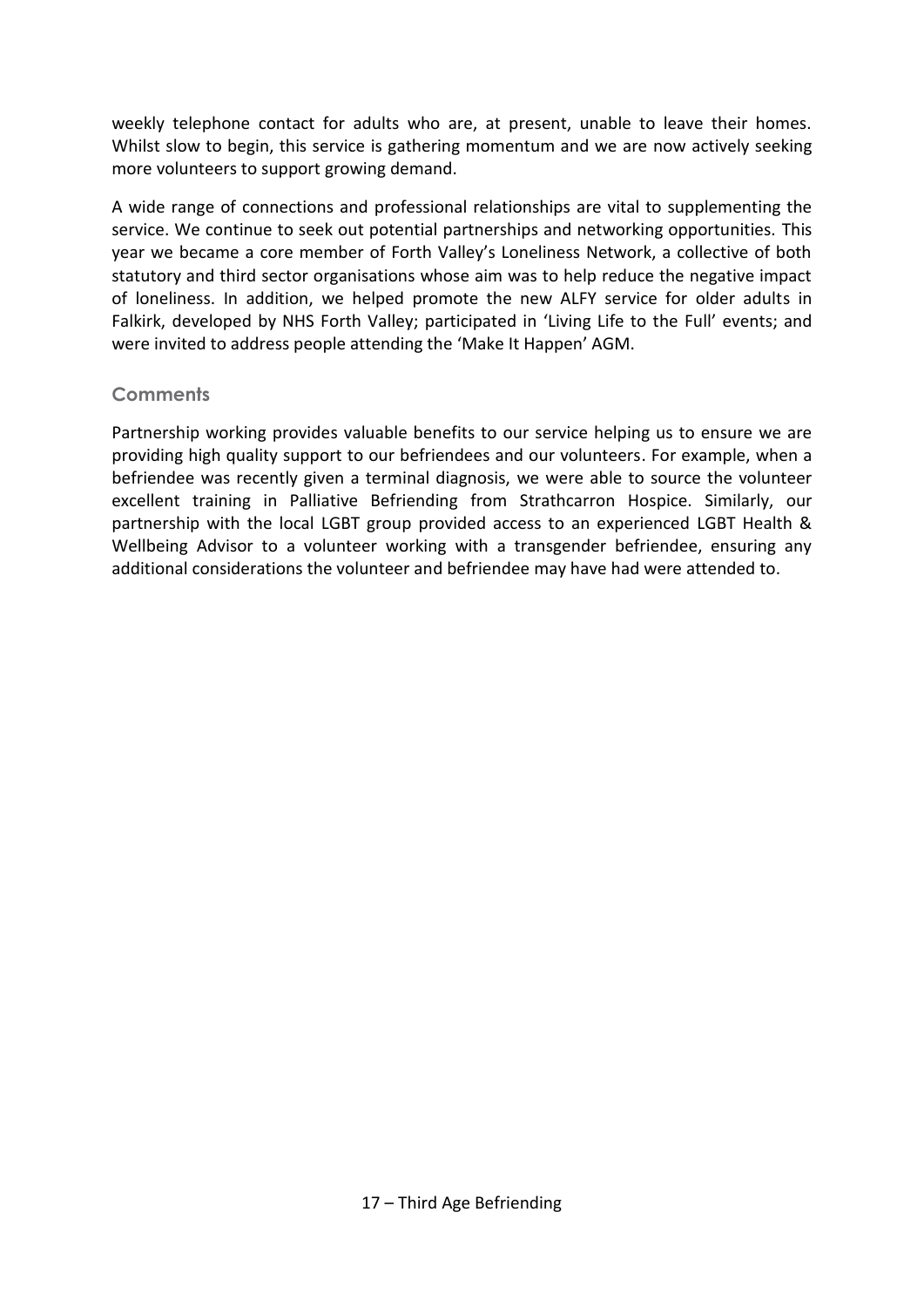weekly telephone contact for adults who are, at present, unable to leave their homes. Whilst slow to begin, this service is gathering momentum and we are now actively seeking more volunteers to support growing demand.

A wide range of connections and professional relationships are vital to supplementing the service. We continue to seek out potential partnerships and networking opportunities. This year we became a core member of Forth Valley's Loneliness Network, a collective of both statutory and third sector organisations whose aim was to help reduce the negative impact of loneliness. In addition, we helped promote the new ALFY service for older adults in Falkirk, developed by NHS Forth Valley; participated in 'Living Life to the Full' events; and were invited to address people attending the 'Make It Happen' AGM.

### Comments

Partnership working provides valuable benefits to our service helping us to ensure we are providing high quality support to our befriendees and our volunteers. For example, when a befriendee was recently given a terminal diagnosis, we were able to source the volunteer excellent training in Palliative Befriending from Strathcarron Hospice. Similarly, our partnership with the local LGBT group provided access to an experienced LGBT Health & Wellbeing Advisor to a volunteer working with a transgender befriendee, ensuring any additional considerations the volunteer and befriendee may have had were attended to.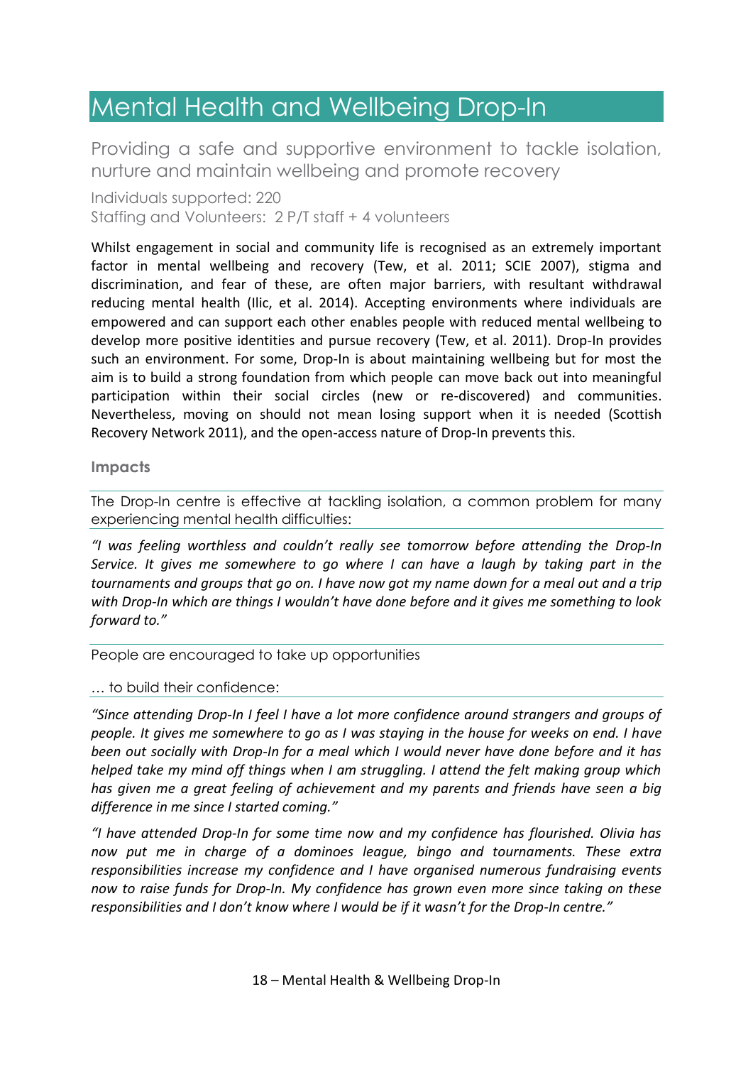# Mental Health and Wellbeing Drop-In

## Providing a safe and supportive environment to tackle isolation, nurture and maintain wellbeing and promote recovery

Individuals supported: 220
Staffing and Volunteers: 2 P/T staff + 4 volunteers

Whilst engagement in social and community life is recognised as an extremely important factor in mental wellbeing and recovery (Tew, et al. 2011; SCIE 2007), stigma and discrimination, and fear of these, are often major barriers, with resultant withdrawal reducing mental health (Ilic, et al. 2014). Accepting environments where individuals are empowered and can support each other enables people with reduced mental wellbeing to develop more positive identities and pursue recovery (Tew, et al. 2011). Drop-In provides such an environment. For some, Drop-In is about maintaining wellbeing but for most the aim is to build a strong foundation from which people can move back out into meaningful participation within their social circles (new or re-discovered) and communities. Nevertheless, moving on should not mean losing support when it is needed (Scottish Recovery Network 2011), and the open-access nature of Drop-In prevents this.

### Impacts

The Drop-In centre is effective at tackling isolation, a common problem for many experiencing mental health difficulties:

*"I was feeling worthless and couldn't really see tomorrow before attending the Drop-In Service. It gives me somewhere to go where I can have a laugh by taking part in the tournaments and groups that go on. I have now got my name down for a meal out and a trip with Drop-In which are things I wouldn't have done before and it gives me something to look forward to."*

People are encouraged to take up opportunities

… to build their confidence:

*"Since attending Drop-In I feel I have a lot more confidence around strangers and groups of people. It gives me somewhere to go as I was staying in the house for weeks on end. I have been out socially with Drop-In for a meal which I would never have done before and it has helped take my mind off things when I am struggling. I attend the felt making group which has given me a great feeling of achievement and my parents and friends have seen a big difference in me since I started coming."*

*"I have attended Drop-In for some time now and my confidence has flourished. Olivia has now put me in charge of a dominoes league, bingo and tournaments. These extra responsibilities increase my confidence and I have organised numerous fundraising events now to raise funds for Drop-In. My confidence has grown even more since taking on these responsibilities and I don't know where I would be if it wasn't for the Drop-In centre."*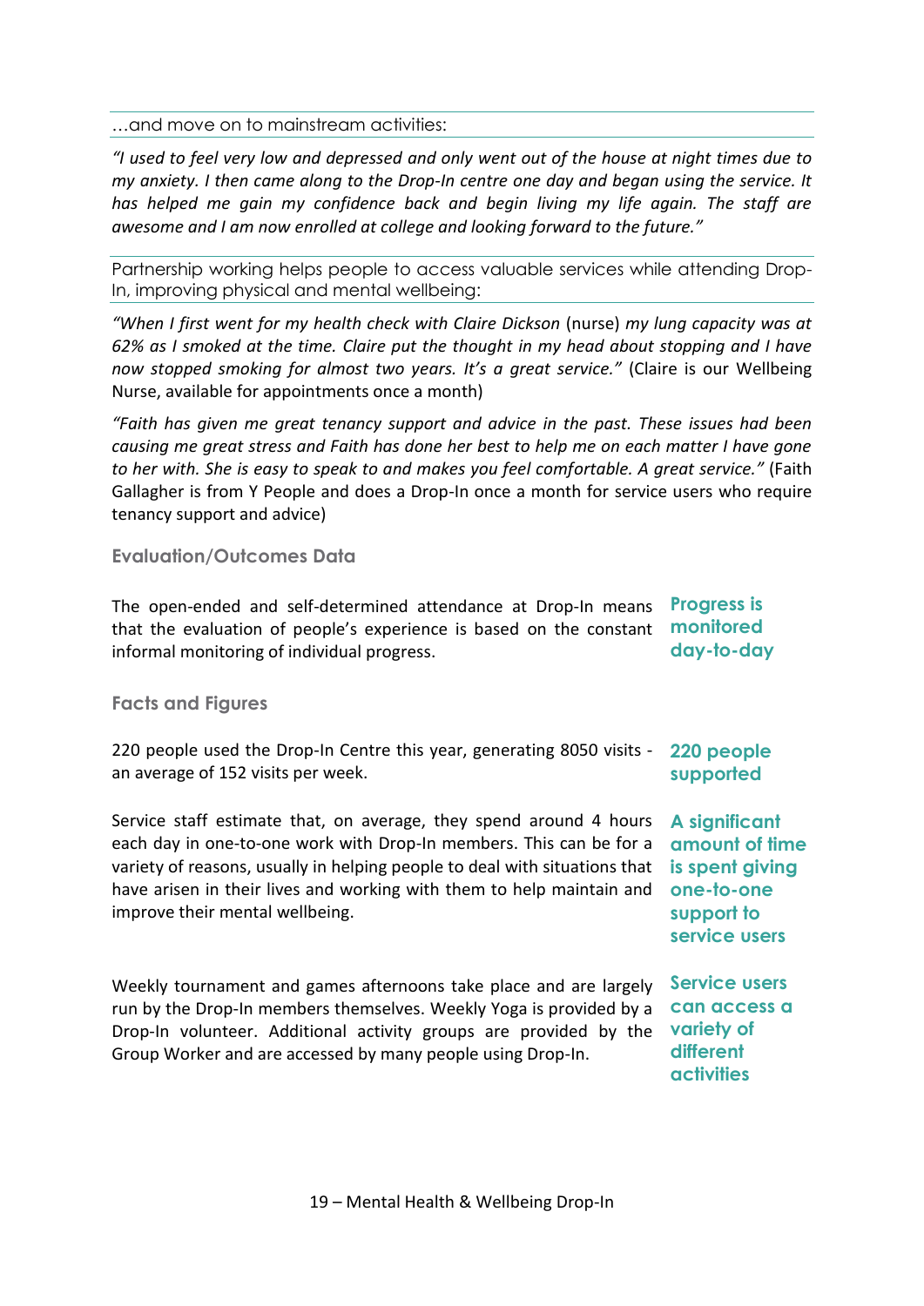…and move on to mainstream activities:

*"I used to feel very low and depressed and only went out of the house at night times due to my anxiety. I then came along to the Drop-In centre one day and began using the service. It has helped me gain my confidence back and begin living my life again. The staff are awesome and I am now enrolled at college and looking forward to the future."*

Partnership working helps people to access valuable services while attending Drop-In, improving physical and mental wellbeing:

*"When I first went for my health check with Claire Dickson* (nurse) *my lung capacity was at 62% as I smoked at the time. Claire put the thought in my head about stopping and I have now stopped smoking for almost two years. It's a great service."* (Claire is our Wellbeing Nurse, available for appointments once a month)

*"Faith has given me great tenancy support and advice in the past. These issues had been causing me great stress and Faith has done her best to help me on each matter I have gone to her with. She is easy to speak to and makes you feel comfortable. A great service."* (Faith Gallagher is from Y People and does a Drop-In once a month for service users who require tenancy support and advice)

### Evaluation/Outcomes Data

The open-ended and self-determined attendance at Drop-In means that the evaluation of people's experience is based on the constant informal monitoring of individual progress.

**Progress is monitored day-to-day**

### Facts and Figures

220 people used the Drop-In Centre this year, generating 8050 visits - an average of 152 visits per week.

**220 people supported**

Service staff estimate that, on average, they spend around 4 hours each day in one-to-one work with Drop-In members. This can be for a variety of reasons, usually in helping people to deal with situations that have arisen in their lives and working with them to help maintain and improve their mental wellbeing.

**A significant amount of time is spent giving one-to-one support to service users**

Weekly tournament and games afternoons take place and are largely run by the Drop-In members themselves. Weekly Yoga is provided by a Drop-In volunteer. Additional activity groups are provided by the Group Worker and are accessed by many people using Drop-In.

**Service users can access a variety of different activities**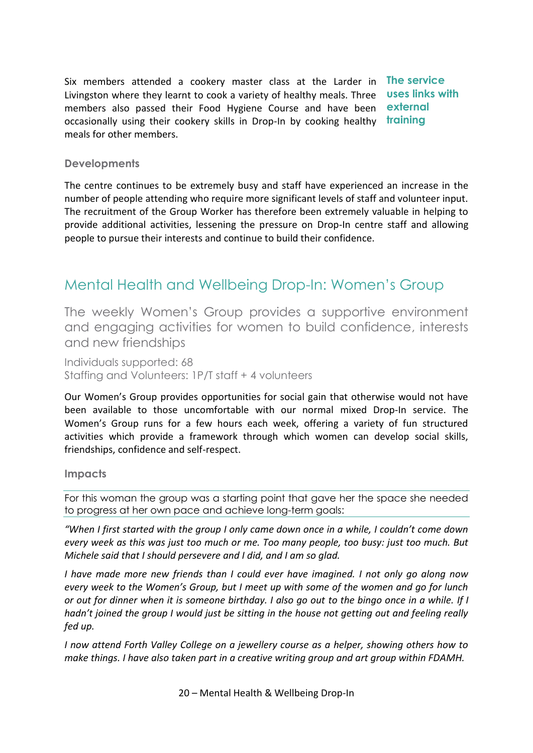Six members attended a cookery master class at the Larder in Livingston where they learnt to cook a variety of healthy meals. Three members also passed their Food Hygiene Course and have been occasionally using their cookery skills in Drop-In by cooking healthy meals for other members.

**The service uses links with external training**

### Developments

The centre continues to be extremely busy and staff have experienced an increase in the number of people attending who require more significant levels of staff and volunteer input. The recruitment of the Group Worker has therefore been extremely valuable in helping to provide additional activities, lessening the pressure on Drop-In centre staff and allowing people to pursue their interests and continue to build their confidence.

## Mental Health and Wellbeing Drop-In: Women's Group

The weekly Women's Group provides a supportive environment and engaging activities for women to build confidence, interests and new friendships

Individuals supported: 68
Staffing and Volunteers: 1P/T staff + 4 volunteers

Our Women's Group provides opportunities for social gain that otherwise would not have been available to those uncomfortable with our normal mixed Drop-In service. The Women's Group runs for a few hours each week, offering a variety of fun structured activities which provide a framework through which women can develop social skills, friendships, confidence and self-respect.

### Impacts

For this woman the group was a starting point that gave her the space she needed to progress at her own pace and achieve long-term goals:

*"When I first started with the group I only came down once in a while, I couldn't come down every week as this was just too much or me. Too many people, too busy: just too much. But Michele said that I should persevere and I did, and I am so glad.*

*I have made more new friends than I could ever have imagined. I not only go along now every week to the Women's Group, but I meet up with some of the women and go for lunch or out for dinner when it is someone birthday. I also go out to the bingo once in a while. If I hadn't joined the group I would just be sitting in the house not getting out and feeling really fed up.*

*I now attend Forth Valley College on a jewellery course as a helper, showing others how to make things. I have also taken part in a creative writing group and art group within FDAMH.*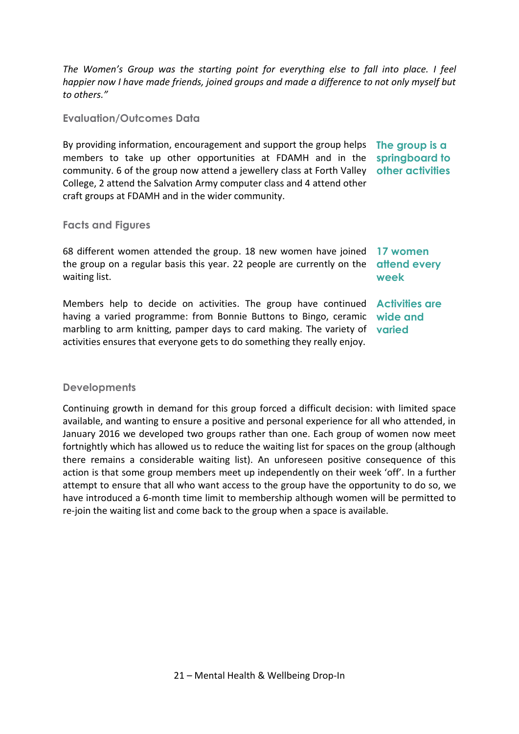*The Women's Group was the starting point for everything else to fall into place. I feel happier now I have made friends, joined groups and made a difference to not only myself but to others."*

### Evaluation/Outcomes Data

By providing information, encouragement and support the group helps members to take up other opportunities at FDAMH and in the community. 6 of the group now attend a jewellery class at Forth Valley College, 2 attend the Salvation Army computer class and 4 attend other craft groups at FDAMH and in the wider community.

**The group is a springboard to other activities**

### Facts and Figures

68 different women attended the group. 18 new women have joined the group on a regular basis this year. 22 people are currently on the waiting list.

**17 women attend every week**

Members help to decide on activities. The group have continued having a varied programme: from Bonnie Buttons to Bingo, ceramic marbling to arm knitting, pamper days to card making. The variety of activities ensures that everyone gets to do something they really enjoy.

**Activities are wide and varied**

### Developments

Continuing growth in demand for this group forced a difficult decision: with limited space available, and wanting to ensure a positive and personal experience for all who attended, in January 2016 we developed two groups rather than one. Each group of women now meet fortnightly which has allowed us to reduce the waiting list for spaces on the group (although there remains a considerable waiting list). An unforeseen positive consequence of this action is that some group members meet up independently on their week 'off'. In a further attempt to ensure that all who want access to the group have the opportunity to do so, we have introduced a 6-month time limit to membership although women will be permitted to re-join the waiting list and come back to the group when a space is available.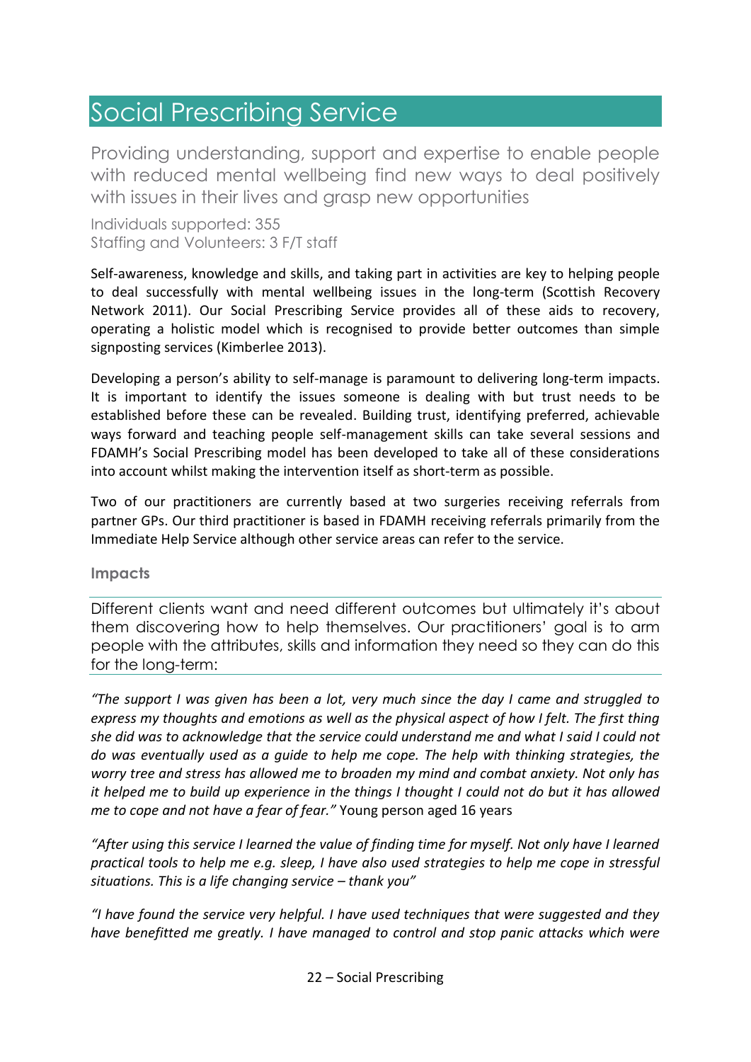# Social Prescribing Service

Providing understanding, support and expertise to enable people with reduced mental wellbeing find new ways to deal positively with issues in their lives and grasp new opportunities

Individuals supported: 355
Staffing and Volunteers: 3 F/T staff

Self-awareness, knowledge and skills, and taking part in activities are key to helping people to deal successfully with mental wellbeing issues in the long-term (Scottish Recovery Network 2011). Our Social Prescribing Service provides all of these aids to recovery, operating a holistic model which is recognised to provide better outcomes than simple signposting services (Kimberlee 2013).

Developing a person's ability to self-manage is paramount to delivering long-term impacts. It is important to identify the issues someone is dealing with but trust needs to be established before these can be revealed. Building trust, identifying preferred, achievable ways forward and teaching people self-management skills can take several sessions and FDAMH's Social Prescribing model has been developed to take all of these considerations into account whilst making the intervention itself as short-term as possible.

Two of our practitioners are currently based at two surgeries receiving referrals from partner GPs. Our third practitioner is based in FDAMH receiving referrals primarily from the Immediate Help Service although other service areas can refer to the service.

### Impacts

Different clients want and need different outcomes but ultimately it's about them discovering how to help themselves. Our practitioners' goal is to arm people with the attributes, skills and information they need so they can do this for the long-term:

*"The support I was given has been a lot, very much since the day I came and struggled to express my thoughts and emotions as well as the physical aspect of how I felt. The first thing she did was to acknowledge that the service could understand me and what I said I could not do was eventually used as a guide to help me cope. The help with thinking strategies, the worry tree and stress has allowed me to broaden my mind and combat anxiety. Not only has it helped me to build up experience in the things I thought I could not do but it has allowed me to cope and not have a fear of fear."* Young person aged 16 years

*"After using this service I learned the value of finding time for myself. Not only have I learned practical tools to help me e.g. sleep, I have also used strategies to help me cope in stressful situations. This is a life changing service – thank you"*

*"I have found the service very helpful. I have used techniques that were suggested and they have benefitted me greatly. I have managed to control and stop panic attacks which were*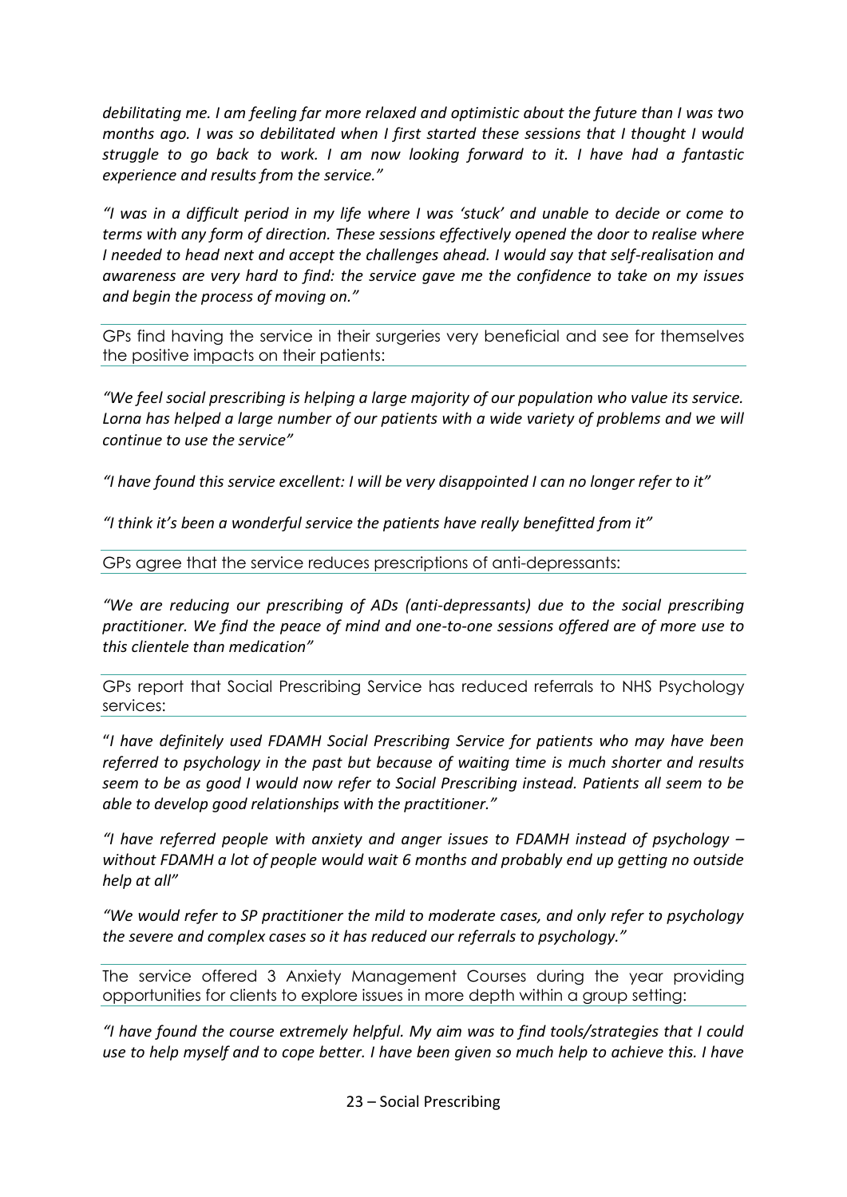*debilitating me. I am feeling far more relaxed and optimistic about the future than I was two months ago. I was so debilitated when I first started these sessions that I thought I would struggle to go back to work. I am now looking forward to it. I have had a fantastic experience and results from the service."*

*"I was in a difficult period in my life where I was 'stuck' and unable to decide or come to terms with any form of direction. These sessions effectively opened the door to realise where I needed to head next and accept the challenges ahead. I would say that self-realisation and awareness are very hard to find: the service gave me the confidence to take on my issues and begin the process of moving on."*

GPs find having the service in their surgeries very beneficial and see for themselves the positive impacts on their patients:

*"We feel social prescribing is helping a large majority of our population who value its service. Lorna has helped a large number of our patients with a wide variety of problems and we will continue to use the service"*

*"I have found this service excellent: I will be very disappointed I can no longer refer to it"*

*"I think it's been a wonderful service the patients have really benefitted from it"*

GPs agree that the service reduces prescriptions of anti-depressants:

*"We are reducing our prescribing of ADs (anti-depressants) due to the social prescribing practitioner. We find the peace of mind and one-to-one sessions offered are of more use to this clientele than medication"*

GPs report that Social Prescribing Service has reduced referrals to NHS Psychology services:

"*I have definitely used FDAMH Social Prescribing Service for patients who may have been referred to psychology in the past but because of waiting time is much shorter and results seem to be as good I would now refer to Social Prescribing instead. Patients all seem to be able to develop good relationships with the practitioner."*

*"I have referred people with anxiety and anger issues to FDAMH instead of psychology – without FDAMH a lot of people would wait 6 months and probably end up getting no outside help at all"*

*"We would refer to SP practitioner the mild to moderate cases, and only refer to psychology the severe and complex cases so it has reduced our referrals to psychology."*

The service offered 3 Anxiety Management Courses during the year providing opportunities for clients to explore issues in more depth within a group setting:

*"I have found the course extremely helpful. My aim was to find tools/strategies that I could use to help myself and to cope better. I have been given so much help to achieve this. I have*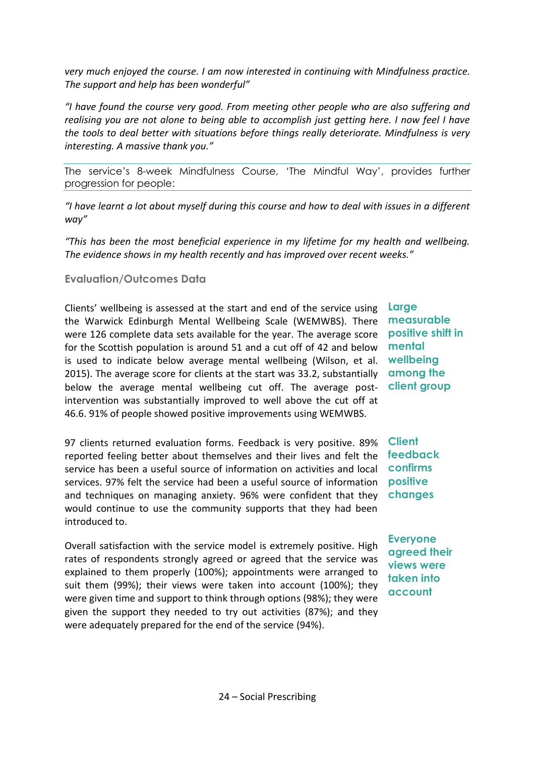*very much enjoyed the course. I am now interested in continuing with Mindfulness practice. The support and help has been wonderful"*

*"I have found the course very good. From meeting other people who are also suffering and realising you are not alone to being able to accomplish just getting here. I now feel I have the tools to deal better with situations before things really deteriorate. Mindfulness is very interesting. A massive thank you."*

The service's 8-week Mindfulness Course, 'The Mindful Way', provides further progression for people:

*"I have learnt a lot about myself during this course and how to deal with issues in a different way"*

*"This has been the most beneficial experience in my lifetime for my health and wellbeing. The evidence shows in my health recently and has improved over recent weeks."*

### Evaluation/Outcomes Data

**Large measurable positive shift in mental wellbeing among the client group**

Clients' wellbeing is assessed at the start and end of the service using the Warwick Edinburgh Mental Wellbeing Scale (WEMWBS). There were 126 complete data sets available for the year. The average score for the Scottish population is around 51 and a cut off of 42 and below is used to indicate below average mental wellbeing (Wilson, et al. 2015). The average score for clients at the start was 33.2, substantially below the average mental wellbeing cut off. The average post-intervention was substantially improved to well above the cut off at 46.6. 91% of people showed positive improvements using WEMWBS.

**Client feedback confirms positive changes**

97 clients returned evaluation forms. Feedback is very positive. 89% reported feeling better about themselves and their lives and felt the service has been a useful source of information on activities and local services. 97% felt the service had been a useful source of information and techniques on managing anxiety. 96% were confident that they would continue to use the community supports that they had been introduced to.

**Everyone agreed their views were taken into account**

Overall satisfaction with the service model is extremely positive. High rates of respondents strongly agreed or agreed that the service was explained to them properly (100%); appointments were arranged to suit them (99%); their views were taken into account (100%); they were given time and support to think through options (98%); they were given the support they needed to try out activities (87%); and they were adequately prepared for the end of the service (94%).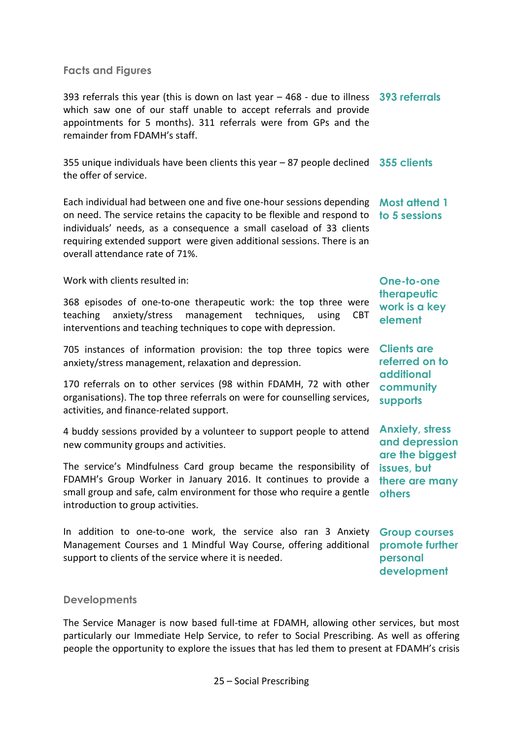## Facts and Figures

393 referrals this year (this is down on last year – 468 - due to illness which saw one of our staff unable to accept referrals and provide appointments for 5 months). 311 referrals were from GPs and the remainder from FDAMH's staff.

**393 referrals**

355 unique individuals have been clients this year – 87 people declined the offer of service.

**355 clients**

Each individual had between one and five one-hour sessions depending on need. The service retains the capacity to be flexible and respond to individuals' needs, as a consequence a small caseload of 33 clients requiring extended support were given additional sessions. There is an overall attendance rate of 71%.

**Most attend 1 to 5 sessions**

Work with clients resulted in:

368 episodes of one-to-one therapeutic work: the top three were teaching anxiety/stress management techniques, using CBT interventions and teaching techniques to cope with depression.

**One-to-one therapeutic work is a key element**

705 instances of information provision: the top three topics were anxiety/stress management, relaxation and depression.

170 referrals on to other services (98 within FDAMH, 72 with other organisations). The top three referrals on were for counselling services, activities, and finance-related support.

**Clients are referred on to additional community supports**

4 buddy sessions provided by a volunteer to support people to attend new community groups and activities.

The service's Mindfulness Card group became the responsibility of FDAMH's Group Worker in January 2016. It continues to provide a small group and safe, calm environment for those who require a gentle introduction to group activities.

**Anxiety, stress and depression are the biggest issues, but there are many others**

In addition to one-to-one work, the service also ran 3 Anxiety Management Courses and 1 Mindful Way Course, offering additional support to clients of the service where it is needed.

**Group courses promote further personal development**

## Developments

The Service Manager is now based full-time at FDAMH, allowing other services, but most particularly our Immediate Help Service, to refer to Social Prescribing. As well as offering people the opportunity to explore the issues that has led them to present at FDAMH's crisis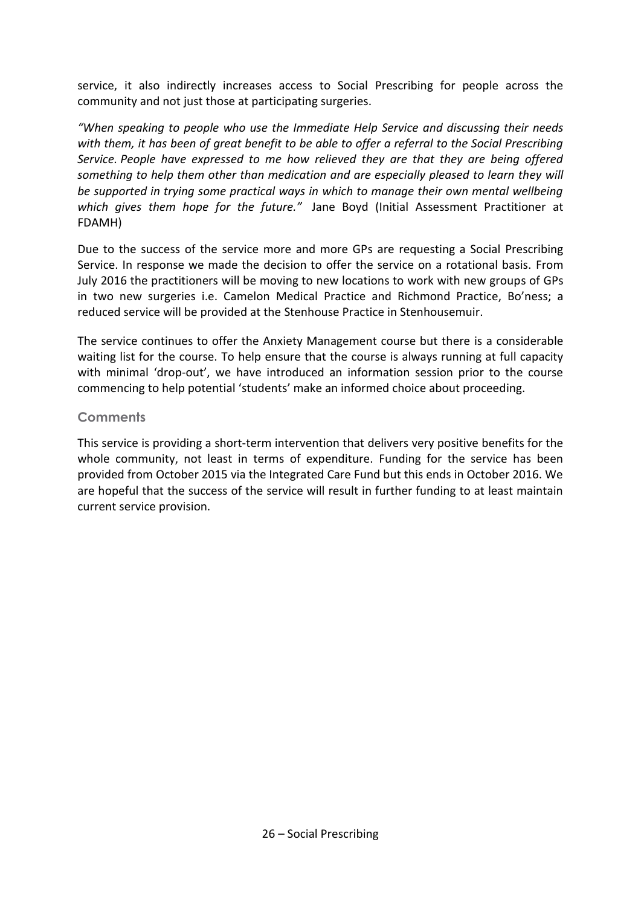service, it also indirectly increases access to Social Prescribing for people across the community and not just those at participating surgeries.

*"When speaking to people who use the Immediate Help Service and discussing their needs with them, it has been of great benefit to be able to offer a referral to the Social Prescribing Service. People have expressed to me how relieved they are that they are being offered something to help them other than medication and are especially pleased to learn they will be supported in trying some practical ways in which to manage their own mental wellbeing which gives them hope for the future."* Jane Boyd (Initial Assessment Practitioner at FDAMH)

Due to the success of the service more and more GPs are requesting a Social Prescribing Service. In response we made the decision to offer the service on a rotational basis. From July 2016 the practitioners will be moving to new locations to work with new groups of GPs in two new surgeries i.e. Camelon Medical Practice and Richmond Practice, Bo'ness; a reduced service will be provided at the Stenhouse Practice in Stenhousemuir.

The service continues to offer the Anxiety Management course but there is a considerable waiting list for the course. To help ensure that the course is always running at full capacity with minimal 'drop-out', we have introduced an information session prior to the course commencing to help potential 'students' make an informed choice about proceeding.

### Comments

This service is providing a short-term intervention that delivers very positive benefits for the whole community, not least in terms of expenditure. Funding for the service has been provided from October 2015 via the Integrated Care Fund but this ends in October 2016. We are hopeful that the success of the service will result in further funding to at least maintain current service provision.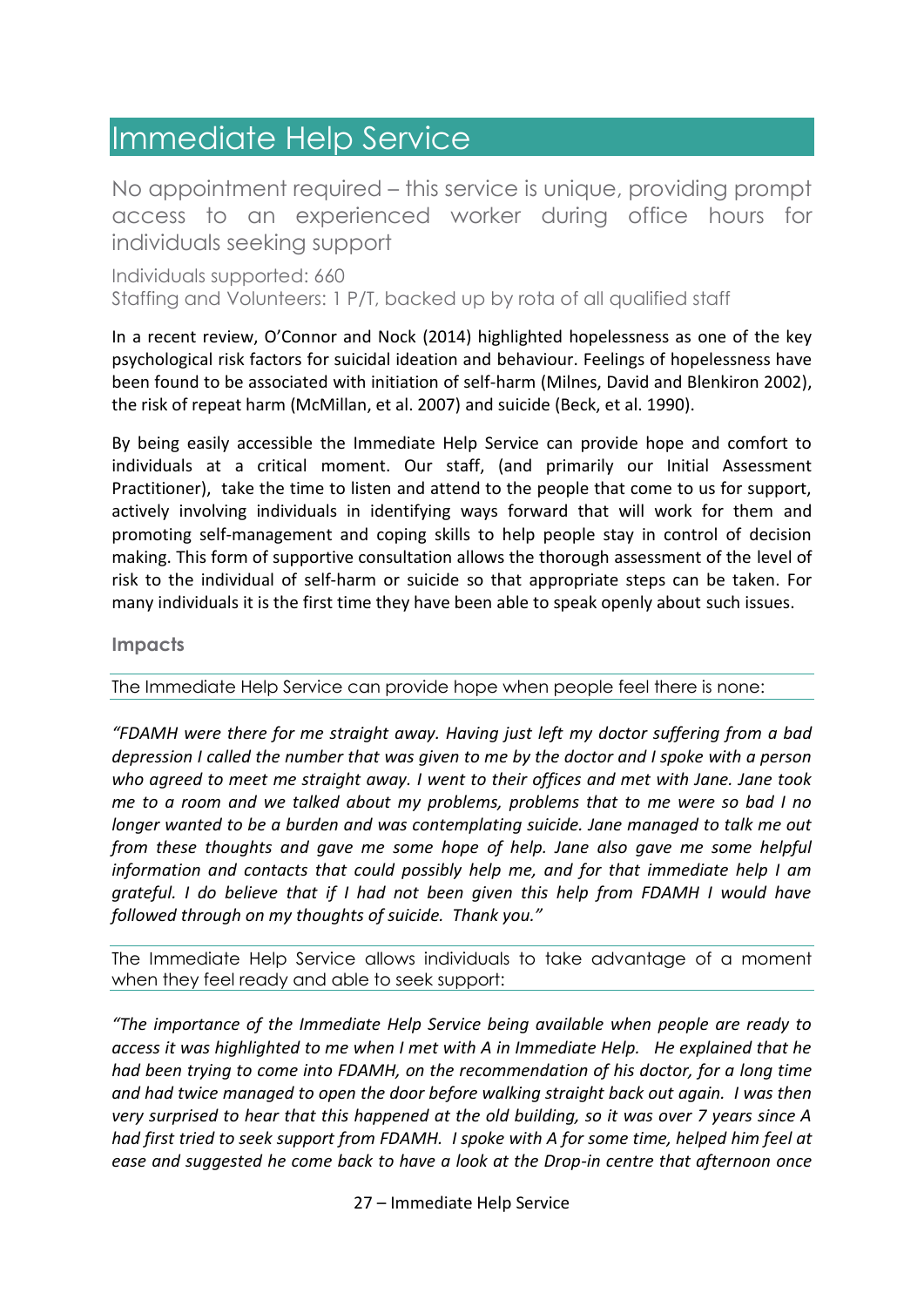# Immediate Help Service

No appointment required – this service is unique, providing prompt access to an experienced worker during office hours for individuals seeking support

Individuals supported: 660
Staffing and Volunteers: 1 P/T, backed up by rota of all qualified staff

In a recent review, O'Connor and Nock (2014) highlighted hopelessness as one of the key psychological risk factors for suicidal ideation and behaviour. Feelings of hopelessness have been found to be associated with initiation of self-harm (Milnes, David and Blenkiron 2002), the risk of repeat harm (McMillan, et al. 2007) and suicide (Beck, et al. 1990).

By being easily accessible the Immediate Help Service can provide hope and comfort to individuals at a critical moment. Our staff, (and primarily our Initial Assessment Practitioner), take the time to listen and attend to the people that come to us for support, actively involving individuals in identifying ways forward that will work for them and promoting self-management and coping skills to help people stay in control of decision making. This form of supportive consultation allows the thorough assessment of the level of risk to the individual of self-harm or suicide so that appropriate steps can be taken. For many individuals it is the first time they have been able to speak openly about such issues.

### Impacts

The Immediate Help Service can provide hope when people feel there is none:

*"FDAMH were there for me straight away. Having just left my doctor suffering from a bad depression I called the number that was given to me by the doctor and I spoke with a person who agreed to meet me straight away. I went to their offices and met with Jane. Jane took me to a room and we talked about my problems, problems that to me were so bad I no longer wanted to be a burden and was contemplating suicide. Jane managed to talk me out from these thoughts and gave me some hope of help. Jane also gave me some helpful information and contacts that could possibly help me, and for that immediate help I am grateful. I do believe that if I had not been given this help from FDAMH I would have followed through on my thoughts of suicide. Thank you."*

The Immediate Help Service allows individuals to take advantage of a moment when they feel ready and able to seek support:

*"The importance of the Immediate Help Service being available when people are ready to access it was highlighted to me when I met with A in Immediate Help. He explained that he had been trying to come into FDAMH, on the recommendation of his doctor, for a long time and had twice managed to open the door before walking straight back out again. I was then very surprised to hear that this happened at the old building, so it was over 7 years since A had first tried to seek support from FDAMH. I spoke with A for some time, helped him feel at ease and suggested he come back to have a look at the Drop-in centre that afternoon once*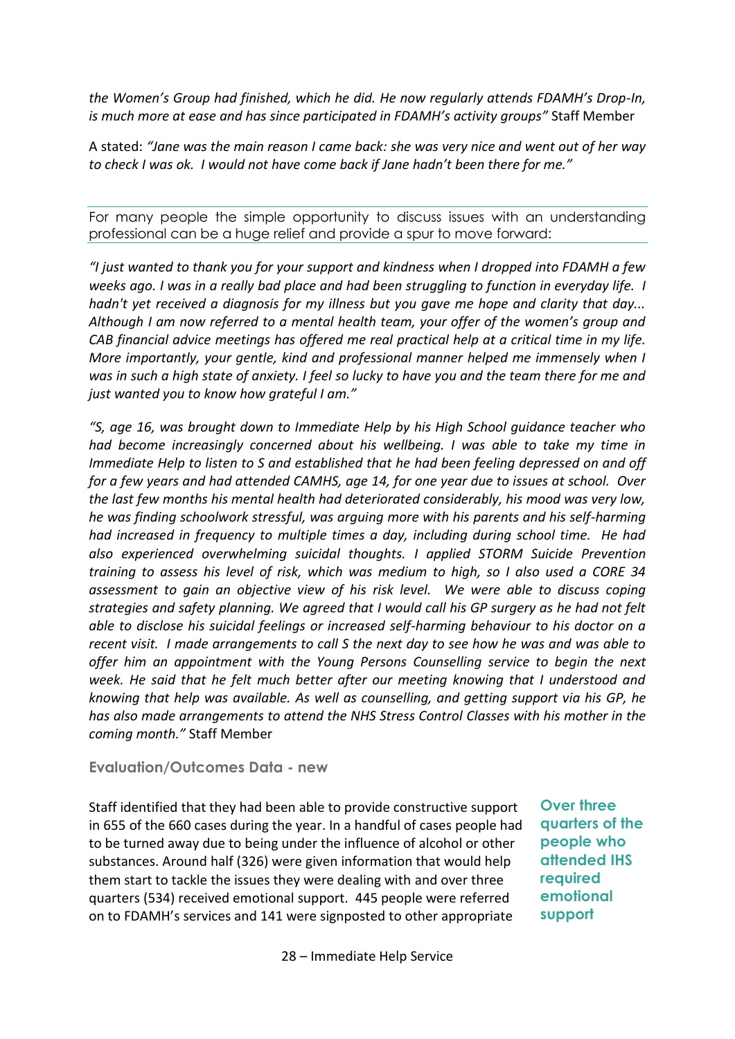*the Women's Group had finished, which he did. He now regularly attends FDAMH's Drop-In, is much more at ease and has since participated in FDAMH's activity groups"* Staff Member

A stated: *"Jane was the main reason I came back: she was very nice and went out of her way to check I was ok. I would not have come back if Jane hadn't been there for me."*

For many people the simple opportunity to discuss issues with an understanding professional can be a huge relief and provide a spur to move forward:

*"I just wanted to thank you for your support and kindness when I dropped into FDAMH a few weeks ago. I was in a really bad place and had been struggling to function in everyday life. I hadn't yet received a diagnosis for my illness but you gave me hope and clarity that day... Although I am now referred to a mental health team, your offer of the women's group and CAB financial advice meetings has offered me real practical help at a critical time in my life. More importantly, your gentle, kind and professional manner helped me immensely when I was in such a high state of anxiety. I feel so lucky to have you and the team there for me and just wanted you to know how grateful I am."*

*"S, age 16, was brought down to Immediate Help by his High School guidance teacher who had become increasingly concerned about his wellbeing. I was able to take my time in Immediate Help to listen to S and established that he had been feeling depressed on and off for a few years and had attended CAMHS, age 14, for one year due to issues at school. Over the last few months his mental health had deteriorated considerably, his mood was very low, he was finding schoolwork stressful, was arguing more with his parents and his self-harming had increased in frequency to multiple times a day, including during school time. He had also experienced overwhelming suicidal thoughts. I applied STORM Suicide Prevention training to assess his level of risk, which was medium to high, so I also used a CORE 34 assessment to gain an objective view of his risk level. We were able to discuss coping strategies and safety planning. We agreed that I would call his GP surgery as he had not felt able to disclose his suicidal feelings or increased self-harming behaviour to his doctor on a recent visit. I made arrangements to call S the next day to see how he was and was able to offer him an appointment with the Young Persons Counselling service to begin the next week. He said that he felt much better after our meeting knowing that I understood and knowing that help was available. As well as counselling, and getting support via his GP, he has also made arrangements to attend the NHS Stress Control Classes with his mother in the coming month."* Staff Member

### Evaluation/Outcomes Data - new

Staff identified that they had been able to provide constructive support in 655 of the 660 cases during the year. In a handful of cases people had to be turned away due to being under the influence of alcohol or other substances. Around half (326) were given information that would help them start to tackle the issues they were dealing with and over three quarters (534) received emotional support. 445 people were referred on to FDAMH's services and 141 were signposted to other appropriate

**Over three quarters of the people who attended IHS required emotional support**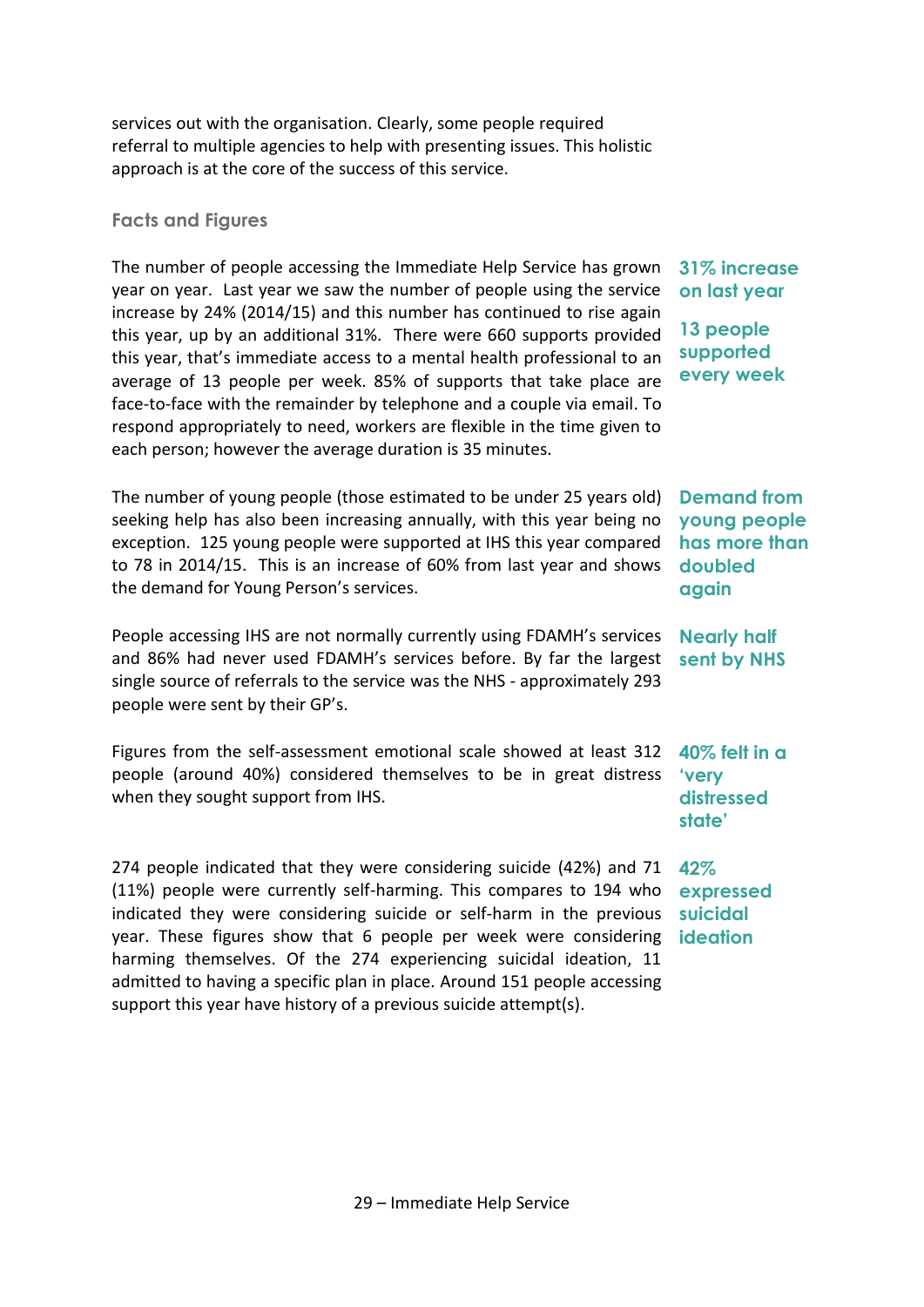services out with the organisation. Clearly, some people required referral to multiple agencies to help with presenting issues. This holistic approach is at the core of the success of this service.

### Facts and Figures

The number of people accessing the Immediate Help Service has grown year on year. Last year we saw the number of people using the service increase by 24% (2014/15) and this number has continued to rise again this year, up by an additional 31%. There were 660 supports provided this year, that's immediate access to a mental health professional to an average of 13 people per week. 85% of supports that take place are face-to-face with the remainder by telephone and a couple via email. To respond appropriately to need, workers are flexible in the time given to each person; however the average duration is 35 minutes.

**31% increase on last year**

**13 people supported every week**

The number of young people (those estimated to be under 25 years old) seeking help has also been increasing annually, with this year being no exception. 125 young people were supported at IHS this year compared to 78 in 2014/15. This is an increase of 60% from last year and shows the demand for Young Person's services.

**Demand from young people has more than doubled again**

People accessing IHS are not normally currently using FDAMH's services and 86% had never used FDAMH's services before. By far the largest single source of referrals to the service was the NHS - approximately 293 people were sent by their GP's.

**Nearly half sent by NHS**

Figures from the self-assessment emotional scale showed at least 312 people (around 40%) considered themselves to be in great distress when they sought support from IHS.

**40% felt in a 'very distressed state'**

274 people indicated that they were considering suicide (42%) and 71 (11%) people were currently self-harming. This compares to 194 who indicated they were considering suicide or self-harm in the previous year. These figures show that 6 people per week were considering harming themselves. Of the 274 experiencing suicidal ideation, 11 admitted to having a specific plan in place. Around 151 people accessing support this year have history of a previous suicide attempt(s).

**42% expressed suicidal ideation**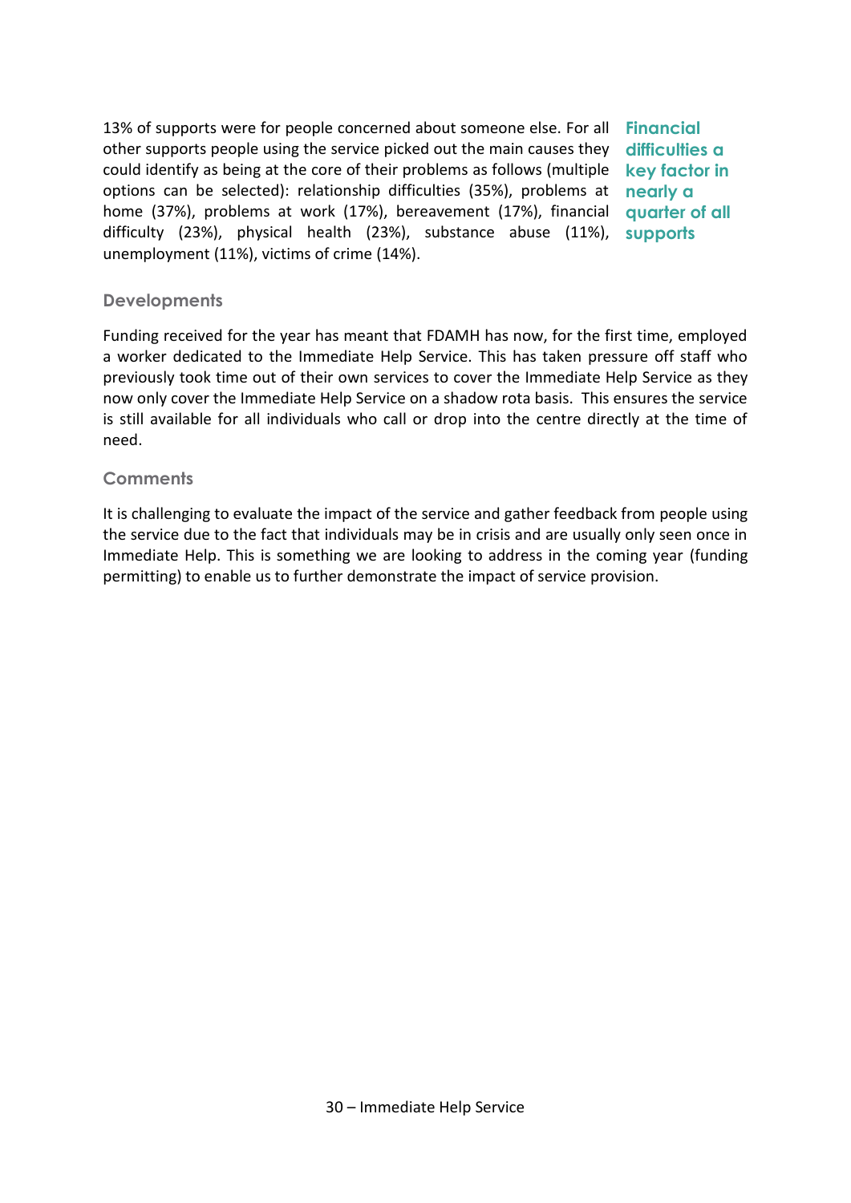13% of supports were for people concerned about someone else. For all other supports people using the service picked out the main causes they could identify as being at the core of their problems as follows (multiple options can be selected): relationship difficulties (35%), problems at home (37%), problems at work (17%), bereavement (17%), financial difficulty (23%), physical health (23%), substance abuse (11%), unemployment (11%), victims of crime (14%).

**Financial difficulties a key factor in nearly a quarter of all supports**

### Developments

Funding received for the year has meant that FDAMH has now, for the first time, employed a worker dedicated to the Immediate Help Service. This has taken pressure off staff who previously took time out of their own services to cover the Immediate Help Service as they now only cover the Immediate Help Service on a shadow rota basis. This ensures the service is still available for all individuals who call or drop into the centre directly at the time of need.

### Comments

It is challenging to evaluate the impact of the service and gather feedback from people using the service due to the fact that individuals may be in crisis and are usually only seen once in Immediate Help. This is something we are looking to address in the coming year (funding permitting) to enable us to further demonstrate the impact of service provision.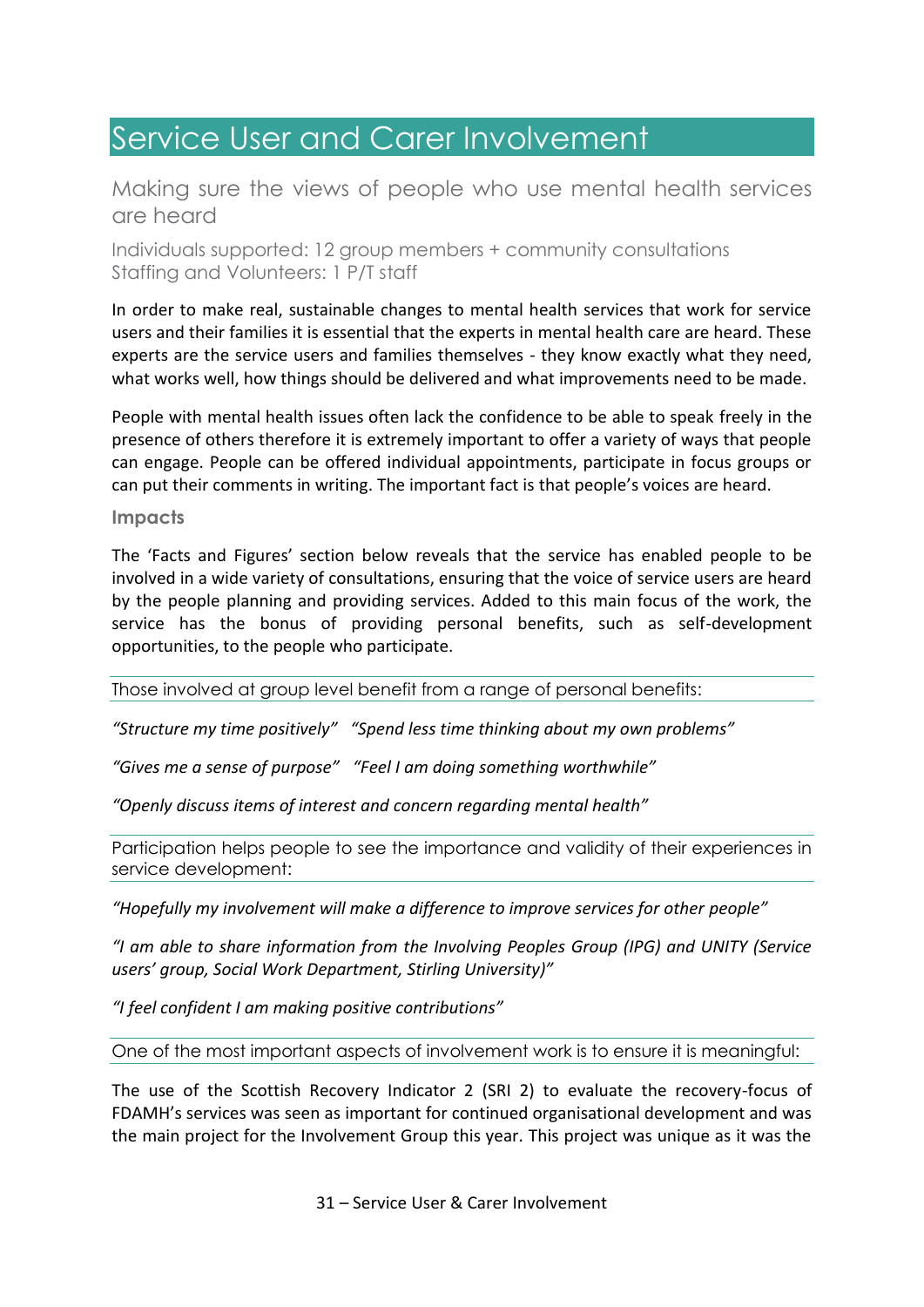# Service User and Carer Involvement

## Making sure the views of people who use mental health services are heard

Individuals supported: 12 group members + community consultations
Staffing and Volunteers: 1 P/T staff

In order to make real, sustainable changes to mental health services that work for service users and their families it is essential that the experts in mental health care are heard. These experts are the service users and families themselves - they know exactly what they need, what works well, how things should be delivered and what improvements need to be made.

People with mental health issues often lack the confidence to be able to speak freely in the presence of others therefore it is extremely important to offer a variety of ways that people can engage. People can be offered individual appointments, participate in focus groups or can put their comments in writing. The important fact is that people's voices are heard.

### Impacts

The 'Facts and Figures' section below reveals that the service has enabled people to be involved in a wide variety of consultations, ensuring that the voice of service users are heard by the people planning and providing services. Added to this main focus of the work, the service has the bonus of providing personal benefits, such as self-development opportunities, to the people who participate.

Those involved at group level benefit from a range of personal benefits:

*"Structure my time positively"* *"Spend less time thinking about my own problems"*

*"Gives me a sense of purpose"* *"Feel I am doing something worthwhile"*

*"Openly discuss items of interest and concern regarding mental health"*

Participation helps people to see the importance and validity of their experiences in service development:

*"Hopefully my involvement will make a difference to improve services for other people"*

*"I am able to share information from the Involving Peoples Group (IPG) and UNITY (Service users' group, Social Work Department, Stirling University)"*

*"I feel confident I am making positive contributions"*

One of the most important aspects of involvement work is to ensure it is meaningful:

The use of the Scottish Recovery Indicator 2 (SRI 2) to evaluate the recovery-focus of FDAMH's services was seen as important for continued organisational development and was the main project for the Involvement Group this year. This project was unique as it was the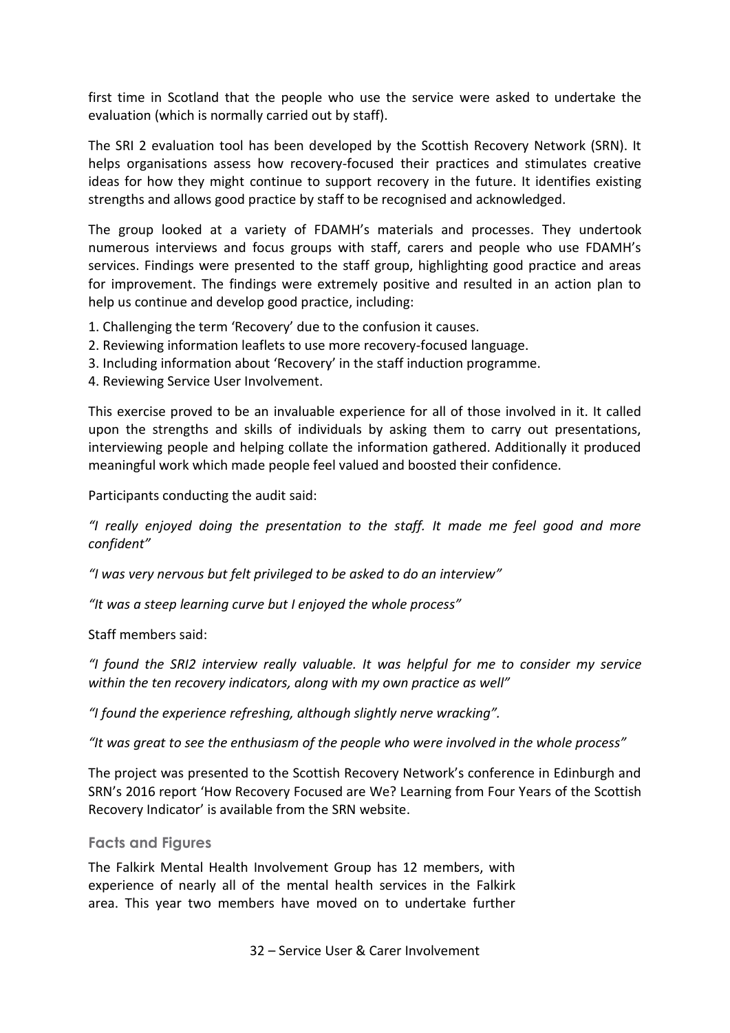first time in Scotland that the people who use the service were asked to undertake the evaluation (which is normally carried out by staff).

The SRI 2 evaluation tool has been developed by the Scottish Recovery Network (SRN). It helps organisations assess how recovery-focused their practices and stimulates creative ideas for how they might continue to support recovery in the future. It identifies existing strengths and allows good practice by staff to be recognised and acknowledged.

The group looked at a variety of FDAMH's materials and processes. They undertook numerous interviews and focus groups with staff, carers and people who use FDAMH's services. Findings were presented to the staff group, highlighting good practice and areas for improvement. The findings were extremely positive and resulted in an action plan to help us continue and develop good practice, including:

1. Challenging the term 'Recovery' due to the confusion it causes.
2. Reviewing information leaflets to use more recovery-focused language.
3. Including information about 'Recovery' in the staff induction programme.
4. Reviewing Service User Involvement.

This exercise proved to be an invaluable experience for all of those involved in it. It called upon the strengths and skills of individuals by asking them to carry out presentations, interviewing people and helping collate the information gathered. Additionally it produced meaningful work which made people feel valued and boosted their confidence.

Participants conducting the audit said:

*"I really enjoyed doing the presentation to the staff. It made me feel good and more confident"*

*"I was very nervous but felt privileged to be asked to do an interview"*

*"It was a steep learning curve but I enjoyed the whole process"*

Staff members said:

*"I found the SRI2 interview really valuable. It was helpful for me to consider my service within the ten recovery indicators, along with my own practice as well"*

*"I found the experience refreshing, although slightly nerve wracking".*

*"It was great to see the enthusiasm of the people who were involved in the whole process"*

The project was presented to the Scottish Recovery Network's conference in Edinburgh and SRN's 2016 report 'How Recovery Focused are We? Learning from Four Years of the Scottish Recovery Indicator' is available from the SRN website.

### Facts and Figures

The Falkirk Mental Health Involvement Group has 12 members, with experience of nearly all of the mental health services in the Falkirk area. This year two members have moved on to undertake further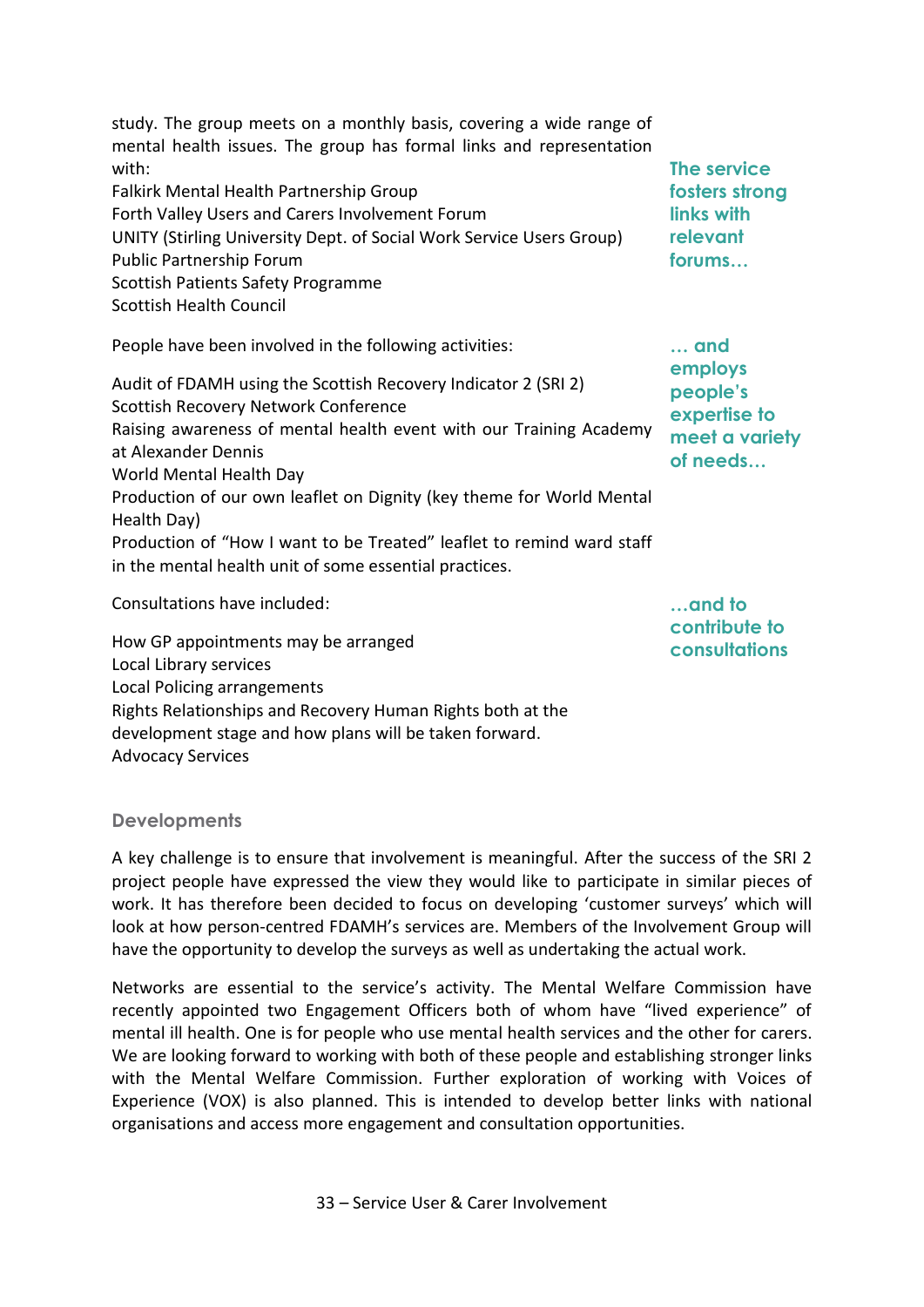study. The group meets on a monthly basis, covering a wide range of mental health issues. The group has formal links and representation with:

Falkirk Mental Health Partnership Group
Forth Valley Users and Carers Involvement Forum
UNITY (Stirling University Dept. of Social Work Service Users Group)
Public Partnership Forum
Scottish Patients Safety Programme
Scottish Health Council

**The service fosters strong links with relevant forums…**

People have been involved in the following activities:

Audit of FDAMH using the Scottish Recovery Indicator 2 (SRI 2)
Scottish Recovery Network Conference
Raising awareness of mental health event with our Training Academy at Alexander Dennis
World Mental Health Day
Production of our own leaflet on Dignity (key theme for World Mental Health Day)
Production of "How I want to be Treated" leaflet to remind ward staff in the mental health unit of some essential practices.

**… and employs people's expertise to meet a variety of needs…**

Consultations have included:

How GP appointments may be arranged
Local Library services
Local Policing arrangements
Rights Relationships and Recovery Human Rights both at the development stage and how plans will be taken forward.
Advocacy Services

**…and to contribute to consultations**

## Developments

A key challenge is to ensure that involvement is meaningful. After the success of the SRI 2 project people have expressed the view they would like to participate in similar pieces of work. It has therefore been decided to focus on developing 'customer surveys' which will look at how person-centred FDAMH's services are. Members of the Involvement Group will have the opportunity to develop the surveys as well as undertaking the actual work.

Networks are essential to the service's activity. The Mental Welfare Commission have recently appointed two Engagement Officers both of whom have "lived experience" of mental ill health. One is for people who use mental health services and the other for carers. We are looking forward to working with both of these people and establishing stronger links with the Mental Welfare Commission. Further exploration of working with Voices of Experience (VOX) is also planned. This is intended to develop better links with national organisations and access more engagement and consultation opportunities.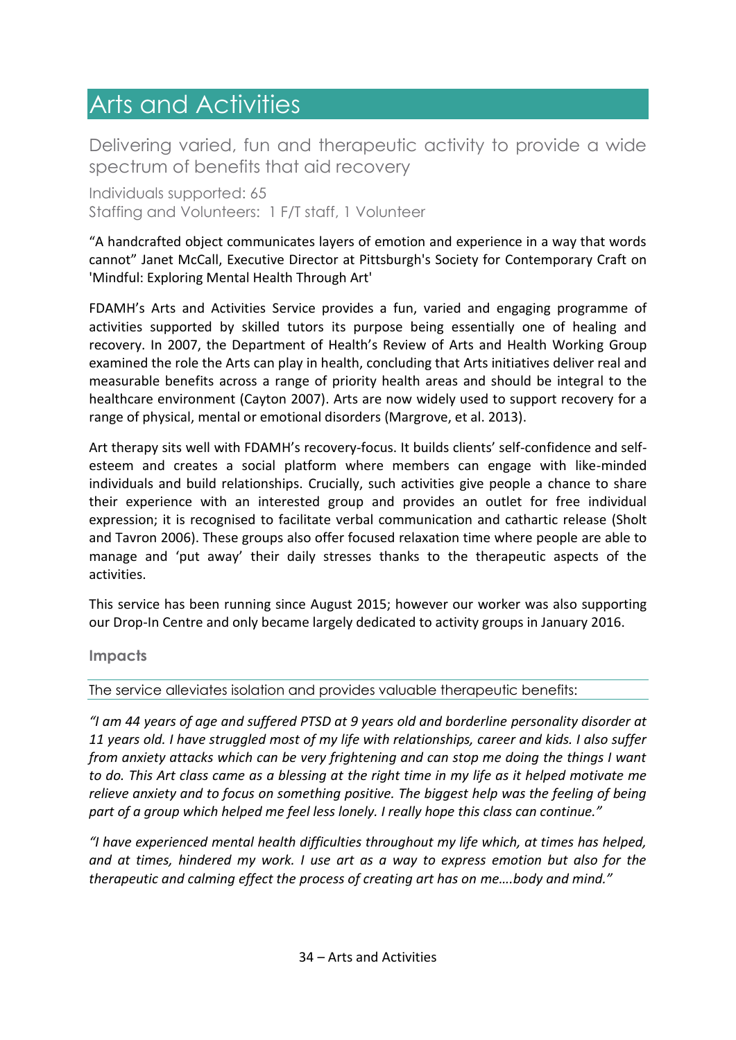# Arts and Activities

## Delivering varied, fun and therapeutic activity to provide a wide spectrum of benefits that aid recovery

Individuals supported: 65
Staffing and Volunteers: 1 F/T staff, 1 Volunteer

"A handcrafted object communicates layers of emotion and experience in a way that words cannot" Janet McCall, Executive Director at Pittsburgh's Society for Contemporary Craft on 'Mindful: Exploring Mental Health Through Art'

FDAMH's Arts and Activities Service provides a fun, varied and engaging programme of activities supported by skilled tutors its purpose being essentially one of healing and recovery. In 2007, the Department of Health's Review of Arts and Health Working Group examined the role the Arts can play in health, concluding that Arts initiatives deliver real and measurable benefits across a range of priority health areas and should be integral to the healthcare environment (Cayton 2007). Arts are now widely used to support recovery for a range of physical, mental or emotional disorders (Margrove, et al. 2013).

Art therapy sits well with FDAMH's recovery-focus. It builds clients' self-confidence and self-esteem and creates a social platform where members can engage with like-minded individuals and build relationships. Crucially, such activities give people a chance to share their experience with an interested group and provides an outlet for free individual expression; it is recognised to facilitate verbal communication and cathartic release (Sholt and Tavron 2006). These groups also offer focused relaxation time where people are able to manage and 'put away' their daily stresses thanks to the therapeutic aspects of the activities.

This service has been running since August 2015; however our worker was also supporting our Drop-In Centre and only became largely dedicated to activity groups in January 2016.

### Impacts

The service alleviates isolation and provides valuable therapeutic benefits:

*"I am 44 years of age and suffered PTSD at 9 years old and borderline personality disorder at 11 years old. I have struggled most of my life with relationships, career and kids. I also suffer from anxiety attacks which can be very frightening and can stop me doing the things I want to do. This Art class came as a blessing at the right time in my life as it helped motivate me relieve anxiety and to focus on something positive. The biggest help was the feeling of being part of a group which helped me feel less lonely. I really hope this class can continue."*

*"I have experienced mental health difficulties throughout my life which, at times has helped, and at times, hindered my work. I use art as a way to express emotion but also for the therapeutic and calming effect the process of creating art has on me….body and mind."*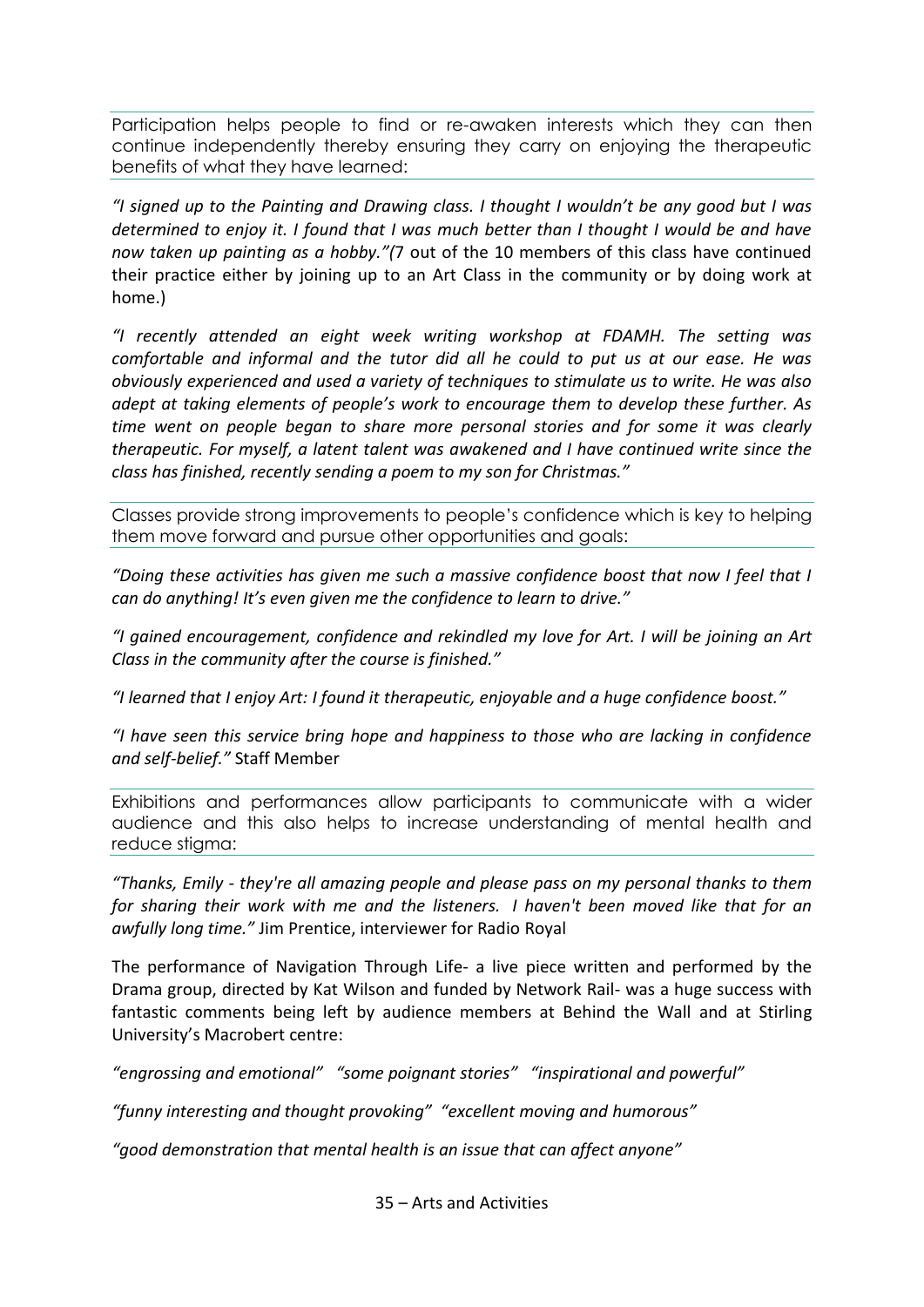Participation helps people to find or re-awaken interests which they can then continue independently thereby ensuring they carry on enjoying the therapeutic benefits of what they have learned:

*"I signed up to the Painting and Drawing class. I thought I wouldn't be any good but I was determined to enjoy it. I found that I was much better than I thought I would be and have now taken up painting as a hobby."*(7 out of the 10 members of this class have continued their practice either by joining up to an Art Class in the community or by doing work at home.)

*"I recently attended an eight week writing workshop at FDAMH. The setting was comfortable and informal and the tutor did all he could to put us at our ease. He was obviously experienced and used a variety of techniques to stimulate us to write. He was also adept at taking elements of people's work to encourage them to develop these further. As time went on people began to share more personal stories and for some it was clearly therapeutic. For myself, a latent talent was awakened and I have continued write since the class has finished, recently sending a poem to my son for Christmas."*

Classes provide strong improvements to people's confidence which is key to helping them move forward and pursue other opportunities and goals:

*"Doing these activities has given me such a massive confidence boost that now I feel that I can do anything! It's even given me the confidence to learn to drive."*

*"I gained encouragement, confidence and rekindled my love for Art. I will be joining an Art Class in the community after the course is finished."*

*"I learned that I enjoy Art: I found it therapeutic, enjoyable and a huge confidence boost."*

*"I have seen this service bring hope and happiness to those who are lacking in confidence and self-belief."* Staff Member

Exhibitions and performances allow participants to communicate with a wider audience and this also helps to increase understanding of mental health and reduce stigma:

*"Thanks, Emily - they're all amazing people and please pass on my personal thanks to them for sharing their work with me and the listeners. I haven't been moved like that for an awfully long time."* Jim Prentice, interviewer for Radio Royal

The performance of Navigation Through Life- a live piece written and performed by the Drama group, directed by Kat Wilson and funded by Network Rail- was a huge success with fantastic comments being left by audience members at Behind the Wall and at Stirling University's Macrobert centre:

*"engrossing and emotional"* *"some poignant stories"* *"inspirational and powerful"*

*"funny interesting and thought provoking"* *"excellent moving and humorous"*

*"good demonstration that mental health is an issue that can affect anyone"*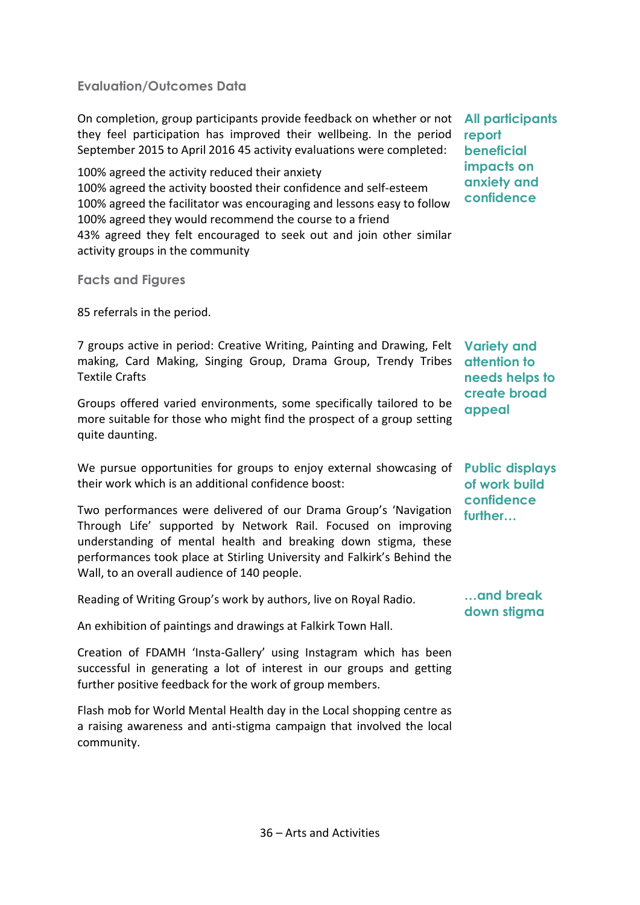## Evaluation/Outcomes Data

On completion, group participants provide feedback on whether or not they feel participation has improved their wellbeing. In the period September 2015 to April 2016 45 activity evaluations were completed:

**All participants report beneficial impacts on anxiety and confidence**

100% agreed the activity reduced their anxiety
100% agreed the activity boosted their confidence and self-esteem
100% agreed the facilitator was encouraging and lessons easy to follow
100% agreed they would recommend the course to a friend
43% agreed they felt encouraged to seek out and join other similar activity groups in the community

## Facts and Figures

85 referrals in the period.

7 groups active in period: Creative Writing, Painting and Drawing, Felt making, Card Making, Singing Group, Drama Group, Trendy Tribes Textile Crafts

**Variety and attention to needs helps to create broad appeal**

Groups offered varied environments, some specifically tailored to be more suitable for those who might find the prospect of a group setting quite daunting.

We pursue opportunities for groups to enjoy external showcasing of their work which is an additional confidence boost:

**Public displays of work build confidence further…**

Two performances were delivered of our Drama Group's 'Navigation Through Life' supported by Network Rail. Focused on improving understanding of mental health and breaking down stigma, these performances took place at Stirling University and Falkirk's Behind the Wall, to an overall audience of 140 people.

**…and break down stigma**

Reading of Writing Group's work by authors, live on Royal Radio.

An exhibition of paintings and drawings at Falkirk Town Hall.

Creation of FDAMH 'Insta-Gallery' using Instagram which has been successful in generating a lot of interest in our groups and getting further positive feedback for the work of group members.

Flash mob for World Mental Health day in the Local shopping centre as a raising awareness and anti-stigma campaign that involved the local community.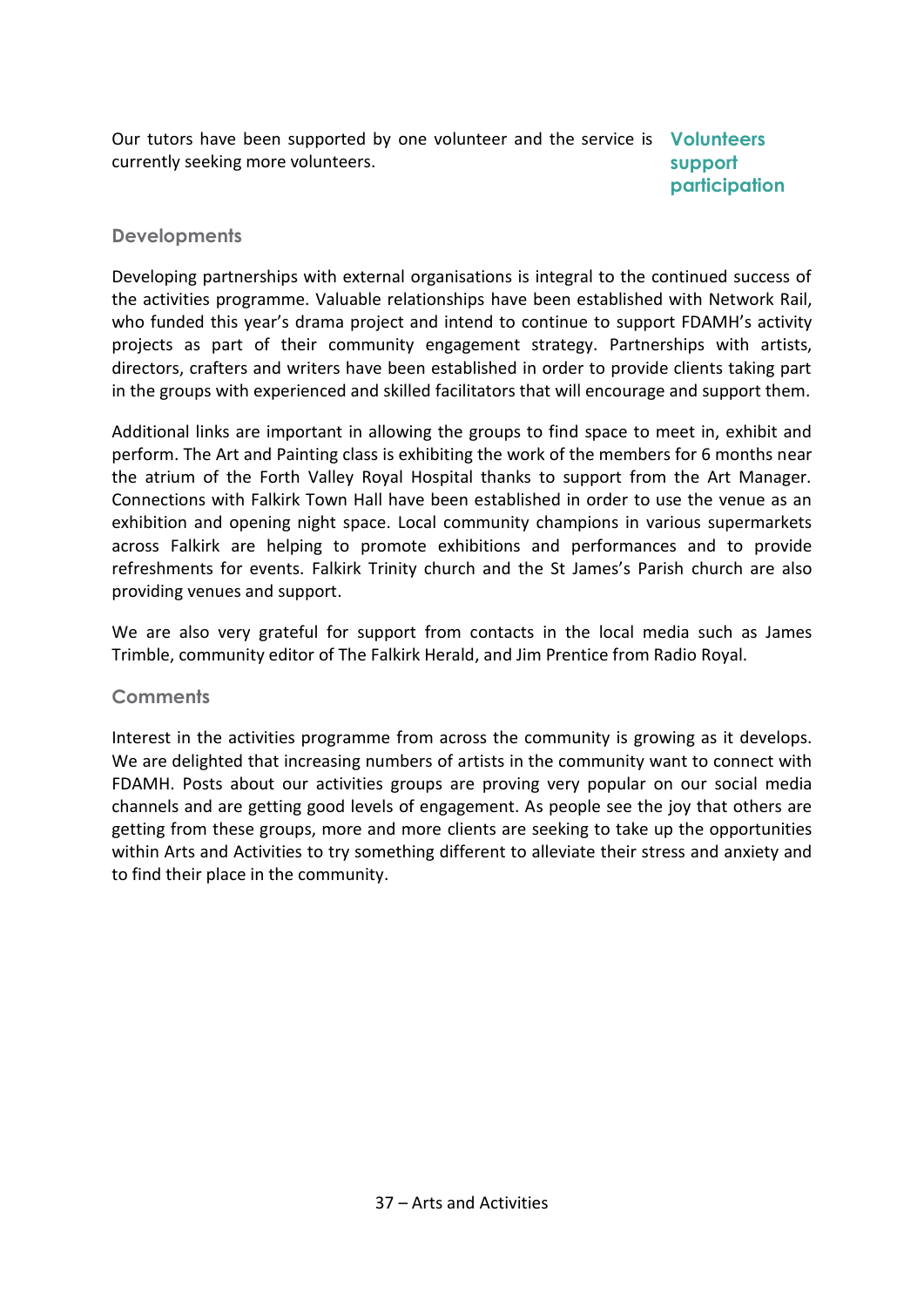Our tutors have been supported by one volunteer and the service is currently seeking more volunteers.

**Volunteers support participation**

### Developments

Developing partnerships with external organisations is integral to the continued success of the activities programme. Valuable relationships have been established with Network Rail, who funded this year's drama project and intend to continue to support FDAMH's activity projects as part of their community engagement strategy. Partnerships with artists, directors, crafters and writers have been established in order to provide clients taking part in the groups with experienced and skilled facilitators that will encourage and support them.

Additional links are important in allowing the groups to find space to meet in, exhibit and perform. The Art and Painting class is exhibiting the work of the members for 6 months near the atrium of the Forth Valley Royal Hospital thanks to support from the Art Manager. Connections with Falkirk Town Hall have been established in order to use the venue as an exhibition and opening night space. Local community champions in various supermarkets across Falkirk are helping to promote exhibitions and performances and to provide refreshments for events. Falkirk Trinity church and the St James's Parish church are also providing venues and support.

We are also very grateful for support from contacts in the local media such as James Trimble, community editor of The Falkirk Herald, and Jim Prentice from Radio Royal.

### Comments

Interest in the activities programme from across the community is growing as it develops. We are delighted that increasing numbers of artists in the community want to connect with FDAMH. Posts about our activities groups are proving very popular on our social media channels and are getting good levels of engagement. As people see the joy that others are getting from these groups, more and more clients are seeking to take up the opportunities within Arts and Activities to try something different to alleviate their stress and anxiety and to find their place in the community.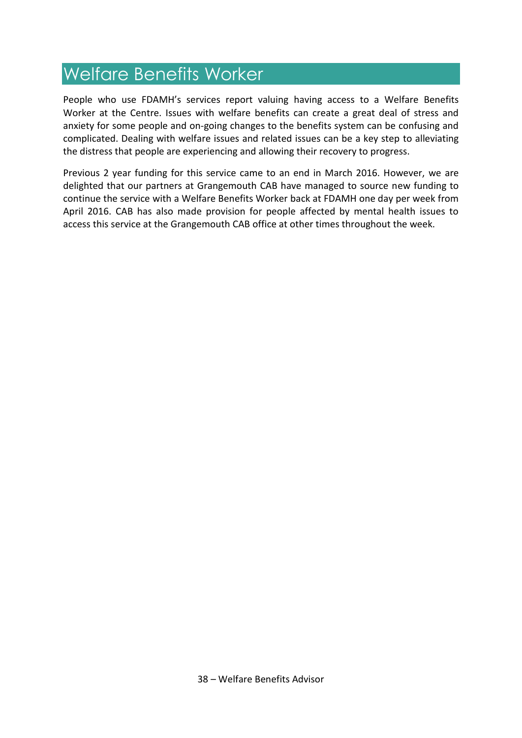# Welfare Benefits Worker

People who use FDAMH's services report valuing having access to a Welfare Benefits Worker at the Centre. Issues with welfare benefits can create a great deal of stress and anxiety for some people and on-going changes to the benefits system can be confusing and complicated. Dealing with welfare issues and related issues can be a key step to alleviating the distress that people are experiencing and allowing their recovery to progress.

Previous 2 year funding for this service came to an end in March 2016. However, we are delighted that our partners at Grangemouth CAB have managed to source new funding to continue the service with a Welfare Benefits Worker back at FDAMH one day per week from April 2016. CAB has also made provision for people affected by mental health issues to access this service at the Grangemouth CAB office at other times throughout the week.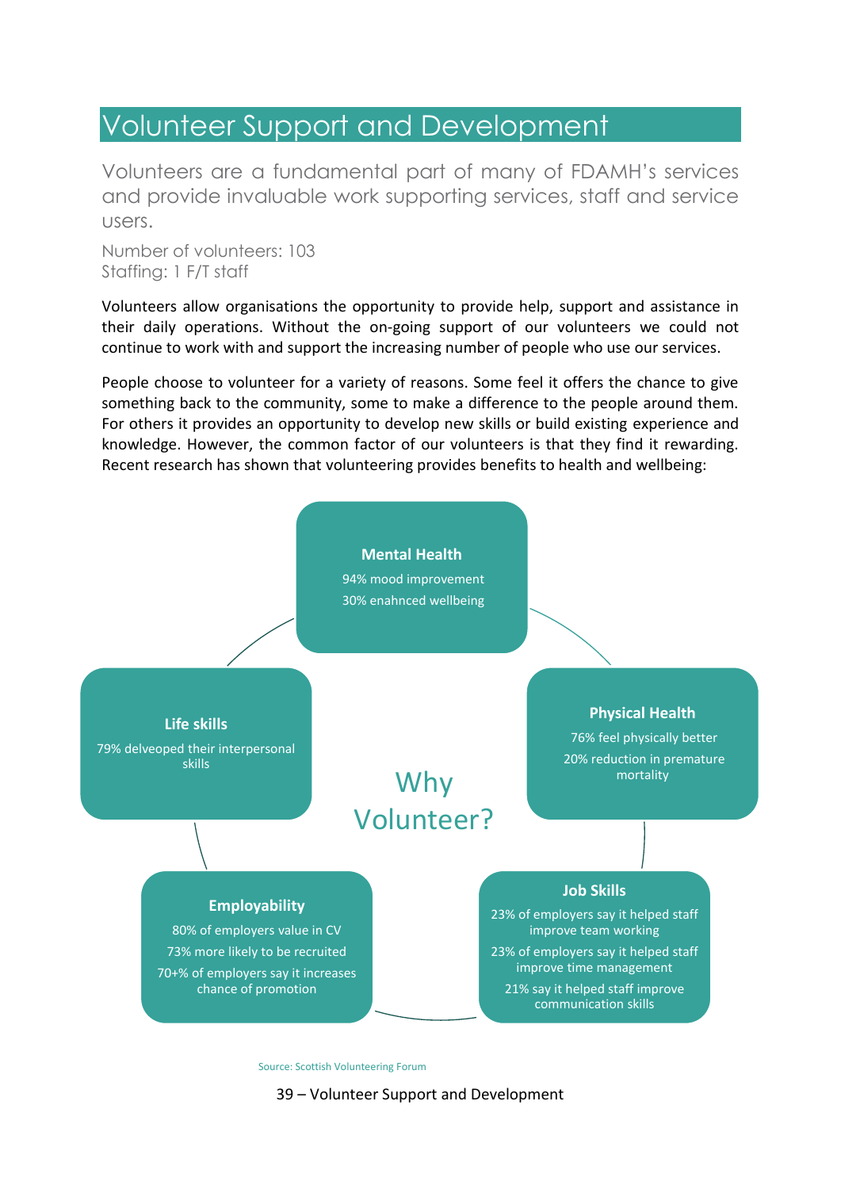# Volunteer Support and Development

Volunteers are a fundamental part of many of FDAMH's services and provide invaluable work supporting services, staff and service users.

Number of volunteers: 103
Staffing: 1 F/T staff

Volunteers allow organisations the opportunity to provide help, support and assistance in their daily operations. Without the on-going support of our volunteers we could not continue to work with and support the increasing number of people who use our services.

People choose to volunteer for a variety of reasons. Some feel it offers the chance to give something back to the community, some to make a difference to the people around them. For others it provides an opportunity to develop new skills or build existing experience and knowledge. However, the common factor of our volunteers is that they find it rewarding. Recent research has shown that volunteering provides benefits to health and wellbeing:

## Why Volunteer?

**Mental Health**
- 94% mood improvement
- 30% enahnced wellbeing

**Physical Health**
- 76% feel physically better
- 20% reduction in premature mortality

**Job Skills**
- 23% of employers say it helped staff improve team working
- 23% of employers say it helped staff improve time management
- 21% say it helped staff improve communication skills

**Employability**
- 80% of employers value in CV
- 73% more likely to be recruited
- 70+% of employers say it increases chance of promotion

**Life skills**
- 79% delveoped their interpersonal skills

Source: Scottish Volunteering Forum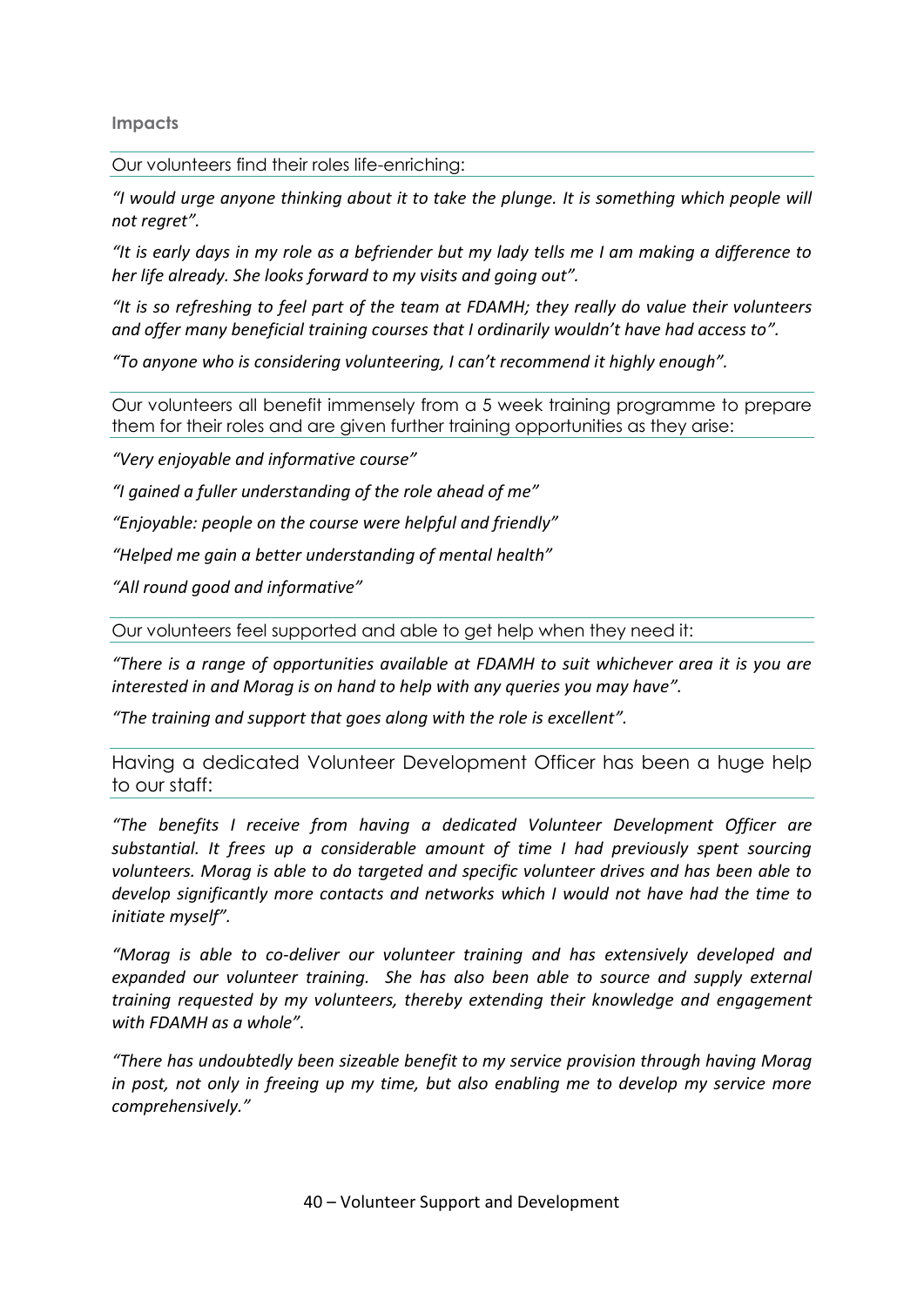**Impacts**

Our volunteers find their roles life-enriching:

*"I would urge anyone thinking about it to take the plunge. It is something which people will not regret".*

*"It is early days in my role as a befriender but my lady tells me I am making a difference to her life already. She looks forward to my visits and going out".*

*"It is so refreshing to feel part of the team at FDAMH; they really do value their volunteers and offer many beneficial training courses that I ordinarily wouldn't have had access to".*

*"To anyone who is considering volunteering, I can't recommend it highly enough".*

Our volunteers all benefit immensely from a 5 week training programme to prepare them for their roles and are given further training opportunities as they arise:

*"Very enjoyable and informative course"*

*"I gained a fuller understanding of the role ahead of me"*

*"Enjoyable: people on the course were helpful and friendly"*

*"Helped me gain a better understanding of mental health"*

*"All round good and informative"*

Our volunteers feel supported and able to get help when they need it:

*"There is a range of opportunities available at FDAMH to suit whichever area it is you are interested in and Morag is on hand to help with any queries you may have".*

*"The training and support that goes along with the role is excellent".*

Having a dedicated Volunteer Development Officer has been a huge help to our staff:

*"The benefits I receive from having a dedicated Volunteer Development Officer are substantial. It frees up a considerable amount of time I had previously spent sourcing volunteers. Morag is able to do targeted and specific volunteer drives and has been able to develop significantly more contacts and networks which I would not have had the time to initiate myself".*

*"Morag is able to co-deliver our volunteer training and has extensively developed and expanded our volunteer training. She has also been able to source and supply external training requested by my volunteers, thereby extending their knowledge and engagement with FDAMH as a whole".*

*"There has undoubtedly been sizeable benefit to my service provision through having Morag in post, not only in freeing up my time, but also enabling me to develop my service more comprehensively."*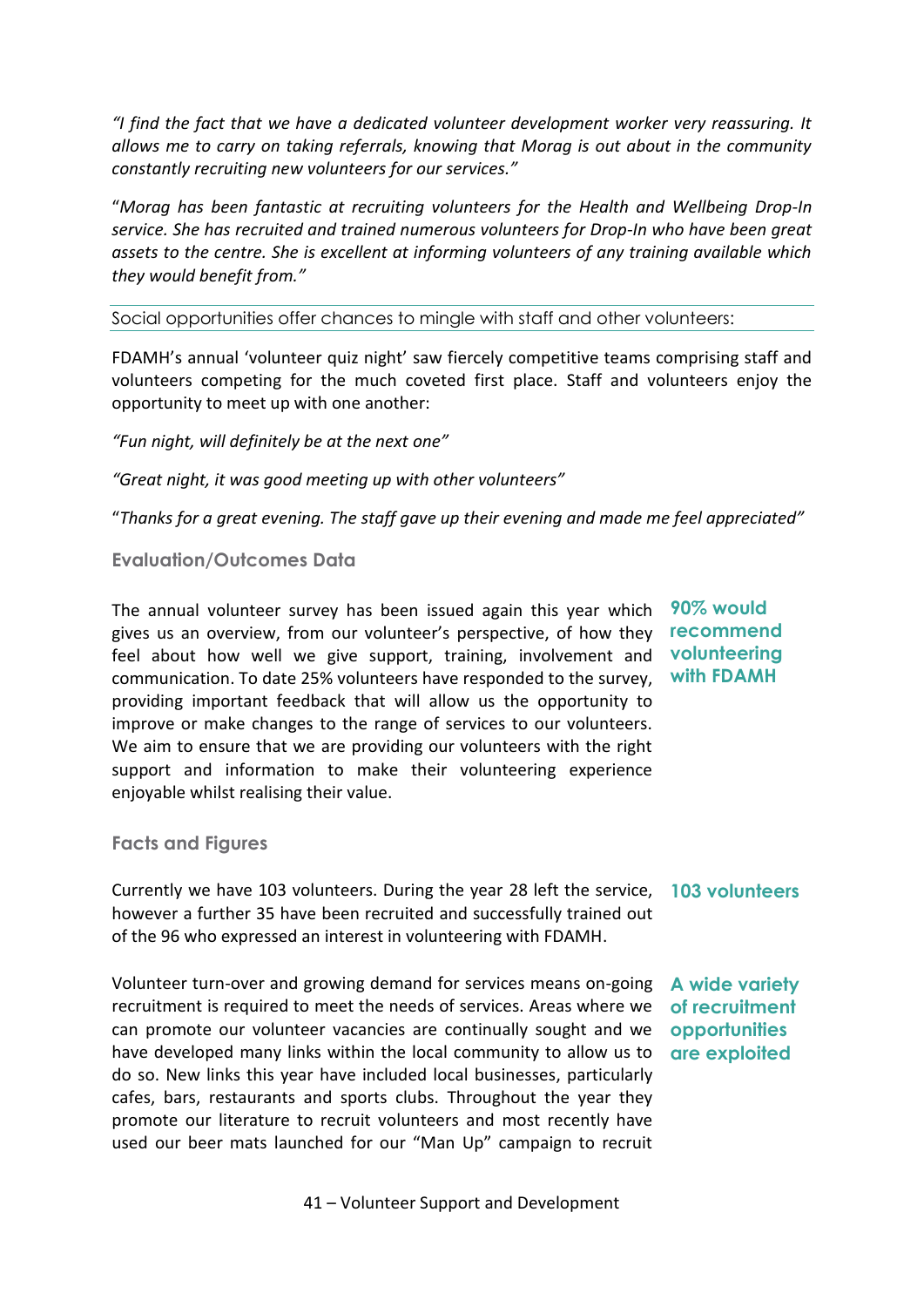*"I find the fact that we have a dedicated volunteer development worker very reassuring. It allows me to carry on taking referrals, knowing that Morag is out about in the community constantly recruiting new volunteers for our services."*

"*Morag has been fantastic at recruiting volunteers for the Health and Wellbeing Drop-In service. She has recruited and trained numerous volunteers for Drop-In who have been great assets to the centre. She is excellent at informing volunteers of any training available which they would benefit from."*

Social opportunities offer chances to mingle with staff and other volunteers:

FDAMH's annual 'volunteer quiz night' saw fiercely competitive teams comprising staff and volunteers competing for the much coveted first place. Staff and volunteers enjoy the opportunity to meet up with one another:

*"Fun night, will definitely be at the next one"*

*"Great night, it was good meeting up with other volunteers"*

"*Thanks for a great evening. The staff gave up their evening and made me feel appreciated"*

### Evaluation/Outcomes Data

**90% would recommend volunteering with FDAMH**

The annual volunteer survey has been issued again this year which gives us an overview, from our volunteer's perspective, of how they feel about how well we give support, training, involvement and communication. To date 25% volunteers have responded to the survey, providing important feedback that will allow us the opportunity to improve or make changes to the range of services to our volunteers. We aim to ensure that we are providing our volunteers with the right support and information to make their volunteering experience enjoyable whilst realising their value.

### Facts and Figures

**103 volunteers**

Currently we have 103 volunteers. During the year 28 left the service, however a further 35 have been recruited and successfully trained out of the 96 who expressed an interest in volunteering with FDAMH.

**A wide variety of recruitment opportunities are exploited**

Volunteer turn-over and growing demand for services means on-going recruitment is required to meet the needs of services. Areas where we can promote our volunteer vacancies are continually sought and we have developed many links within the local community to allow us to do so. New links this year have included local businesses, particularly cafes, bars, restaurants and sports clubs. Throughout the year they promote our literature to recruit volunteers and most recently have used our beer mats launched for our "Man Up" campaign to recruit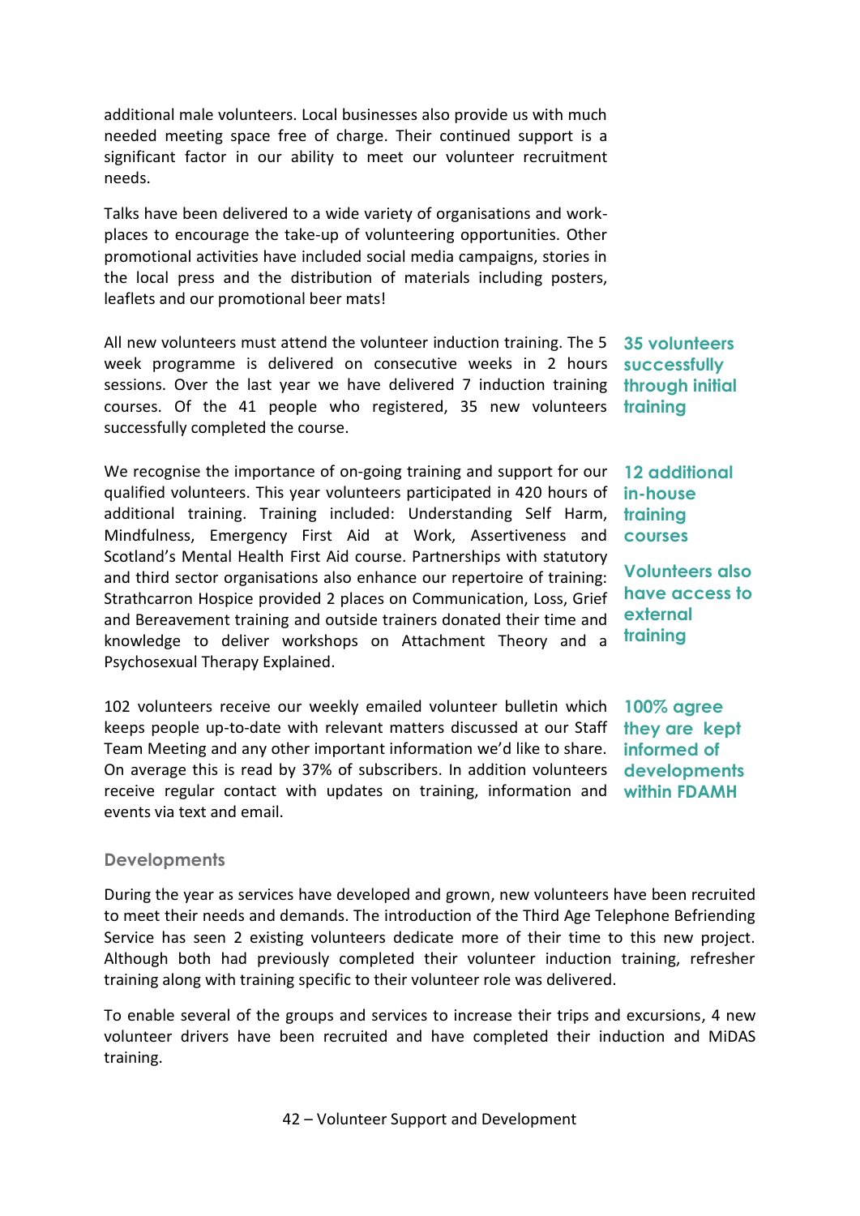additional male volunteers. Local businesses also provide us with much needed meeting space free of charge. Their continued support is a significant factor in our ability to meet our volunteer recruitment needs.

Talks have been delivered to a wide variety of organisations and work-places to encourage the take-up of volunteering opportunities. Other promotional activities have included social media campaigns, stories in the local press and the distribution of materials including posters, leaflets and our promotional beer mats!

All new volunteers must attend the volunteer induction training. The 5 week programme is delivered on consecutive weeks in 2 hours sessions. Over the last year we have delivered 7 induction training courses. Of the 41 people who registered, 35 new volunteers successfully completed the course.

**35 volunteers successfully through initial training**

We recognise the importance of on-going training and support for our qualified volunteers. This year volunteers participated in 420 hours of additional training. Training included: Understanding Self Harm, Mindfulness, Emergency First Aid at Work, Assertiveness and Scotland's Mental Health First Aid course. Partnerships with statutory and third sector organisations also enhance our repertoire of training: Strathcarron Hospice provided 2 places on Communication, Loss, Grief and Bereavement training and outside trainers donated their time and knowledge to deliver workshops on Attachment Theory and a Psychosexual Therapy Explained.

**12 additional in-house training courses**

**Volunteers also have access to external training**

102 volunteers receive our weekly emailed volunteer bulletin which keeps people up-to-date with relevant matters discussed at our Staff Team Meeting and any other important information we'd like to share. On average this is read by 37% of subscribers. In addition volunteers receive regular contact with updates on training, information and events via text and email.

**100% agree they are kept informed of developments within FDAMH**

## Developments

During the year as services have developed and grown, new volunteers have been recruited to meet their needs and demands. The introduction of the Third Age Telephone Befriending Service has seen 2 existing volunteers dedicate more of their time to this new project. Although both had previously completed their volunteer induction training, refresher training along with training specific to their volunteer role was delivered.

To enable several of the groups and services to increase their trips and excursions, 4 new volunteer drivers have been recruited and have completed their induction and MiDAS training.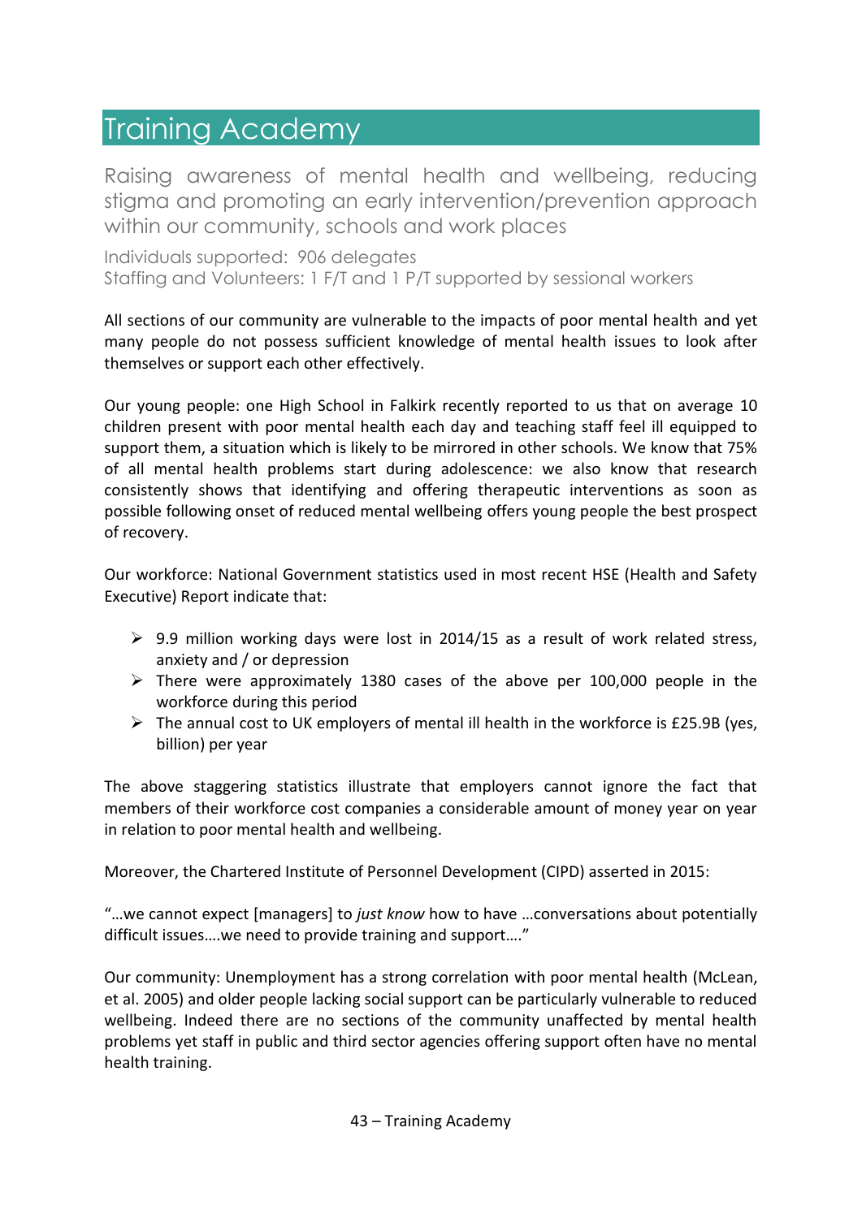# Training Academy

## Raising awareness of mental health and wellbeing, reducing stigma and promoting an early intervention/prevention approach within our community, schools and work places

Individuals supported: 906 delegates
Staffing and Volunteers: 1 F/T and 1 P/T supported by sessional workers

All sections of our community are vulnerable to the impacts of poor mental health and yet many people do not possess sufficient knowledge of mental health issues to look after themselves or support each other effectively.

Our young people: one High School in Falkirk recently reported to us that on average 10 children present with poor mental health each day and teaching staff feel ill equipped to support them, a situation which is likely to be mirrored in other schools. We know that 75% of all mental health problems start during adolescence: we also know that research consistently shows that identifying and offering therapeutic interventions as soon as possible following onset of reduced mental wellbeing offers young people the best prospect of recovery.

Our workforce: National Government statistics used in most recent HSE (Health and Safety Executive) Report indicate that:

- 9.9 million working days were lost in 2014/15 as a result of work related stress, anxiety and / or depression
- There were approximately 1380 cases of the above per 100,000 people in the workforce during this period
- The annual cost to UK employers of mental ill health in the workforce is £25.9B (yes, billion) per year

The above staggering statistics illustrate that employers cannot ignore the fact that members of their workforce cost companies a considerable amount of money year on year in relation to poor mental health and wellbeing.

Moreover, the Chartered Institute of Personnel Development (CIPD) asserted in 2015:

"…we cannot expect [managers] to *just know* how to have …conversations about potentially difficult issues….we need to provide training and support…."

Our community: Unemployment has a strong correlation with poor mental health (McLean, et al. 2005) and older people lacking social support can be particularly vulnerable to reduced wellbeing. Indeed there are no sections of the community unaffected by mental health problems yet staff in public and third sector agencies offering support often have no mental health training.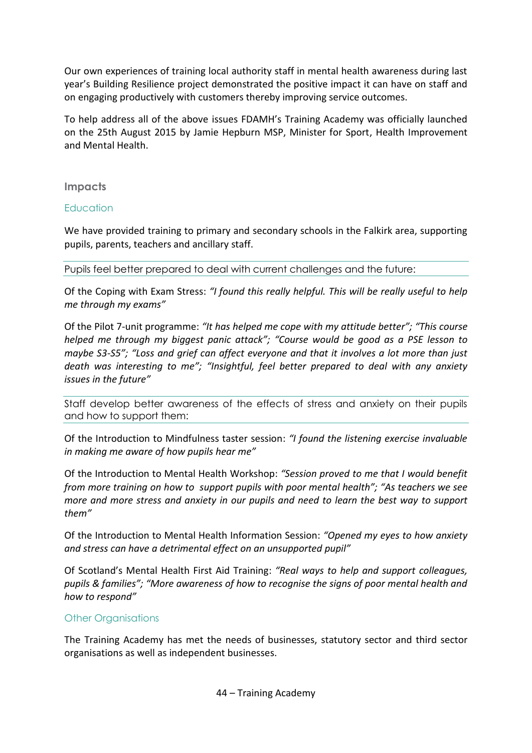Our own experiences of training local authority staff in mental health awareness during last year's Building Resilience project demonstrated the positive impact it can have on staff and on engaging productively with customers thereby improving service outcomes.

To help address all of the above issues FDAMH's Training Academy was officially launched on the 25th August 2015 by Jamie Hepburn MSP, Minister for Sport, Health Improvement and Mental Health.

## Impacts

### Education

We have provided training to primary and secondary schools in the Falkirk area, supporting pupils, parents, teachers and ancillary staff.

Pupils feel better prepared to deal with current challenges and the future:

Of the Coping with Exam Stress: *"I found this really helpful. This will be really useful to help me through my exams"*

Of the Pilot 7-unit programme: *"It has helped me cope with my attitude better"; "This course helped me through my biggest panic attack"; "Course would be good as a PSE lesson to maybe S3-S5"; "Loss and grief can affect everyone and that it involves a lot more than just death was interesting to me"; "Insightful, feel better prepared to deal with any anxiety issues in the future"*

Staff develop better awareness of the effects of stress and anxiety on their pupils and how to support them:

Of the Introduction to Mindfulness taster session: *"I found the listening exercise invaluable in making me aware of how pupils hear me"*

Of the Introduction to Mental Health Workshop: *"Session proved to me that I would benefit from more training on how to support pupils with poor mental health"; "As teachers we see more and more stress and anxiety in our pupils and need to learn the best way to support them"*

Of the Introduction to Mental Health Information Session: *"Opened my eyes to how anxiety and stress can have a detrimental effect on an unsupported pupil"*

Of Scotland's Mental Health First Aid Training: *"Real ways to help and support colleagues, pupils & families"; "More awareness of how to recognise the signs of poor mental health and how to respond"*

### Other Organisations

The Training Academy has met the needs of businesses, statutory sector and third sector organisations as well as independent businesses.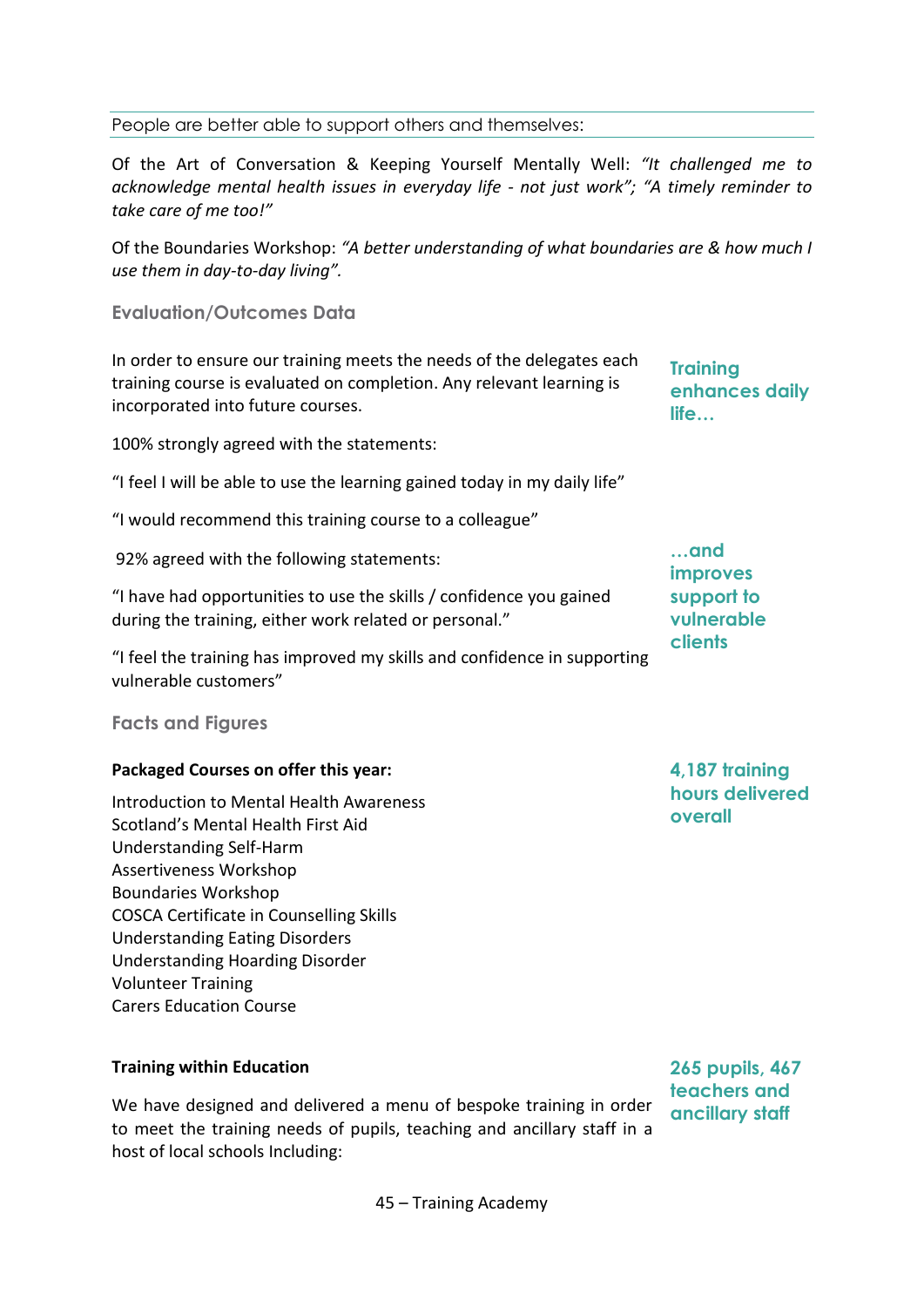People are better able to support others and themselves:

Of the Art of Conversation & Keeping Yourself Mentally Well: *"It challenged me to acknowledge mental health issues in everyday life - not just work"; "A timely reminder to take care of me too!"*

Of the Boundaries Workshop: *"A better understanding of what boundaries are & how much I use them in day-to-day living".*

### Evaluation/Outcomes Data

In order to ensure our training meets the needs of the delegates each training course is evaluated on completion. Any relevant learning is incorporated into future courses.

**Training enhances daily life…**

100% strongly agreed with the statements:

"I feel I will be able to use the learning gained today in my daily life"

"I would recommend this training course to a colleague"

92% agreed with the following statements:

**…and improves support to vulnerable clients**

"I have had opportunities to use the skills / confidence you gained during the training, either work related or personal."

"I feel the training has improved my skills and confidence in supporting vulnerable customers"

### Facts and Figures

**Packaged Courses on offer this year:**

**4,187 training hours delivered overall**

Introduction to Mental Health Awareness
Scotland's Mental Health First Aid
Understanding Self-Harm
Assertiveness Workshop
Boundaries Workshop
COSCA Certificate in Counselling Skills
Understanding Eating Disorders
Understanding Hoarding Disorder
Volunteer Training
Carers Education Course

**Training within Education**

**265 pupils, 467 teachers and ancillary staff**

We have designed and delivered a menu of bespoke training in order to meet the training needs of pupils, teaching and ancillary staff in a host of local schools Including: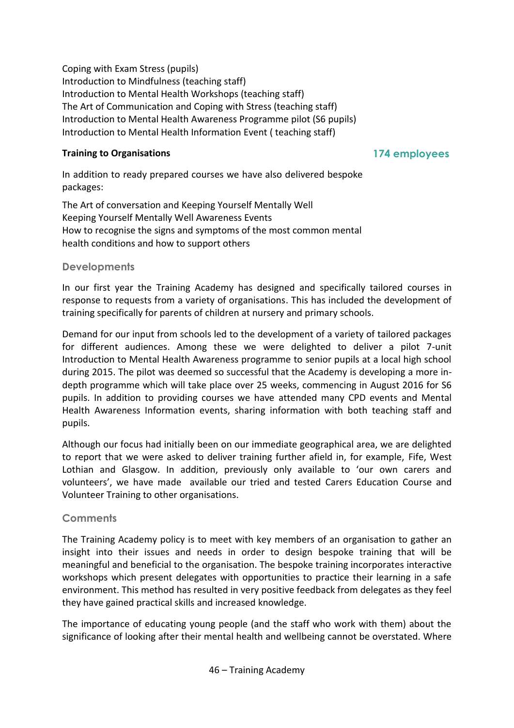Coping with Exam Stress (pupils)
Introduction to Mindfulness (teaching staff)
Introduction to Mental Health Workshops (teaching staff)
The Art of Communication and Coping with Stress (teaching staff)
Introduction to Mental Health Awareness Programme pilot (S6 pupils)
Introduction to Mental Health Information Event ( teaching staff)

**Training to Organisations** **174 employees**

In addition to ready prepared courses we have also delivered bespoke packages:

The Art of conversation and Keeping Yourself Mentally Well
Keeping Yourself Mentally Well Awareness Events
How to recognise the signs and symptoms of the most common mental health conditions and how to support others

## Developments

In our first year the Training Academy has designed and specifically tailored courses in response to requests from a variety of organisations. This has included the development of training specifically for parents of children at nursery and primary schools.

Demand for our input from schools led to the development of a variety of tailored packages for different audiences. Among these we were delighted to deliver a pilot 7-unit Introduction to Mental Health Awareness programme to senior pupils at a local high school during 2015. The pilot was deemed so successful that the Academy is developing a more in-depth programme which will take place over 25 weeks, commencing in August 2016 for S6 pupils. In addition to providing courses we have attended many CPD events and Mental Health Awareness Information events, sharing information with both teaching staff and pupils.

Although our focus had initially been on our immediate geographical area, we are delighted to report that we were asked to deliver training further afield in, for example, Fife, West Lothian and Glasgow. In addition, previously only available to 'our own carers and volunteers', we have made available our tried and tested Carers Education Course and Volunteer Training to other organisations.

## Comments

The Training Academy policy is to meet with key members of an organisation to gather an insight into their issues and needs in order to design bespoke training that will be meaningful and beneficial to the organisation. The bespoke training incorporates interactive workshops which present delegates with opportunities to practice their learning in a safe environment. This method has resulted in very positive feedback from delegates as they feel they have gained practical skills and increased knowledge.

The importance of educating young people (and the staff who work with them) about the significance of looking after their mental health and wellbeing cannot be overstated. Where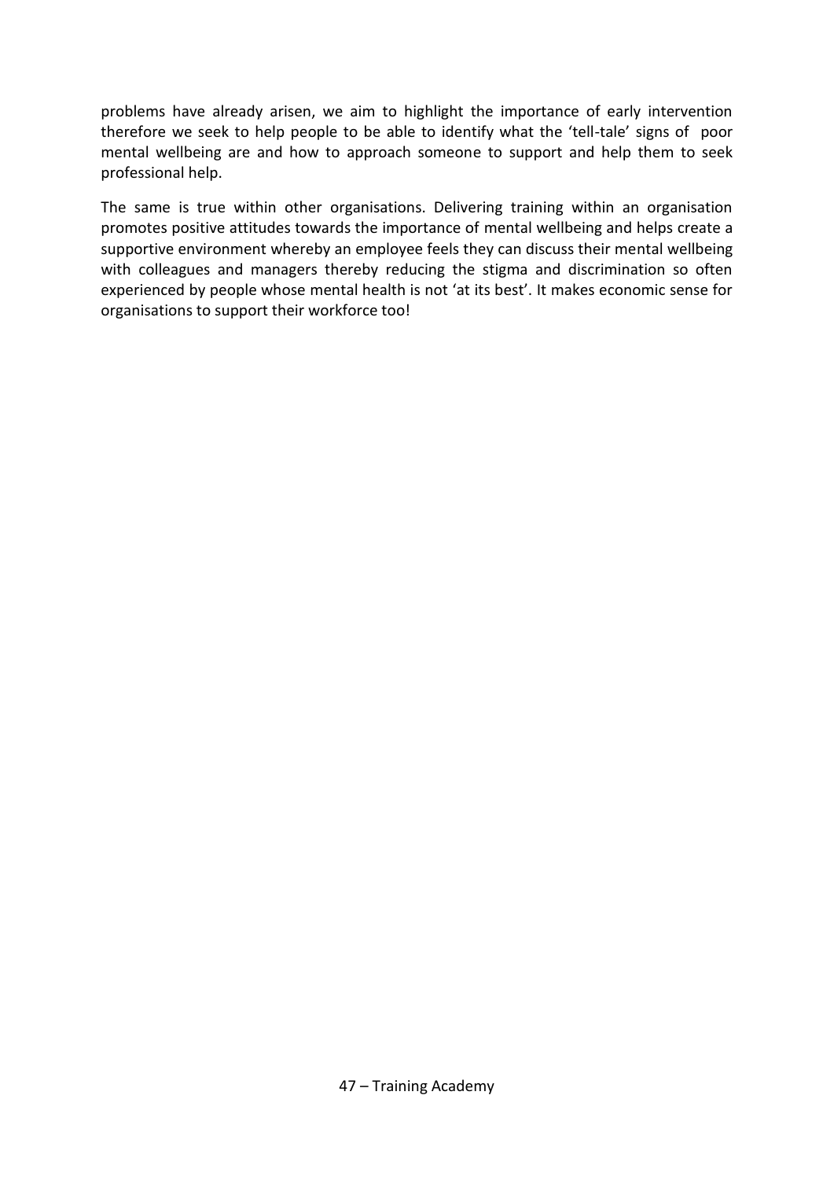problems have already arisen, we aim to highlight the importance of early intervention therefore we seek to help people to be able to identify what the 'tell-tale' signs of poor mental wellbeing are and how to approach someone to support and help them to seek professional help.

The same is true within other organisations. Delivering training within an organisation promotes positive attitudes towards the importance of mental wellbeing and helps create a supportive environment whereby an employee feels they can discuss their mental wellbeing with colleagues and managers thereby reducing the stigma and discrimination so often experienced by people whose mental health is not 'at its best'. It makes economic sense for organisations to support their workforce too!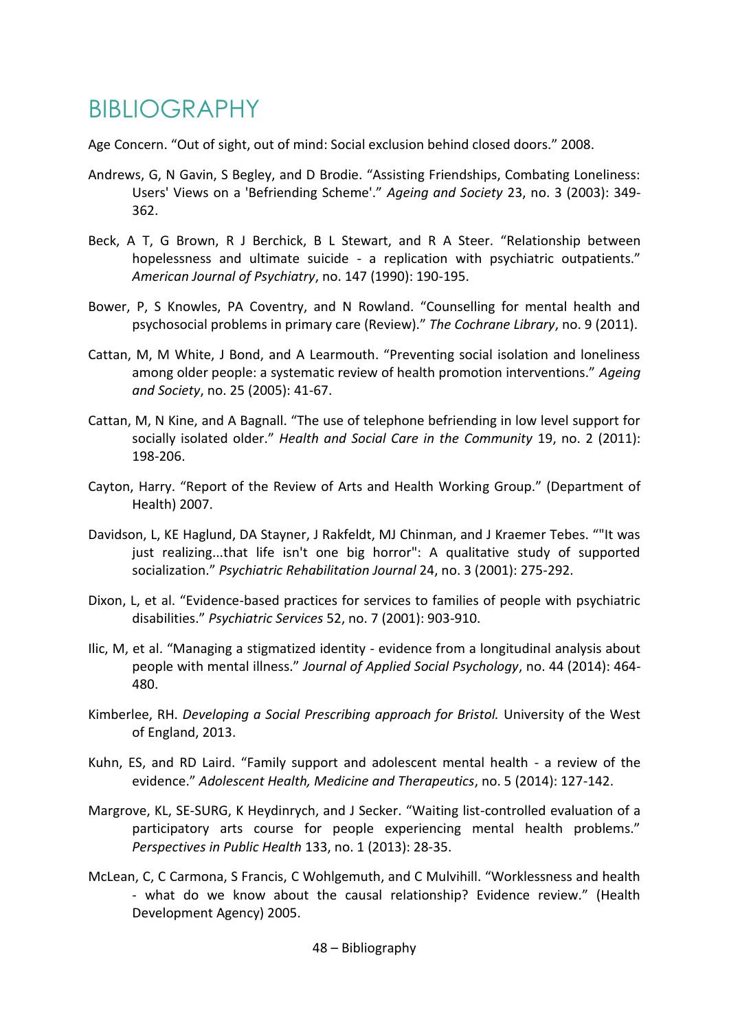# BIBLIOGRAPHY

Age Concern. “Out of sight, out of mind: Social exclusion behind closed doors.” 2008.

Andrews, G, N Gavin, S Begley, and D Brodie. “Assisting Friendships, Combating Loneliness: Users' Views on a 'Befriending Scheme'.” *Ageing and Society* 23, no. 3 (2003): 349-362.

Beck, A T, G Brown, R J Berchick, B L Stewart, and R A Steer. “Relationship between hopelessness and ultimate suicide - a replication with psychiatric outpatients.” *American Journal of Psychiatry*, no. 147 (1990): 190-195.

Bower, P, S Knowles, PA Coventry, and N Rowland. “Counselling for mental health and psychosocial problems in primary care (Review).” *The Cochrane Library*, no. 9 (2011).

Cattan, M, M White, J Bond, and A Learmouth. “Preventing social isolation and loneliness among older people: a systematic review of health promotion interventions.” *Ageing and Society*, no. 25 (2005): 41-67.

Cattan, M, N Kine, and A Bagnall. “The use of telephone befriending in low level support for socially isolated older.” *Health and Social Care in the Community* 19, no. 2 (2011): 198-206.

Cayton, Harry. “Report of the Review of Arts and Health Working Group.” (Department of Health) 2007.

Davidson, L, KE Haglund, DA Stayner, J Rakfeldt, MJ Chinman, and J Kraemer Tebes. “"It was just realizing...that life isn't one big horror": A qualitative study of supported socialization.” *Psychiatric Rehabilitation Journal* 24, no. 3 (2001): 275-292.

Dixon, L, et al. “Evidence-based practices for services to families of people with psychiatric disabilities.” *Psychiatric Services* 52, no. 7 (2001): 903-910.

Ilic, M, et al. “Managing a stigmatized identity - evidence from a longitudinal analysis about people with mental illness.” *Journal of Applied Social Psychology*, no. 44 (2014): 464-480.

Kimberlee, RH. *Developing a Social Prescribing approach for Bristol.* University of the West of England, 2013.

Kuhn, ES, and RD Laird. “Family support and adolescent mental health - a review of the evidence.” *Adolescent Health, Medicine and Therapeutics*, no. 5 (2014): 127-142.

Margrove, KL, SE-SURG, K Heydinrych, and J Secker. “Waiting list-controlled evaluation of a participatory arts course for people experiencing mental health problems.” *Perspectives in Public Health* 133, no. 1 (2013): 28-35.

McLean, C, C Carmona, S Francis, C Wohlgemuth, and C Mulvihill. “Worklessness and health - what do we know about the causal relationship? Evidence review.” (Health Development Agency) 2005.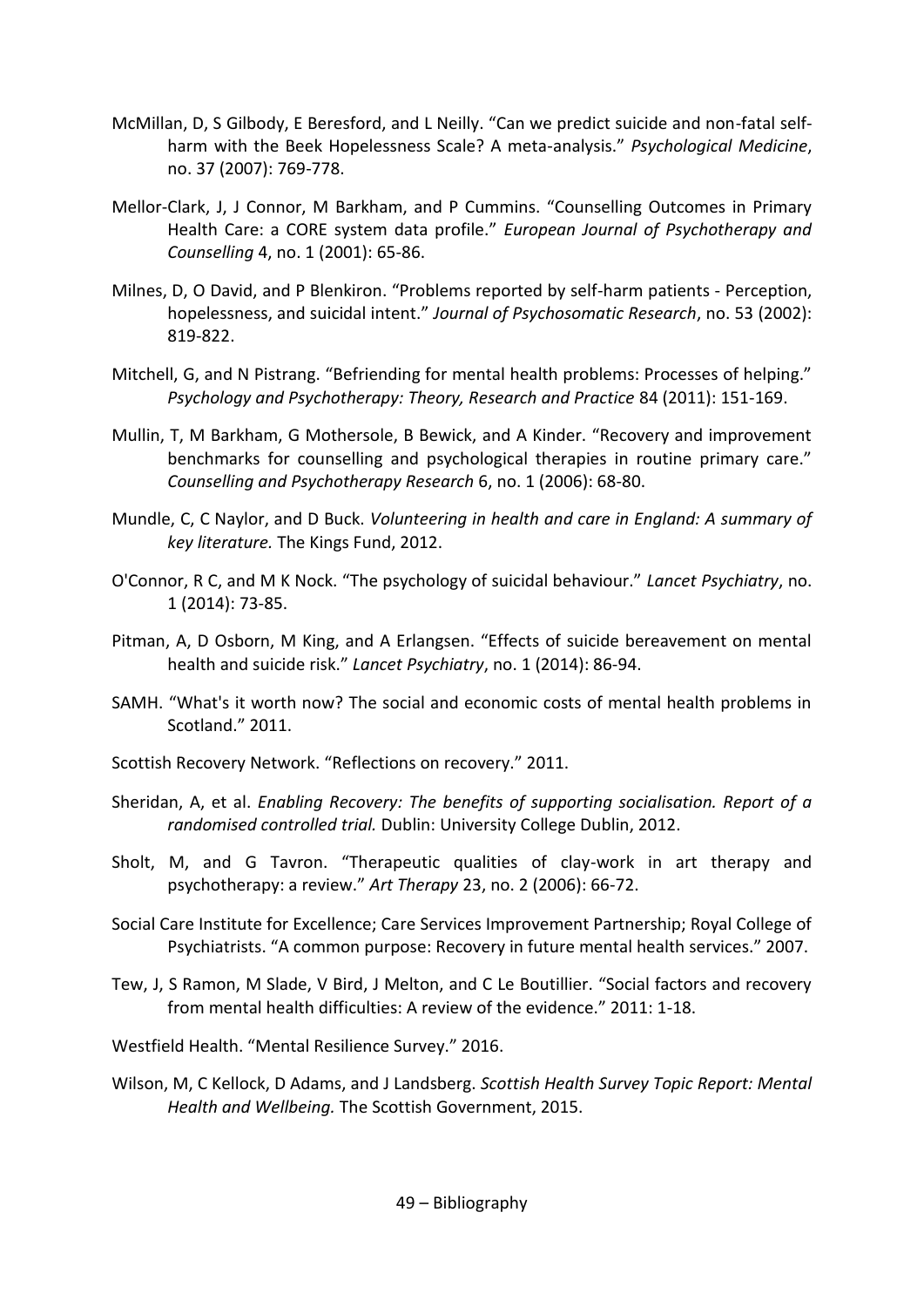McMillan, D, S Gilbody, E Beresford, and L Neilly. "Can we predict suicide and non-fatal self-harm with the Beek Hopelessness Scale? A meta-analysis." *Psychological Medicine*, no. 37 (2007): 769-778.

Mellor-Clark, J, J Connor, M Barkham, and P Cummins. "Counselling Outcomes in Primary Health Care: a CORE system data profile." *European Journal of Psychotherapy and Counselling* 4, no. 1 (2001): 65-86.

Milnes, D, O David, and P Blenkiron. "Problems reported by self-harm patients - Perception, hopelessness, and suicidal intent." *Journal of Psychosomatic Research*, no. 53 (2002): 819-822.

Mitchell, G, and N Pistrang. "Befriending for mental health problems: Processes of helping." *Psychology and Psychotherapy: Theory, Research and Practice* 84 (2011): 151-169.

Mullin, T, M Barkham, G Mothersole, B Bewick, and A Kinder. "Recovery and improvement benchmarks for counselling and psychological therapies in routine primary care." *Counselling and Psychotherapy Research* 6, no. 1 (2006): 68-80.

Mundle, C, C Naylor, and D Buck. *Volunteering in health and care in England: A summary of key literature.* The Kings Fund, 2012.

O'Connor, R C, and M K Nock. "The psychology of suicidal behaviour." *Lancet Psychiatry*, no. 1 (2014): 73-85.

Pitman, A, D Osborn, M King, and A Erlangsen. "Effects of suicide bereavement on mental health and suicide risk." *Lancet Psychiatry*, no. 1 (2014): 86-94.

SAMH. "What's it worth now? The social and economic costs of mental health problems in Scotland." 2011.

Scottish Recovery Network. "Reflections on recovery." 2011.

Sheridan, A, et al. *Enabling Recovery: The benefits of supporting socialisation. Report of a randomised controlled trial.* Dublin: University College Dublin, 2012.

Sholt, M, and G Tavron. "Therapeutic qualities of clay-work in art therapy and psychotherapy: a review." *Art Therapy* 23, no. 2 (2006): 66-72.

Social Care Institute for Excellence; Care Services Improvement Partnership; Royal College of Psychiatrists. "A common purpose: Recovery in future mental health services." 2007.

Tew, J, S Ramon, M Slade, V Bird, J Melton, and C Le Boutillier. "Social factors and recovery from mental health difficulties: A review of the evidence." 2011: 1-18.

Westfield Health. "Mental Resilience Survey." 2016.

Wilson, M, C Kellock, D Adams, and J Landsberg. *Scottish Health Survey Topic Report: Mental Health and Wellbeing.* The Scottish Government, 2015.